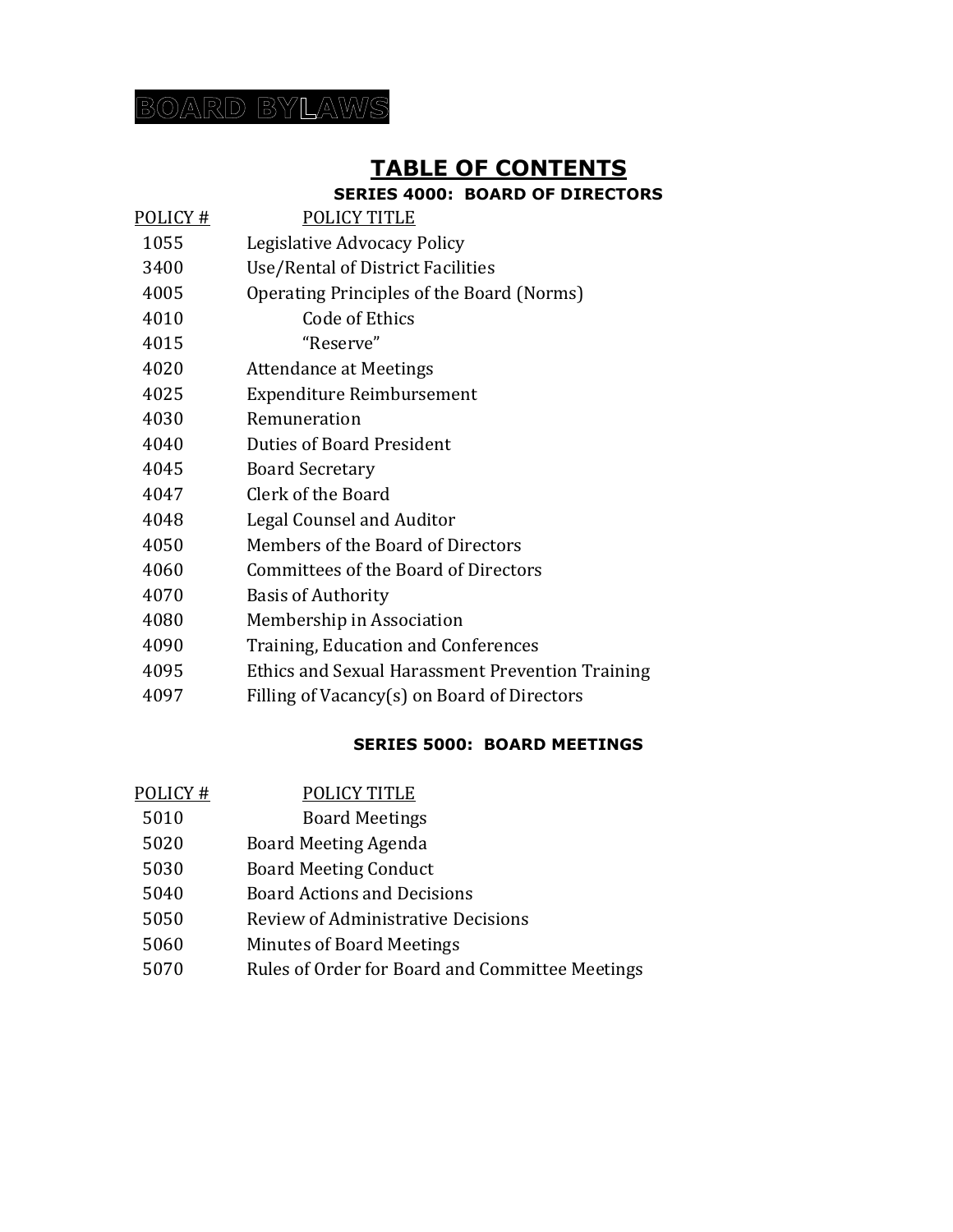# BOARD BYLAWS

## TABLE OF CONTENTS

### SERIES 4000: BOARD OF DIRECTORS

| POLICY # | POLICY TITLE |
|---|---|
| 1055 | Legislative Advocacy Policy |
| 3400 | Use/Rental of District Facilities |
| 4005 | Operating Principles of the Board (Norms) |
| 4010 | Code of Ethics |
| 4015 | "Reserve" |
| 4020 | Attendance at Meetings |
| 4025 | Expenditure Reimbursement |
| 4030 | Remuneration |
| 4040 | Duties of Board President |
| 4045 | Board Secretary |
| 4047 | Clerk of the Board |
| 4048 | Legal Counsel and Auditor |
| 4050 | Members of the Board of Directors |
| 4060 | Committees of the Board of Directors |
| 4070 | Basis of Authority |
| 4080 | Membership in Association |
| 4090 | Training, Education and Conferences |
| 4095 | Ethics and Sexual Harassment Prevention Training |
| 4097 | Filling of Vacancy(s) on Board of Directors |

### SERIES 5000: BOARD MEETINGS

| POLICY # | POLICY TITLE |
|---|---|
| 5010 | Board Meetings |
| 5020 | Board Meeting Agenda |
| 5030 | Board Meeting Conduct |
| 5040 | Board Actions and Decisions |
| 5050 | Review of Administrative Decisions |
| 5060 | Minutes of Board Meetings |
| 5070 | Rules of Order for Board and Committee Meetings |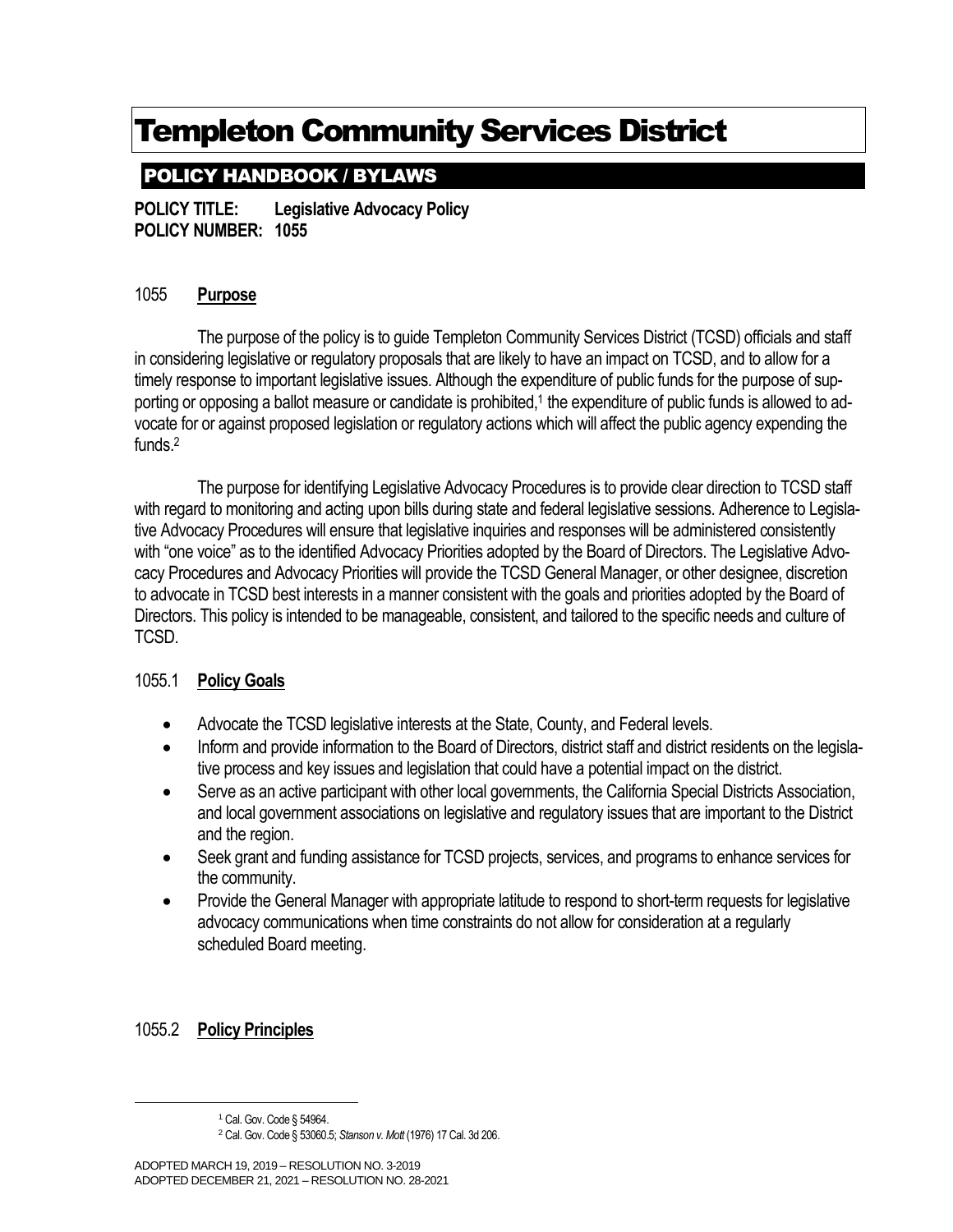# Templeton Community Services District

## POLICY HANDBOOK / BYLAWS

**POLICY TITLE: Legislative Advocacy Policy**
**POLICY NUMBER: 1055**

### 1055 Purpose

The purpose of the policy is to guide Templeton Community Services District (TCSD) officials and staff in considering legislative or regulatory proposals that are likely to have an impact on TCSD, and to allow for a timely response to important legislative issues. Although the expenditure of public funds for the purpose of supporting or opposing a ballot measure or candidate is prohibited,[1] the expenditure of public funds is allowed to advocate for or against proposed legislation or regulatory actions which will affect the public agency expending the funds.[2]

The purpose for identifying Legislative Advocacy Procedures is to provide clear direction to TCSD staff with regard to monitoring and acting upon bills during state and federal legislative sessions. Adherence to Legislative Advocacy Procedures will ensure that legislative inquiries and responses will be administered consistently with "one voice" as to the identified Advocacy Priorities adopted by the Board of Directors. The Legislative Advocacy Procedures and Advocacy Priorities will provide the TCSD General Manager, or other designee, discretion to advocate in TCSD best interests in a manner consistent with the goals and priorities adopted by the Board of Directors. This policy is intended to be manageable, consistent, and tailored to the specific needs and culture of TCSD.

### 1055.1 Policy Goals

- Advocate the TCSD legislative interests at the State, County, and Federal levels.
- Inform and provide information to the Board of Directors, district staff and district residents on the legislative process and key issues and legislation that could have a potential impact on the district.
- Serve as an active participant with other local governments, the California Special Districts Association, and local government associations on legislative and regulatory issues that are important to the District and the region.
- Seek grant and funding assistance for TCSD projects, services, and programs to enhance services for the community.
- Provide the General Manager with appropriate latitude to respond to short-term requests for legislative advocacy communications when time constraints do not allow for consideration at a regularly scheduled Board meeting.

### 1055.2 Policy Principles

---

[1] Cal. Gov. Code § 54964.

[2] Cal. Gov. Code § 53060.5; *Stanson v. Mott* (1976) 17 Cal. 3d 206.

ADOPTED MARCH 19, 2019 – RESOLUTION NO. 3-2019
ADOPTED DECEMBER 21, 2021 – RESOLUTION NO. 28-2021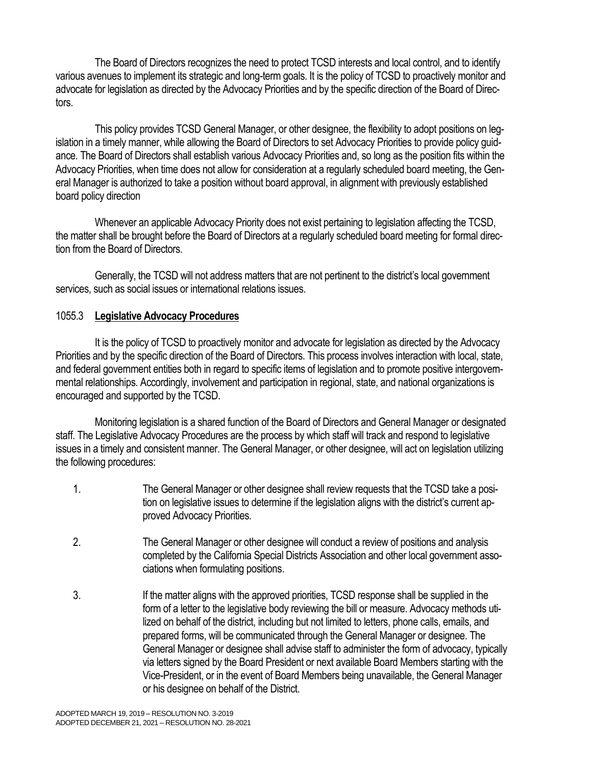The Board of Directors recognizes the need to protect TCSD interests and local control, and to identify various avenues to implement its strategic and long-term goals. It is the policy of TCSD to proactively monitor and advocate for legislation as directed by the Advocacy Priorities and by the specific direction of the Board of Directors.

This policy provides TCSD General Manager, or other designee, the flexibility to adopt positions on legislation in a timely manner, while allowing the Board of Directors to set Advocacy Priorities to provide policy guidance. The Board of Directors shall establish various Advocacy Priorities and, so long as the position fits within the Advocacy Priorities, when time does not allow for consideration at a regularly scheduled board meeting, the General Manager is authorized to take a position without board approval, in alignment with previously established board policy direction

Whenever an applicable Advocacy Priority does not exist pertaining to legislation affecting the TCSD, the matter shall be brought before the Board of Directors at a regularly scheduled board meeting for formal direction from the Board of Directors.

Generally, the TCSD will not address matters that are not pertinent to the district's local government services, such as social issues or international relations issues.

### 1055.3 **Legislative Advocacy Procedures**

It is the policy of TCSD to proactively monitor and advocate for legislation as directed by the Advocacy Priorities and by the specific direction of the Board of Directors. This process involves interaction with local, state, and federal government entities both in regard to specific items of legislation and to promote positive intergovernmental relationships. Accordingly, involvement and participation in regional, state, and national organizations is encouraged and supported by the TCSD.

Monitoring legislation is a shared function of the Board of Directors and General Manager or designated staff. The Legislative Advocacy Procedures are the process by which staff will track and respond to legislative issues in a timely and consistent manner. The General Manager, or other designee, will act on legislation utilizing the following procedures:

1. The General Manager or other designee shall review requests that the TCSD take a position on legislative issues to determine if the legislation aligns with the district's current approved Advocacy Priorities.

2. The General Manager or other designee will conduct a review of positions and analysis completed by the California Special Districts Association and other local government associations when formulating positions.

3. If the matter aligns with the approved priorities, TCSD response shall be supplied in the form of a letter to the legislative body reviewing the bill or measure. Advocacy methods utilized on behalf of the district, including but not limited to letters, phone calls, emails, and prepared forms, will be communicated through the General Manager or designee. The General Manager or designee shall advise staff to administer the form of advocacy, typically via letters signed by the Board President or next available Board Members starting with the Vice-President, or in the event of Board Members being unavailable, the General Manager or his designee on behalf of the District.

ADOPTED MARCH 19, 2019 – RESOLUTION NO. 3-2019
ADOPTED DECEMBER 21, 2021 – RESOLUTION NO. 28-2021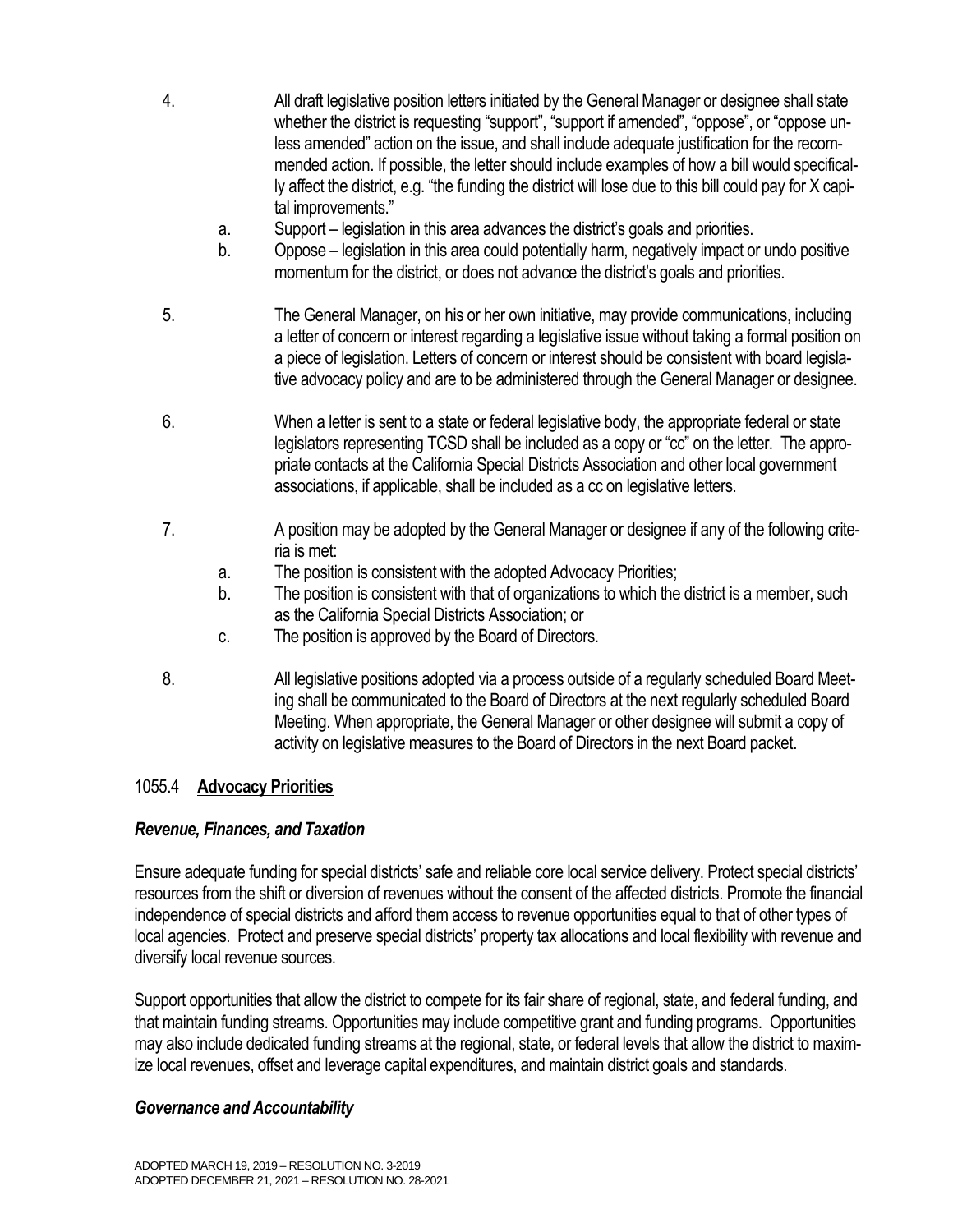4. All draft legislative position letters initiated by the General Manager or designee shall state whether the district is requesting "support", "support if amended", "oppose", or "oppose unless amended" action on the issue, and shall include adequate justification for the recommended action. If possible, the letter should include examples of how a bill would specifically affect the district, e.g. "the funding the district will lose due to this bill could pay for X capital improvements."
   a. Support – legislation in this area advances the district's goals and priorities.
   b. Oppose – legislation in this area could potentially harm, negatively impact or undo positive momentum for the district, or does not advance the district's goals and priorities.

5. The General Manager, on his or her own initiative, may provide communications, including a letter of concern or interest regarding a legislative issue without taking a formal position on a piece of legislation. Letters of concern or interest should be consistent with board legislative advocacy policy and are to be administered through the General Manager or designee.

6. When a letter is sent to a state or federal legislative body, the appropriate federal or state legislators representing TCSD shall be included as a copy or "cc" on the letter. The appropriate contacts at the California Special Districts Association and other local government associations, if applicable, shall be included as a cc on legislative letters.

7. A position may be adopted by the General Manager or designee if any of the following criteria is met:
   a. The position is consistent with the adopted Advocacy Priorities;
   b. The position is consistent with that of organizations to which the district is a member, such as the California Special Districts Association; or
   c. The position is approved by the Board of Directors.

8. All legislative positions adopted via a process outside of a regularly scheduled Board Meeting shall be communicated to the Board of Directors at the next regularly scheduled Board Meeting. When appropriate, the General Manager or other designee will submit a copy of activity on legislative measures to the Board of Directors in the next Board packet.

## 1055.4 **Advocacy Priorities**

### *Revenue, Finances, and Taxation*

Ensure adequate funding for special districts' safe and reliable core local service delivery. Protect special districts' resources from the shift or diversion of revenues without the consent of the affected districts. Promote the financial independence of special districts and afford them access to revenue opportunities equal to that of other types of local agencies. Protect and preserve special districts' property tax allocations and local flexibility with revenue and diversify local revenue sources.

Support opportunities that allow the district to compete for its fair share of regional, state, and federal funding, and that maintain funding streams. Opportunities may include competitive grant and funding programs. Opportunities may also include dedicated funding streams at the regional, state, or federal levels that allow the district to maximize local revenues, offset and leverage capital expenditures, and maintain district goals and standards.

### *Governance and Accountability*

ADOPTED MARCH 19, 2019 – RESOLUTION NO. 3-2019
ADOPTED DECEMBER 21, 2021 – RESOLUTION NO. 28-2021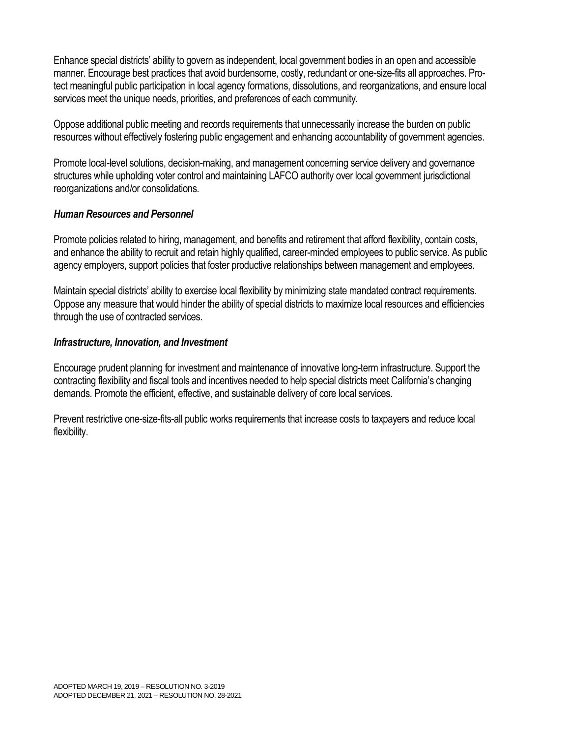Enhance special districts' ability to govern as independent, local government bodies in an open and accessible manner. Encourage best practices that avoid burdensome, costly, redundant or one-size-fits all approaches. Protect meaningful public participation in local agency formations, dissolutions, and reorganizations, and ensure local services meet the unique needs, priorities, and preferences of each community.

Oppose additional public meeting and records requirements that unnecessarily increase the burden on public resources without effectively fostering public engagement and enhancing accountability of government agencies.

Promote local-level solutions, decision-making, and management concerning service delivery and governance structures while upholding voter control and maintaining LAFCO authority over local government jurisdictional reorganizations and/or consolidations.

### *Human Resources and Personnel*

Promote policies related to hiring, management, and benefits and retirement that afford flexibility, contain costs, and enhance the ability to recruit and retain highly qualified, career-minded employees to public service. As public agency employers, support policies that foster productive relationships between management and employees.

Maintain special districts' ability to exercise local flexibility by minimizing state mandated contract requirements. Oppose any measure that would hinder the ability of special districts to maximize local resources and efficiencies through the use of contracted services.

### *Infrastructure, Innovation, and Investment*

Encourage prudent planning for investment and maintenance of innovative long-term infrastructure. Support the contracting flexibility and fiscal tools and incentives needed to help special districts meet California's changing demands. Promote the efficient, effective, and sustainable delivery of core local services.

Prevent restrictive one-size-fits-all public works requirements that increase costs to taxpayers and reduce local flexibility.

ADOPTED MARCH 19, 2019 – RESOLUTION NO. 3-2019
ADOPTED DECEMBER 21, 2021 – RESOLUTION NO. 28-2021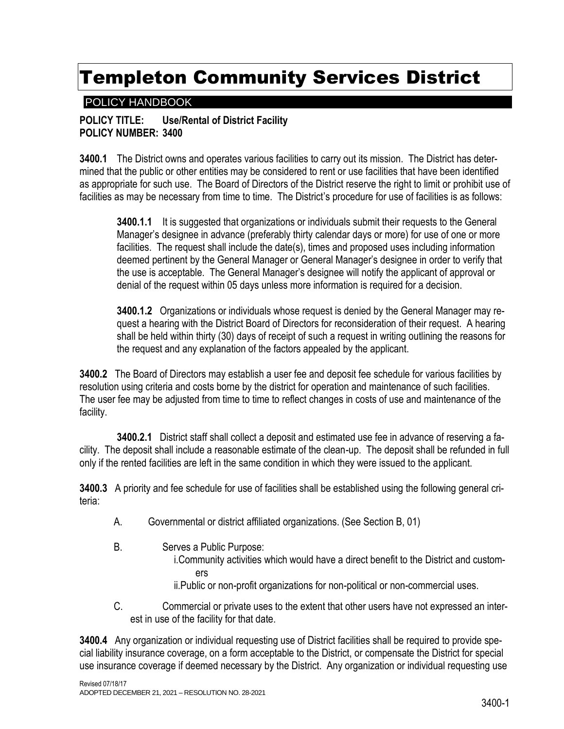# Templeton Community Services District

POLICY HANDBOOK

**POLICY TITLE: Use/Rental of District Facility**
**POLICY NUMBER: 3400**

**3400.1** The District owns and operates various facilities to carry out its mission. The District has determined that the public or other entities may be considered to rent or use facilities that have been identified as appropriate for such use. The Board of Directors of the District reserve the right to limit or prohibit use of facilities as may be necessary from time to time. The District's procedure for use of facilities is as follows:

**3400.1.1** It is suggested that organizations or individuals submit their requests to the General Manager's designee in advance (preferably thirty calendar days or more) for use of one or more facilities. The request shall include the date(s), times and proposed uses including information deemed pertinent by the General Manager or General Manager's designee in order to verify that the use is acceptable. The General Manager's designee will notify the applicant of approval or denial of the request within 05 days unless more information is required for a decision.

**3400.1.2** Organizations or individuals whose request is denied by the General Manager may request a hearing with the District Board of Directors for reconsideration of their request. A hearing shall be held within thirty (30) days of receipt of such a request in writing outlining the reasons for the request and any explanation of the factors appealed by the applicant.

**3400.2** The Board of Directors may establish a user fee and deposit fee schedule for various facilities by resolution using criteria and costs borne by the district for operation and maintenance of such facilities. The user fee may be adjusted from time to time to reflect changes in costs of use and maintenance of the facility.

**3400.2.1** District staff shall collect a deposit and estimated use fee in advance of reserving a facility. The deposit shall include a reasonable estimate of the clean-up. The deposit shall be refunded in full only if the rented facilities are left in the same condition in which they were issued to the applicant.

**3400.3** A priority and fee schedule for use of facilities shall be established using the following general criteria:

A. Governmental or district affiliated organizations. (See Section B, 01)

B. Serves a Public Purpose:
   i. Community activities which would have a direct benefit to the District and customers
   ii. Public or non-profit organizations for non-political or non-commercial uses.

C. Commercial or private uses to the extent that other users have not expressed an interest in use of the facility for that date.

**3400.4** Any organization or individual requesting use of District facilities shall be required to provide special liability insurance coverage, on a form acceptable to the District, or compensate the District for special use insurance coverage if deemed necessary by the District. Any organization or individual requesting use

Revised 07/18/17
ADOPTED DECEMBER 21, 2021 – RESOLUTION NO. 28-2021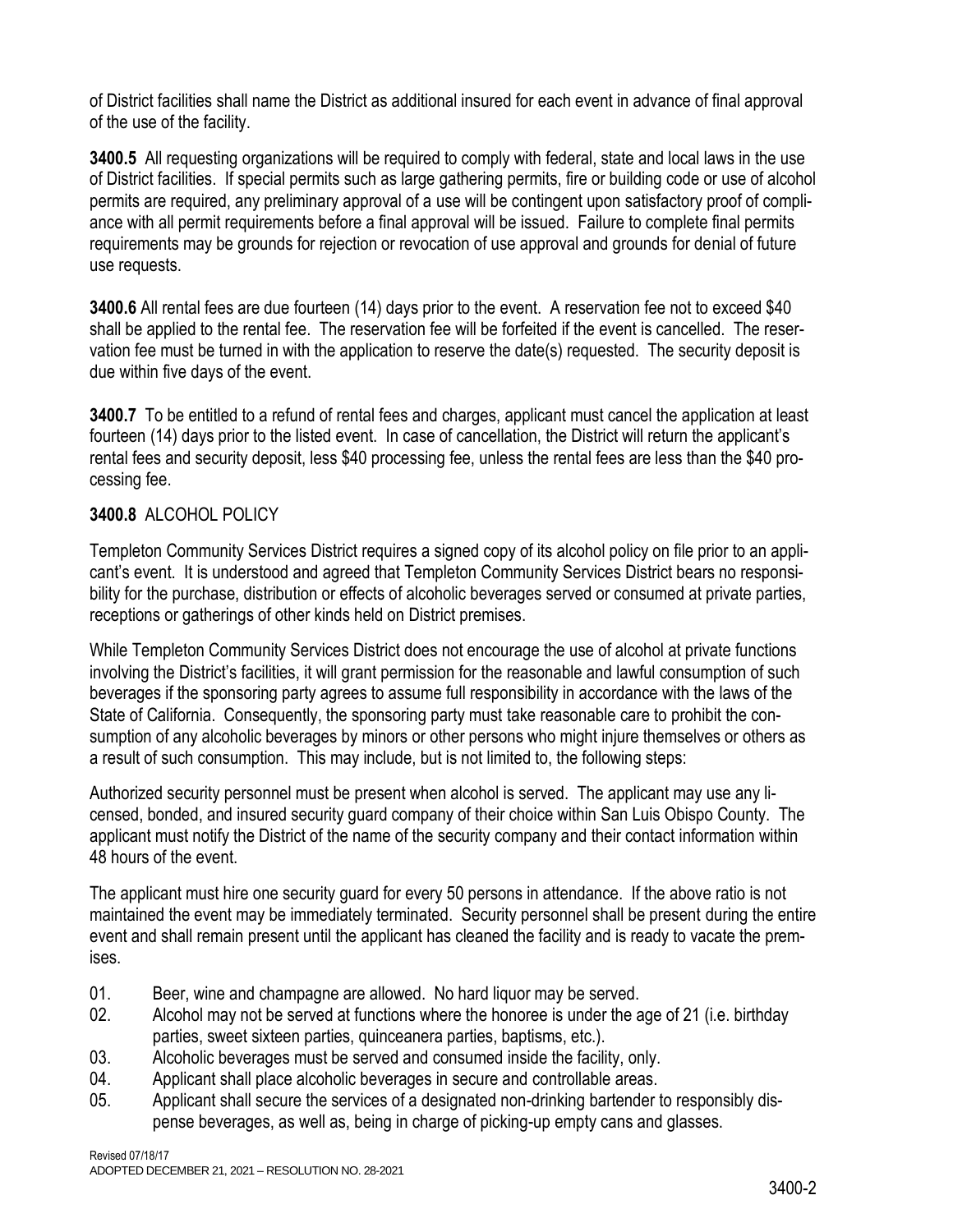of District facilities shall name the District as additional insured for each event in advance of final approval of the use of the facility.

**3400.5** All requesting organizations will be required to comply with federal, state and local laws in the use of District facilities. If special permits such as large gathering permits, fire or building code or use of alcohol permits are required, any preliminary approval of a use will be contingent upon satisfactory proof of compliance with all permit requirements before a final approval will be issued. Failure to complete final permits requirements may be grounds for rejection or revocation of use approval and grounds for denial of future use requests.

**3400.6** All rental fees are due fourteen (14) days prior to the event. A reservation fee not to exceed $40 shall be applied to the rental fee. The reservation fee will be forfeited if the event is cancelled. The reservation fee must be turned in with the application to reserve the date(s) requested. The security deposit is due within five days of the event.

**3400.7** To be entitled to a refund of rental fees and charges, applicant must cancel the application at least fourteen (14) days prior to the listed event. In case of cancellation, the District will return the applicant's rental fees and security deposit, less $40 processing fee, unless the rental fees are less than the $40 processing fee.

**3400.8** ALCOHOL POLICY

Templeton Community Services District requires a signed copy of its alcohol policy on file prior to an applicant's event. It is understood and agreed that Templeton Community Services District bears no responsibility for the purchase, distribution or effects of alcoholic beverages served or consumed at private parties, receptions or gatherings of other kinds held on District premises.

While Templeton Community Services District does not encourage the use of alcohol at private functions involving the District's facilities, it will grant permission for the reasonable and lawful consumption of such beverages if the sponsoring party agrees to assume full responsibility in accordance with the laws of the State of California. Consequently, the sponsoring party must take reasonable care to prohibit the consumption of any alcoholic beverages by minors or other persons who might injure themselves or others as a result of such consumption. This may include, but is not limited to, the following steps:

Authorized security personnel must be present when alcohol is served. The applicant may use any licensed, bonded, and insured security guard company of their choice within San Luis Obispo County. The applicant must notify the District of the name of the security company and their contact information within 48 hours of the event.

The applicant must hire one security guard for every 50 persons in attendance. If the above ratio is not maintained the event may be immediately terminated. Security personnel shall be present during the entire event and shall remain present until the applicant has cleaned the facility and is ready to vacate the premises.

01. Beer, wine and champagne are allowed. No hard liquor may be served.
02. Alcohol may not be served at functions where the honoree is under the age of 21 (i.e. birthday parties, sweet sixteen parties, quinceanera parties, baptisms, etc.).
03. Alcoholic beverages must be served and consumed inside the facility, only.
04. Applicant shall place alcoholic beverages in secure and controllable areas.
05. Applicant shall secure the services of a designated non-drinking bartender to responsibly dispense beverages, as well as, being in charge of picking-up empty cans and glasses.

Revised 07/18/17
ADOPTED DECEMBER 21, 2021 – RESOLUTION NO. 28-2021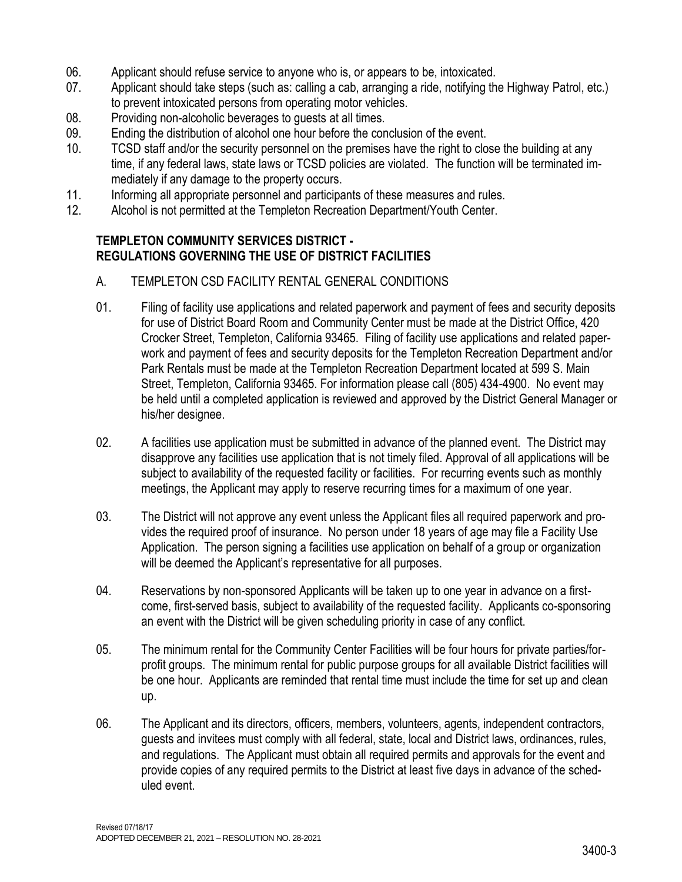06. Applicant should refuse service to anyone who is, or appears to be, intoxicated.
07. Applicant should take steps (such as: calling a cab, arranging a ride, notifying the Highway Patrol, etc.) to prevent intoxicated persons from operating motor vehicles.
08. Providing non-alcoholic beverages to guests at all times.
09. Ending the distribution of alcohol one hour before the conclusion of the event.
10. TCSD staff and/or the security personnel on the premises have the right to close the building at any time, if any federal laws, state laws or TCSD policies are violated. The function will be terminated immediately if any damage to the property occurs.
11. Informing all appropriate personnel and participants of these measures and rules.
12. Alcohol is not permitted at the Templeton Recreation Department/Youth Center.

## TEMPLETON COMMUNITY SERVICES DISTRICT - REGULATIONS GOVERNING THE USE OF DISTRICT FACILITIES

A. TEMPLETON CSD FACILITY RENTAL GENERAL CONDITIONS

01. Filing of facility use applications and related paperwork and payment of fees and security deposits for use of District Board Room and Community Center must be made at the District Office, 420 Crocker Street, Templeton, California 93465. Filing of facility use applications and related paperwork and payment of fees and security deposits for the Templeton Recreation Department and/or Park Rentals must be made at the Templeton Recreation Department located at 599 S. Main Street, Templeton, California 93465. For information please call (805) 434-4900. No event may be held until a completed application is reviewed and approved by the District General Manager or his/her designee.

02. A facilities use application must be submitted in advance of the planned event. The District may disapprove any facilities use application that is not timely filed. Approval of all applications will be subject to availability of the requested facility or facilities. For recurring events such as monthly meetings, the Applicant may apply to reserve recurring times for a maximum of one year.

03. The District will not approve any event unless the Applicant files all required paperwork and provides the required proof of insurance. No person under 18 years of age may file a Facility Use Application. The person signing a facilities use application on behalf of a group or organization will be deemed the Applicant's representative for all purposes.

04. Reservations by non-sponsored Applicants will be taken up to one year in advance on a first-come, first-served basis, subject to availability of the requested facility. Applicants co-sponsoring an event with the District will be given scheduling priority in case of any conflict.

05. The minimum rental for the Community Center Facilities will be four hours for private parties/for-profit groups. The minimum rental for public purpose groups for all available District facilities will be one hour. Applicants are reminded that rental time must include the time for set up and clean up.

06. The Applicant and its directors, officers, members, volunteers, agents, independent contractors, guests and invitees must comply with all federal, state, local and District laws, ordinances, rules, and regulations. The Applicant must obtain all required permits and approvals for the event and provide copies of any required permits to the District at least five days in advance of the scheduled event.

Revised 07/18/17
ADOPTED DECEMBER 21, 2021 – RESOLUTION NO. 28-2021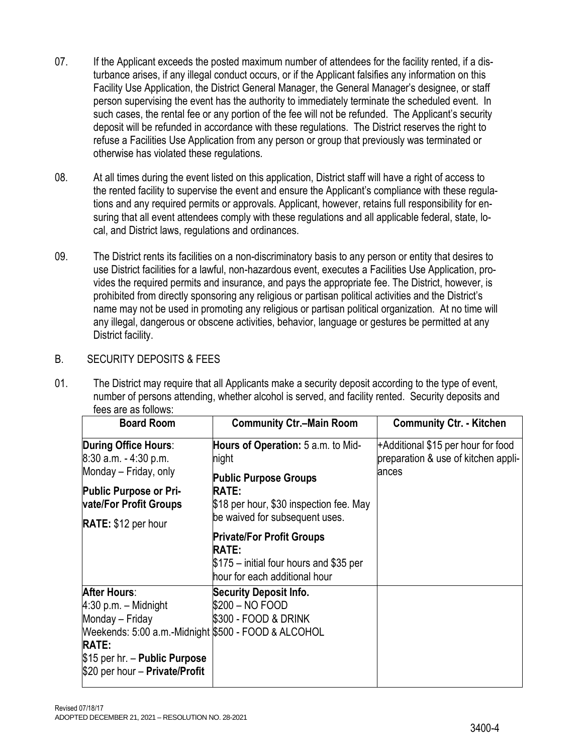07. If the Applicant exceeds the posted maximum number of attendees for the facility rented, if a disturbance arises, if any illegal conduct occurs, or if the Applicant falsifies any information on this Facility Use Application, the District General Manager, the General Manager's designee, or staff person supervising the event has the authority to immediately terminate the scheduled event. In such cases, the rental fee or any portion of the fee will not be refunded. The Applicant's security deposit will be refunded in accordance with these regulations. The District reserves the right to refuse a Facilities Use Application from any person or group that previously was terminated or otherwise has violated these regulations.

08. At all times during the event listed on this application, District staff will have a right of access to the rented facility to supervise the event and ensure the Applicant's compliance with these regulations and any required permits or approvals. Applicant, however, retains full responsibility for ensuring that all event attendees comply with these regulations and all applicable federal, state, local, and District laws, regulations and ordinances.

09. The District rents its facilities on a non-discriminatory basis to any person or entity that desires to use District facilities for a lawful, non-hazardous event, executes a Facilities Use Application, provides the required permits and insurance, and pays the appropriate fee. The District, however, is prohibited from directly sponsoring any religious or partisan political activities and the District's name may not be used in promoting any religious or partisan political organization. At no time will any illegal, dangerous or obscene activities, behavior, language or gestures be permitted at any District facility.

## B. SECURITY DEPOSITS & FEES

01. The District may require that all Applicants make a security deposit according to the type of event, number of persons attending, whether alcohol is served, and facility rented. Security deposits and fees are as follows:

| Board Room | Community Ctr.–Main Room | Community Ctr. - Kitchen |
|---|---|---|
| **During Office Hours**: 8:30 a.m. - 4:30 p.m. Monday – Friday, only<br>**Public Purpose or Private/For Profit Groups**<br>**RATE:** $12 per hour | **Hours of Operation:** 5 a.m. to Midnight<br>**Public Purpose Groups RATE:** $18 per hour, $30 inspection fee. May be waived for subsequent uses.<br>**Private/For Profit Groups RATE:** $175 – initial four hours and $35 per hour for each additional hour | +Additional $15 per hour for food preparation & use of kitchen appliances |
| **After Hours**: 4:30 p.m. – Midnight Monday – Friday Weekends: 5:00 a.m.-Midnight<br>**RATE:** $15 per hr. – **Public Purpose** $20 per hour – **Private/Profit** | **Security Deposit Info.** $200 – NO FOOD $300 - FOOD & DRINK $500 - FOOD & ALCOHOL | |

Revised 07/18/17
ADOPTED DECEMBER 21, 2021 – RESOLUTION NO. 28-2021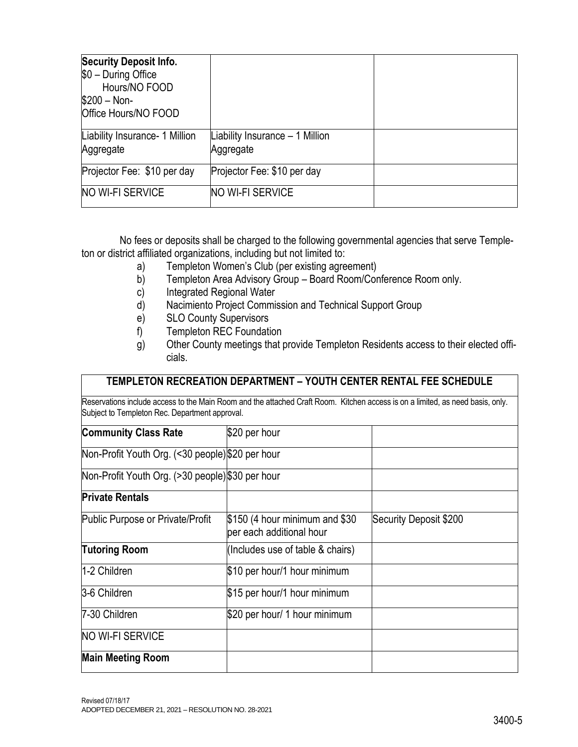| **Security Deposit Info.**<br>$0 – During Office Hours/NO FOOD<br>$200 – Non-Office Hours/NO FOOD | | |
|---|---|---|
| Liability Insurance- 1 Million Aggregate | Liability Insurance – 1 Million Aggregate | |
| Projector Fee: $10 per day | Projector Fee: $10 per day | |
| NO WI-FI SERVICE | NO WI-FI SERVICE | |

No fees or deposits shall be charged to the following governmental agencies that serve Templeton or district affiliated organizations, including but not limited to:

a) Templeton Women's Club (per existing agreement)
b) Templeton Area Advisory Group – Board Room/Conference Room only.
c) Integrated Regional Water
d) Nacimiento Project Commission and Technical Support Group
e) SLO County Supervisors
f) Templeton REC Foundation
g) Other County meetings that provide Templeton Residents access to their elected officials.

| **TEMPLETON RECREATION DEPARTMENT – YOUTH CENTER RENTAL FEE SCHEDULE** | | |
|---|---|---|
| Reservations include access to the Main Room and the attached Craft Room. Kitchen access is on a limited, as need basis, only. Subject to Templeton Rec. Department approval. | | |
| **Community Class Rate** | $20 per hour | |
| Non-Profit Youth Org. (<30 people) | $20 per hour | |
| Non-Profit Youth Org. (>30 people) | $30 per hour | |
| **Private Rentals** | | |
| Public Purpose or Private/Profit | $150 (4 hour minimum and $30 per each additional hour | Security Deposit $200 |
| **Tutoring Room** | (Includes use of table & chairs) | |
| 1-2 Children | $10 per hour/1 hour minimum | |
| 3-6 Children | $15 per hour/1 hour minimum | |
| 7-30 Children | $20 per hour/ 1 hour minimum | |
| NO WI-FI SERVICE | | |
| **Main Meeting Room** | | |

Revised 07/18/17
ADOPTED DECEMBER 21, 2021 – RESOLUTION NO. 28-2021

3400-5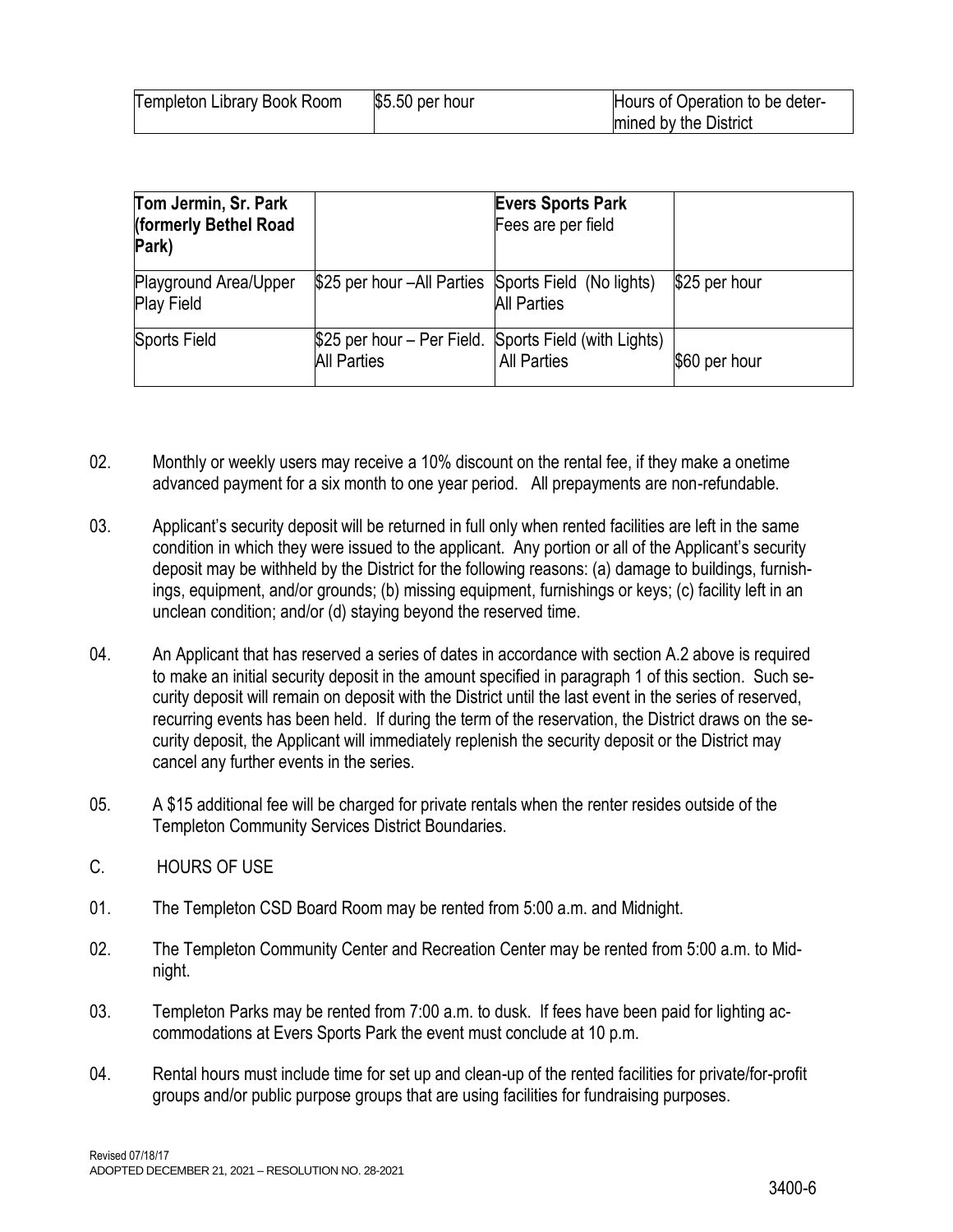| Templeton Library Book Room | $5.50 per hour | Hours of Operation to be determined by the District |
| --- | --- | --- |

| **Tom Jermin, Sr. Park (formerly Bethel Road Park)** | | **Evers Sports Park** Fees are per field | |
| --- | --- | --- | --- |
| Playground Area/Upper Play Field | $25 per hour –All Parties | Sports Field (No lights) All Parties | $25 per hour |
| Sports Field | $25 per hour – Per Field. All Parties | Sports Field (with Lights) All Parties | $60 per hour |

02. Monthly or weekly users may receive a 10% discount on the rental fee, if they make a onetime advanced payment for a six month to one year period. All prepayments are non-refundable.

03. Applicant's security deposit will be returned in full only when rented facilities are left in the same condition in which they were issued to the applicant. Any portion or all of the Applicant's security deposit may be withheld by the District for the following reasons: (a) damage to buildings, furnishings, equipment, and/or grounds; (b) missing equipment, furnishings or keys; (c) facility left in an unclean condition; and/or (d) staying beyond the reserved time.

04. An Applicant that has reserved a series of dates in accordance with section A.2 above is required to make an initial security deposit in the amount specified in paragraph 1 of this section. Such security deposit will remain on deposit with the District until the last event in the series of reserved, recurring events has been held. If during the term of the reservation, the District draws on the security deposit, the Applicant will immediately replenish the security deposit or the District may cancel any further events in the series.

05. A $15 additional fee will be charged for private rentals when the renter resides outside of the Templeton Community Services District Boundaries.

C. HOURS OF USE

01. The Templeton CSD Board Room may be rented from 5:00 a.m. and Midnight.

02. The Templeton Community Center and Recreation Center may be rented from 5:00 a.m. to Midnight.

03. Templeton Parks may be rented from 7:00 a.m. to dusk. If fees have been paid for lighting accommodations at Evers Sports Park the event must conclude at 10 p.m.

04. Rental hours must include time for set up and clean-up of the rented facilities for private/for-profit groups and/or public purpose groups that are using facilities for fundraising purposes.

Revised 07/18/17
ADOPTED DECEMBER 21, 2021 – RESOLUTION NO. 28-2021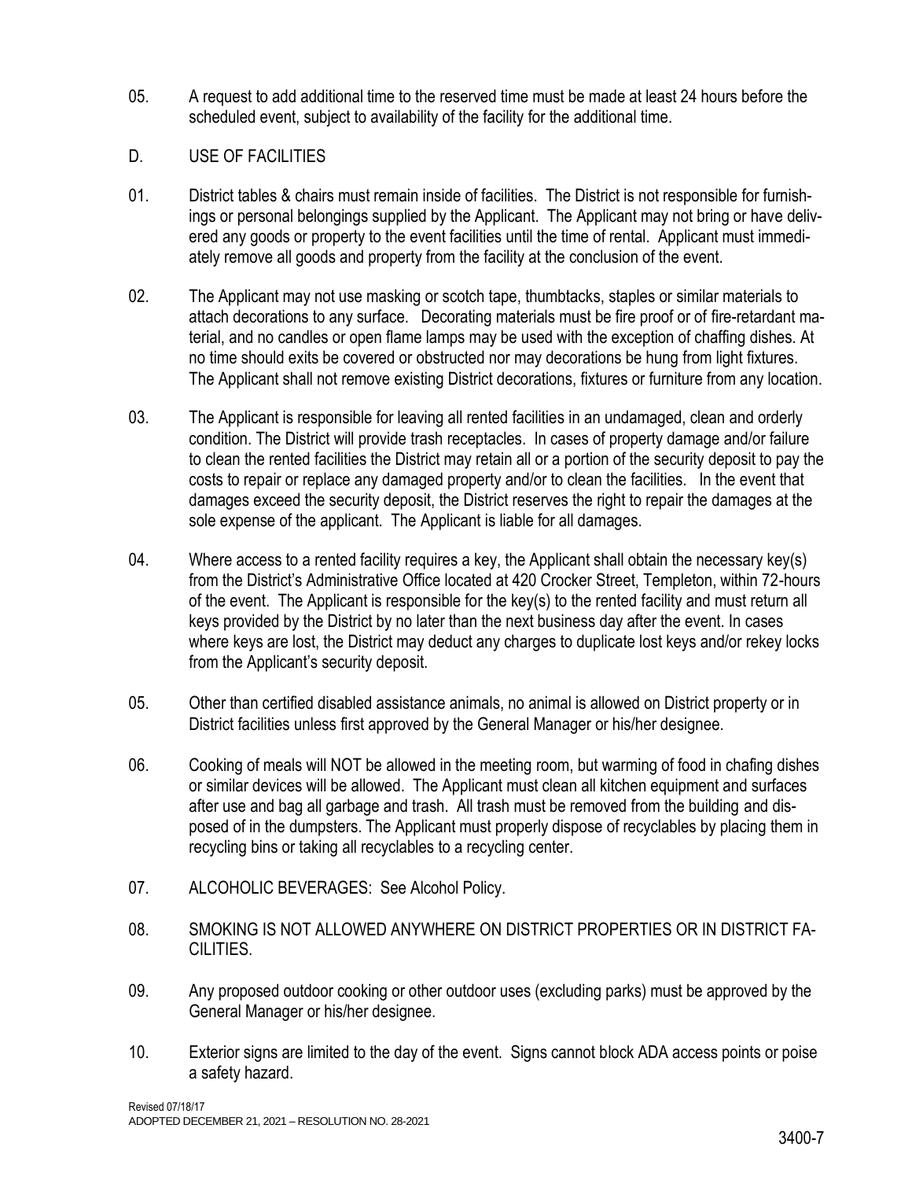05. A request to add additional time to the reserved time must be made at least 24 hours before the scheduled event, subject to availability of the facility for the additional time.

## D. USE OF FACILITIES

01. District tables & chairs must remain inside of facilities. The District is not responsible for furnishings or personal belongings supplied by the Applicant. The Applicant may not bring or have delivered any goods or property to the event facilities until the time of rental. Applicant must immediately remove all goods and property from the facility at the conclusion of the event.

02. The Applicant may not use masking or scotch tape, thumbtacks, staples or similar materials to attach decorations to any surface. Decorating materials must be fire proof or of fire-retardant material, and no candles or open flame lamps may be used with the exception of chaffing dishes. At no time should exits be covered or obstructed nor may decorations be hung from light fixtures. The Applicant shall not remove existing District decorations, fixtures or furniture from any location.

03. The Applicant is responsible for leaving all rented facilities in an undamaged, clean and orderly condition. The District will provide trash receptacles. In cases of property damage and/or failure to clean the rented facilities the District may retain all or a portion of the security deposit to pay the costs to repair or replace any damaged property and/or to clean the facilities. In the event that damages exceed the security deposit, the District reserves the right to repair the damages at the sole expense of the applicant. The Applicant is liable for all damages.

04. Where access to a rented facility requires a key, the Applicant shall obtain the necessary key(s) from the District's Administrative Office located at 420 Crocker Street, Templeton, within 72-hours of the event. The Applicant is responsible for the key(s) to the rented facility and must return all keys provided by the District by no later than the next business day after the event. In cases where keys are lost, the District may deduct any charges to duplicate lost keys and/or rekey locks from the Applicant's security deposit.

05. Other than certified disabled assistance animals, no animal is allowed on District property or in District facilities unless first approved by the General Manager or his/her designee.

06. Cooking of meals will NOT be allowed in the meeting room, but warming of food in chafing dishes or similar devices will be allowed. The Applicant must clean all kitchen equipment and surfaces after use and bag all garbage and trash. All trash must be removed from the building and disposed of in the dumpsters. The Applicant must properly dispose of recyclables by placing them in recycling bins or taking all recyclables to a recycling center.

07. ALCOHOLIC BEVERAGES: See Alcohol Policy.

08. SMOKING IS NOT ALLOWED ANYWHERE ON DISTRICT PROPERTIES OR IN DISTRICT FACILITIES.

09. Any proposed outdoor cooking or other outdoor uses (excluding parks) must be approved by the General Manager or his/her designee.

10. Exterior signs are limited to the day of the event. Signs cannot block ADA access points or poise a safety hazard.

Revised 07/18/17
ADOPTED DECEMBER 21, 2021 – RESOLUTION NO. 28-2021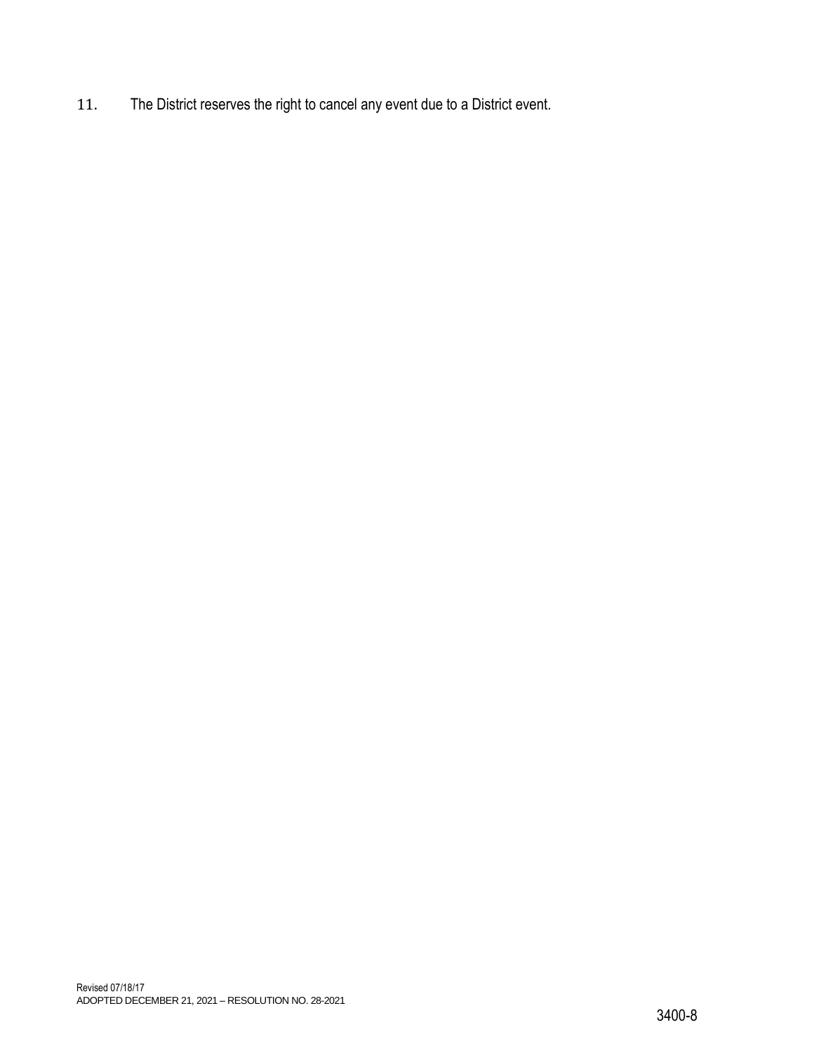11. The District reserves the right to cancel any event due to a District event.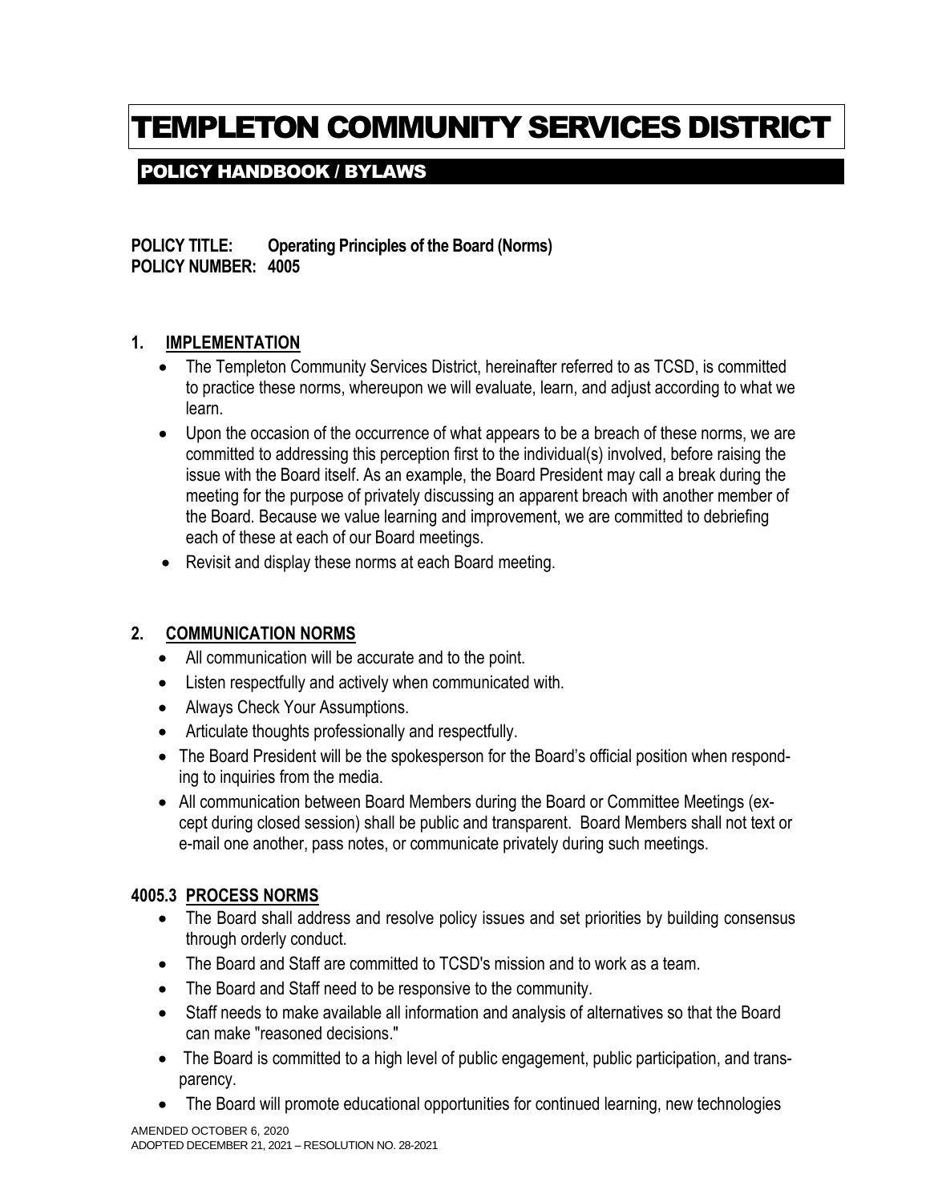# TEMPLETON COMMUNITY SERVICES DISTRICT

## POLICY HANDBOOK / BYLAWS

**POLICY TITLE: Operating Principles of the Board (Norms)**
**POLICY NUMBER: 4005**

### 1. IMPLEMENTATION

- The Templeton Community Services District, hereinafter referred to as TCSD, is committed to practice these norms, whereupon we will evaluate, learn, and adjust according to what we learn.
- Upon the occasion of the occurrence of what appears to be a breach of these norms, we are committed to addressing this perception first to the individual(s) involved, before raising the issue with the Board itself. As an example, the Board President may call a break during the meeting for the purpose of privately discussing an apparent breach with another member of the Board. Because we value learning and improvement, we are committed to debriefing each of these at each of our Board meetings.
- Revisit and display these norms at each Board meeting.

### 2. COMMUNICATION NORMS

- All communication will be accurate and to the point.
- Listen respectfully and actively when communicated with.
- Always Check Your Assumptions.
- Articulate thoughts professionally and respectfully.
- The Board President will be the spokesperson for the Board's official position when responding to inquiries from the media.
- All communication between Board Members during the Board or Committee Meetings (except during closed session) shall be public and transparent. Board Members shall not text or e-mail one another, pass notes, or communicate privately during such meetings.

### 4005.3 PROCESS NORMS

- The Board shall address and resolve policy issues and set priorities by building consensus through orderly conduct.
- The Board and Staff are committed to TCSD's mission and to work as a team.
- The Board and Staff need to be responsive to the community.
- Staff needs to make available all information and analysis of alternatives so that the Board can make "reasoned decisions."
- The Board is committed to a high level of public engagement, public participation, and transparency.
- The Board will promote educational opportunities for continued learning, new technologies

AMENDED OCTOBER 6, 2020
ADOPTED DECEMBER 21, 2021 – RESOLUTION NO. 28-2021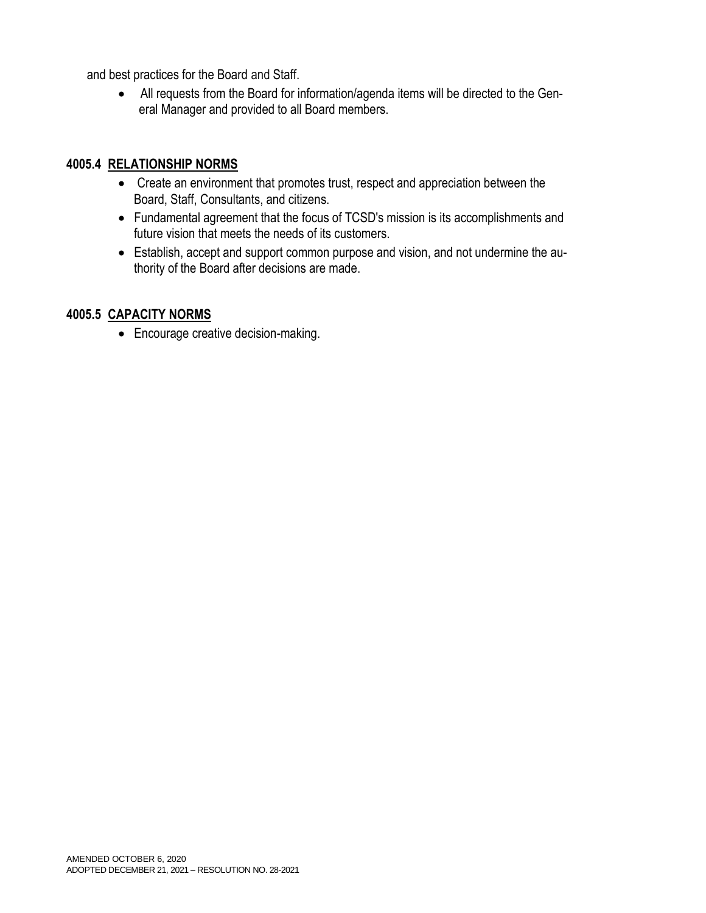and best practices for the Board and Staff.

- All requests from the Board for information/agenda items will be directed to the General Manager and provided to all Board members.

### 4005.4 RELATIONSHIP NORMS

- Create an environment that promotes trust, respect and appreciation between the Board, Staff, Consultants, and citizens.
- Fundamental agreement that the focus of TCSD's mission is its accomplishments and future vision that meets the needs of its customers.
- Establish, accept and support common purpose and vision, and not undermine the authority of the Board after decisions are made.

### 4005.5 CAPACITY NORMS

- Encourage creative decision-making.

AMENDED OCTOBER 6, 2020
ADOPTED DECEMBER 21, 2021 – RESOLUTION NO. 28-2021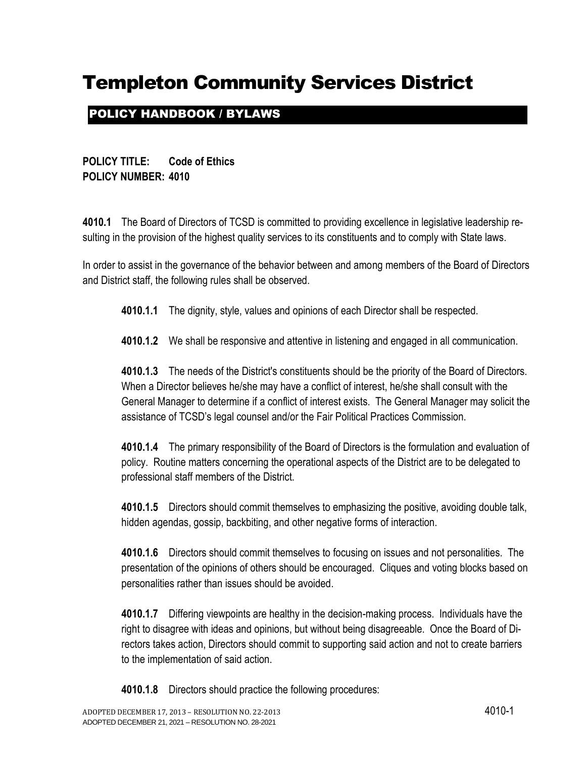# Templeton Community Services District

## POLICY HANDBOOK / BYLAWS

**POLICY TITLE: Code of Ethics**
**POLICY NUMBER: 4010**

**4010.1** The Board of Directors of TCSD is committed to providing excellence in legislative leadership resulting in the provision of the highest quality services to its constituents and to comply with State laws.

In order to assist in the governance of the behavior between and among members of the Board of Directors and District staff, the following rules shall be observed.

**4010.1.1** The dignity, style, values and opinions of each Director shall be respected.

**4010.1.2** We shall be responsive and attentive in listening and engaged in all communication.

**4010.1.3** The needs of the District's constituents should be the priority of the Board of Directors. When a Director believes he/she may have a conflict of interest, he/she shall consult with the General Manager to determine if a conflict of interest exists. The General Manager may solicit the assistance of TCSD's legal counsel and/or the Fair Political Practices Commission.

**4010.1.4** The primary responsibility of the Board of Directors is the formulation and evaluation of policy. Routine matters concerning the operational aspects of the District are to be delegated to professional staff members of the District.

**4010.1.5** Directors should commit themselves to emphasizing the positive, avoiding double talk, hidden agendas, gossip, backbiting, and other negative forms of interaction.

**4010.1.6** Directors should commit themselves to focusing on issues and not personalities. The presentation of the opinions of others should be encouraged. Cliques and voting blocks based on personalities rather than issues should be avoided.

**4010.1.7** Differing viewpoints are healthy in the decision-making process. Individuals have the right to disagree with ideas and opinions, but without being disagreeable. Once the Board of Directors takes action, Directors should commit to supporting said action and not to create barriers to the implementation of said action.

**4010.1.8** Directors should practice the following procedures:

ADOPTED DECEMBER 17, 2013 – RESOLUTION NO. 22-2013
ADOPTED DECEMBER 21, 2021 – RESOLUTION NO. 28-2021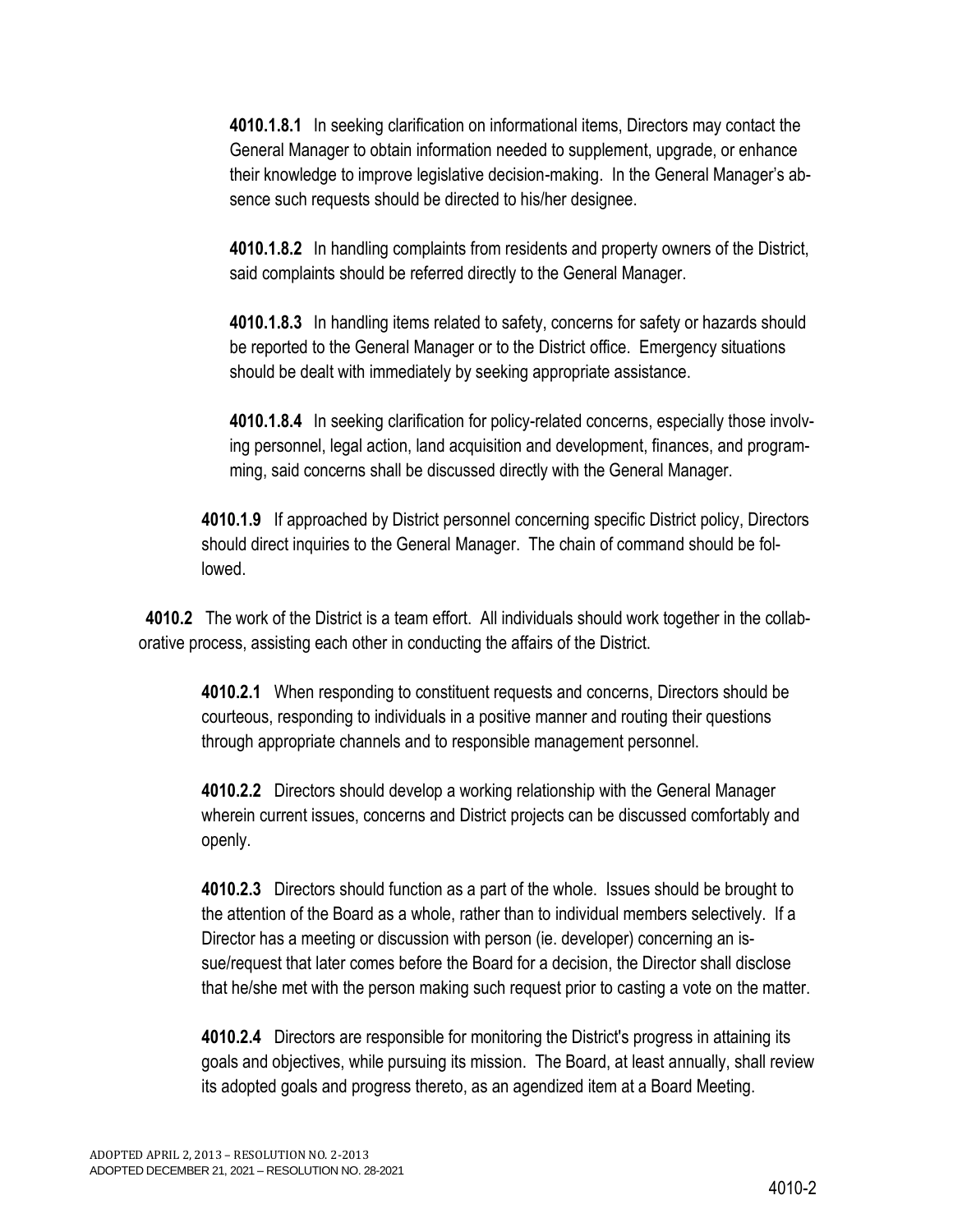**4010.1.8.1** In seeking clarification on informational items, Directors may contact the General Manager to obtain information needed to supplement, upgrade, or enhance their knowledge to improve legislative decision-making. In the General Manager's absence such requests should be directed to his/her designee.

**4010.1.8.2** In handling complaints from residents and property owners of the District, said complaints should be referred directly to the General Manager.

**4010.1.8.3** In handling items related to safety, concerns for safety or hazards should be reported to the General Manager or to the District office. Emergency situations should be dealt with immediately by seeking appropriate assistance.

**4010.1.8.4** In seeking clarification for policy-related concerns, especially those involving personnel, legal action, land acquisition and development, finances, and programming, said concerns shall be discussed directly with the General Manager.

**4010.1.9** If approached by District personnel concerning specific District policy, Directors should direct inquiries to the General Manager. The chain of command should be followed.

**4010.2** The work of the District is a team effort. All individuals should work together in the collaborative process, assisting each other in conducting the affairs of the District.

**4010.2.1** When responding to constituent requests and concerns, Directors should be courteous, responding to individuals in a positive manner and routing their questions through appropriate channels and to responsible management personnel.

**4010.2.2** Directors should develop a working relationship with the General Manager wherein current issues, concerns and District projects can be discussed comfortably and openly.

**4010.2.3** Directors should function as a part of the whole. Issues should be brought to the attention of the Board as a whole, rather than to individual members selectively. If a Director has a meeting or discussion with person (ie. developer) concerning an issue/request that later comes before the Board for a decision, the Director shall disclose that he/she met with the person making such request prior to casting a vote on the matter.

**4010.2.4** Directors are responsible for monitoring the District's progress in attaining its goals and objectives, while pursuing its mission. The Board, at least annually, shall review its adopted goals and progress thereto, as an agendized item at a Board Meeting.

ADOPTED APRIL 2, 2013 – RESOLUTION NO. 2-2013
ADOPTED DECEMBER 21, 2021 – RESOLUTION NO. 28-2021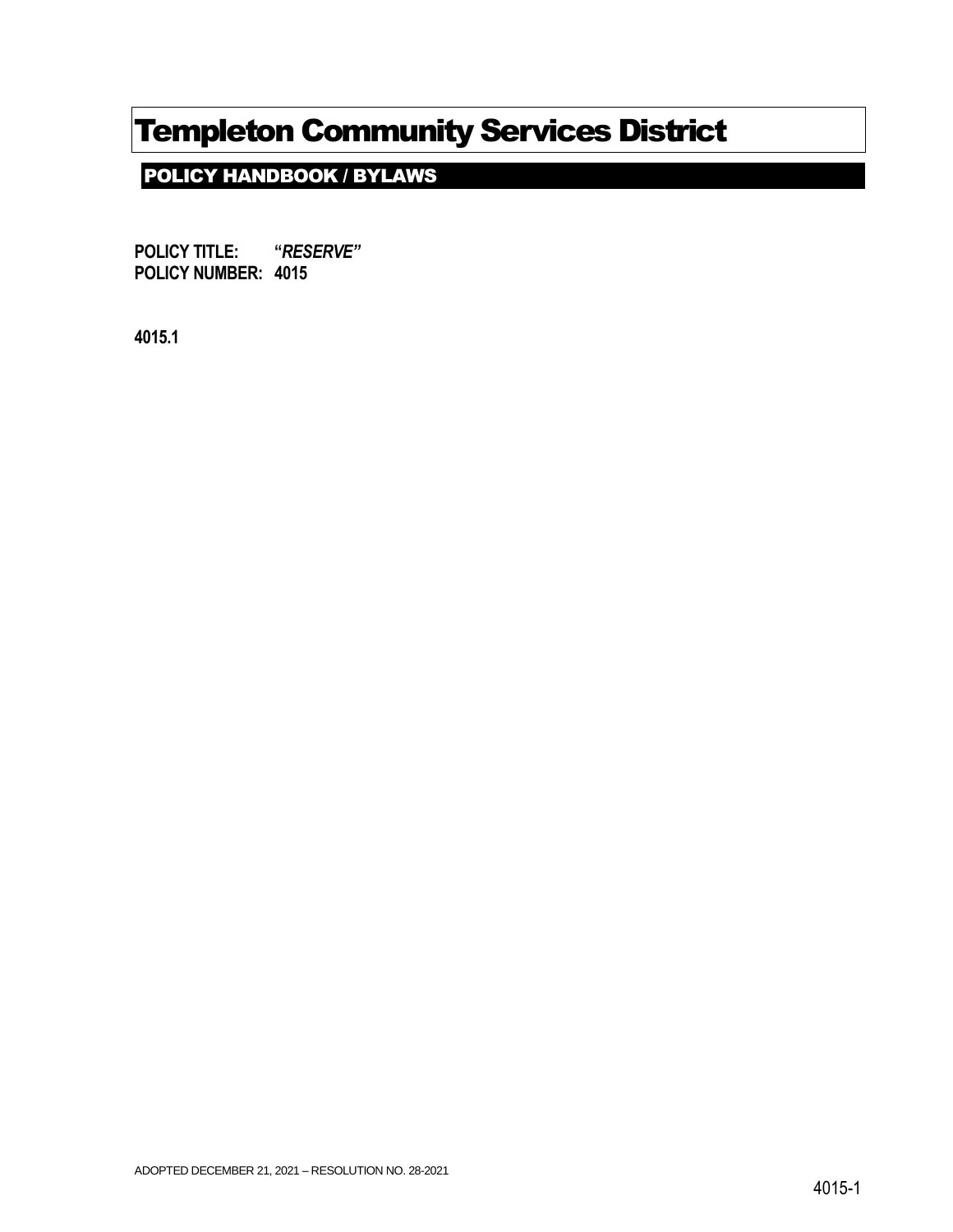# Templeton Community Services District

## POLICY HANDBOOK / BYLAWS

**POLICY TITLE: *"RESERVE"***
**POLICY NUMBER: 4015**

**4015.1**

ADOPTED DECEMBER 21, 2021 – RESOLUTION NO. 28-2021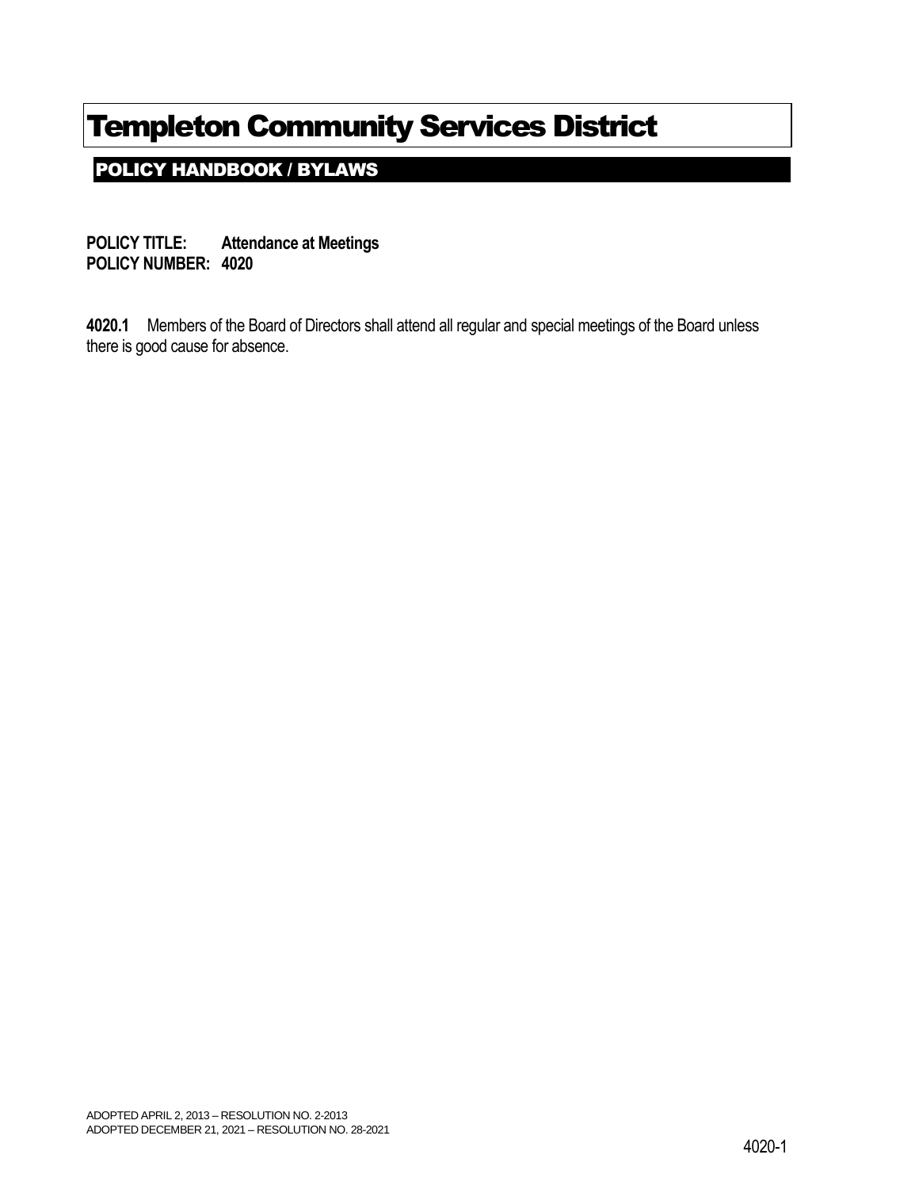# Templeton Community Services District

## POLICY HANDBOOK / BYLAWS

**POLICY TITLE: Attendance at Meetings**
**POLICY NUMBER: 4020**

**4020.1** Members of the Board of Directors shall attend all regular and special meetings of the Board unless there is good cause for absence.

ADOPTED APRIL 2, 2013 – RESOLUTION NO. 2-2013
ADOPTED DECEMBER 21, 2021 – RESOLUTION NO. 28-2021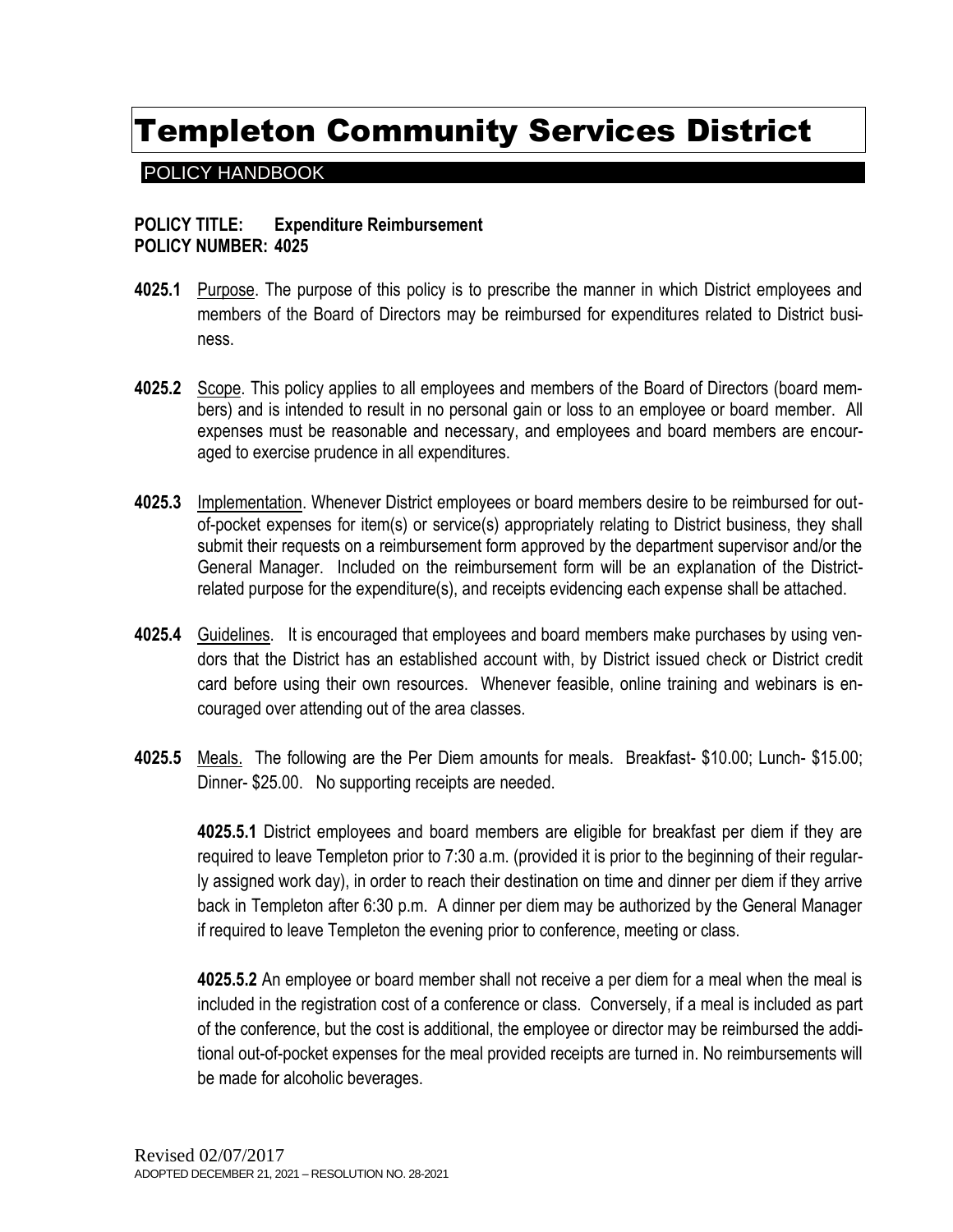# Templeton Community Services District

POLICY HANDBOOK

**POLICY TITLE: Expenditure Reimbursement**
**POLICY NUMBER: 4025**

**4025.1** Purpose. The purpose of this policy is to prescribe the manner in which District employees and members of the Board of Directors may be reimbursed for expenditures related to District business.

**4025.2** Scope. This policy applies to all employees and members of the Board of Directors (board members) and is intended to result in no personal gain or loss to an employee or board member. All expenses must be reasonable and necessary, and employees and board members are encouraged to exercise prudence in all expenditures.

**4025.3** Implementation. Whenever District employees or board members desire to be reimbursed for out-of-pocket expenses for item(s) or service(s) appropriately relating to District business, they shall submit their requests on a reimbursement form approved by the department supervisor and/or the General Manager. Included on the reimbursement form will be an explanation of the District-related purpose for the expenditure(s), and receipts evidencing each expense shall be attached.

**4025.4** Guidelines. It is encouraged that employees and board members make purchases by using vendors that the District has an established account with, by District issued check or District credit card before using their own resources. Whenever feasible, online training and webinars is encouraged over attending out of the area classes.

**4025.5** Meals. The following are the Per Diem amounts for meals. Breakfast- $10.00; Lunch- $15.00; Dinner- $25.00. No supporting receipts are needed.

**4025.5.1** District employees and board members are eligible for breakfast per diem if they are required to leave Templeton prior to 7:30 a.m. (provided it is prior to the beginning of their regularly assigned work day), in order to reach their destination on time and dinner per diem if they arrive back in Templeton after 6:30 p.m. A dinner per diem may be authorized by the General Manager if required to leave Templeton the evening prior to conference, meeting or class.

**4025.5.2** An employee or board member shall not receive a per diem for a meal when the meal is included in the registration cost of a conference or class. Conversely, if a meal is included as part of the conference, but the cost is additional, the employee or director may be reimbursed the additional out-of-pocket expenses for the meal provided receipts are turned in. No reimbursements will be made for alcoholic beverages.

Revised 02/07/2017
ADOPTED DECEMBER 21, 2021 – RESOLUTION NO. 28-2021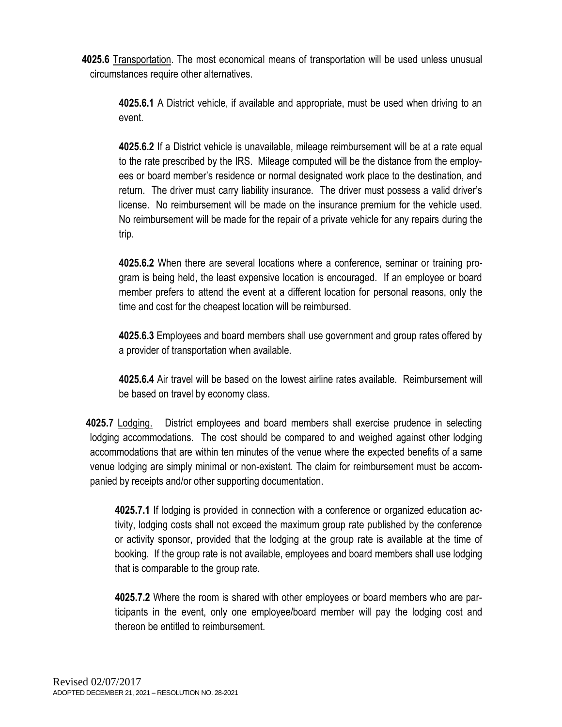**4025.6** Transportation. The most economical means of transportation will be used unless unusual circumstances require other alternatives.

**4025.6.1** A District vehicle, if available and appropriate, must be used when driving to an event.

**4025.6.2** If a District vehicle is unavailable, mileage reimbursement will be at a rate equal to the rate prescribed by the IRS. Mileage computed will be the distance from the employees or board member's residence or normal designated work place to the destination, and return. The driver must carry liability insurance. The driver must possess a valid driver's license. No reimbursement will be made on the insurance premium for the vehicle used. No reimbursement will be made for the repair of a private vehicle for any repairs during the trip.

**4025.6.2** When there are several locations where a conference, seminar or training program is being held, the least expensive location is encouraged. If an employee or board member prefers to attend the event at a different location for personal reasons, only the time and cost for the cheapest location will be reimbursed.

**4025.6.3** Employees and board members shall use government and group rates offered by a provider of transportation when available.

**4025.6.4** Air travel will be based on the lowest airline rates available. Reimbursement will be based on travel by economy class.

**4025.7** Lodging. District employees and board members shall exercise prudence in selecting lodging accommodations. The cost should be compared to and weighed against other lodging accommodations that are within ten minutes of the venue where the expected benefits of a same venue lodging are simply minimal or non-existent. The claim for reimbursement must be accompanied by receipts and/or other supporting documentation.

**4025.7.1** If lodging is provided in connection with a conference or organized education activity, lodging costs shall not exceed the maximum group rate published by the conference or activity sponsor, provided that the lodging at the group rate is available at the time of booking. If the group rate is not available, employees and board members shall use lodging that is comparable to the group rate.

**4025.7.2** Where the room is shared with other employees or board members who are participants in the event, only one employee/board member will pay the lodging cost and thereon be entitled to reimbursement.

Revised 02/07/2017
ADOPTED DECEMBER 21, 2021 – RESOLUTION NO. 28-2021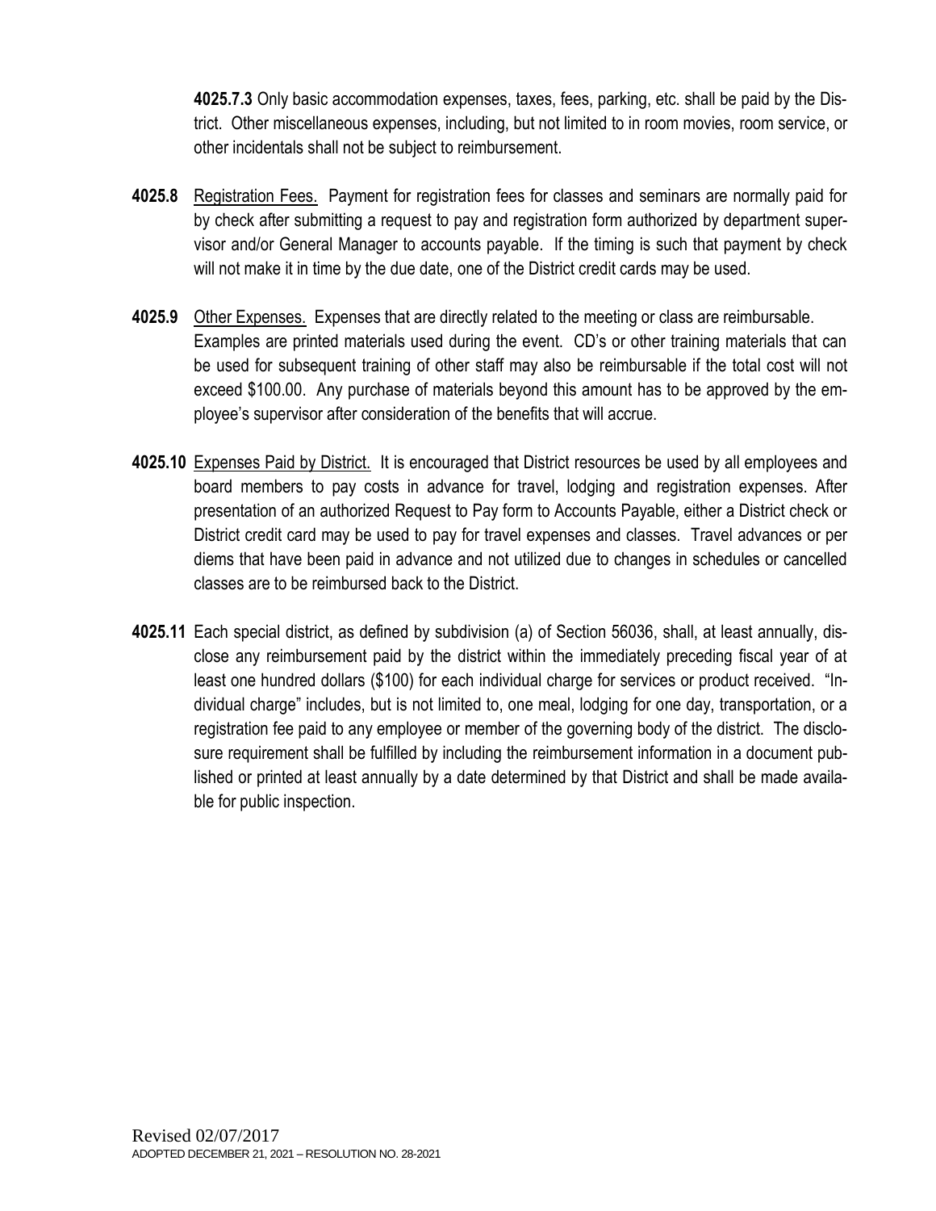**4025.7.3** Only basic accommodation expenses, taxes, fees, parking, etc. shall be paid by the District. Other miscellaneous expenses, including, but not limited to in room movies, room service, or other incidentals shall not be subject to reimbursement.

**4025.8** Registration Fees. Payment for registration fees for classes and seminars are normally paid for by check after submitting a request to pay and registration form authorized by department supervisor and/or General Manager to accounts payable. If the timing is such that payment by check will not make it in time by the due date, one of the District credit cards may be used.

**4025.9** Other Expenses. Expenses that are directly related to the meeting or class are reimbursable. Examples are printed materials used during the event. CD's or other training materials that can be used for subsequent training of other staff may also be reimbursable if the total cost will not exceed $100.00. Any purchase of materials beyond this amount has to be approved by the employee's supervisor after consideration of the benefits that will accrue.

**4025.10** Expenses Paid by District. It is encouraged that District resources be used by all employees and board members to pay costs in advance for travel, lodging and registration expenses. After presentation of an authorized Request to Pay form to Accounts Payable, either a District check or District credit card may be used to pay for travel expenses and classes. Travel advances or per diems that have been paid in advance and not utilized due to changes in schedules or cancelled classes are to be reimbursed back to the District.

**4025.11** Each special district, as defined by subdivision (a) of Section 56036, shall, at least annually, disclose any reimbursement paid by the district within the immediately preceding fiscal year of at least one hundred dollars ($100) for each individual charge for services or product received. "Individual charge" includes, but is not limited to, one meal, lodging for one day, transportation, or a registration fee paid to any employee or member of the governing body of the district. The disclosure requirement shall be fulfilled by including the reimbursement information in a document published or printed at least annually by a date determined by that District and shall be made available for public inspection.

Revised 02/07/2017
ADOPTED DECEMBER 21, 2021 – RESOLUTION NO. 28-2021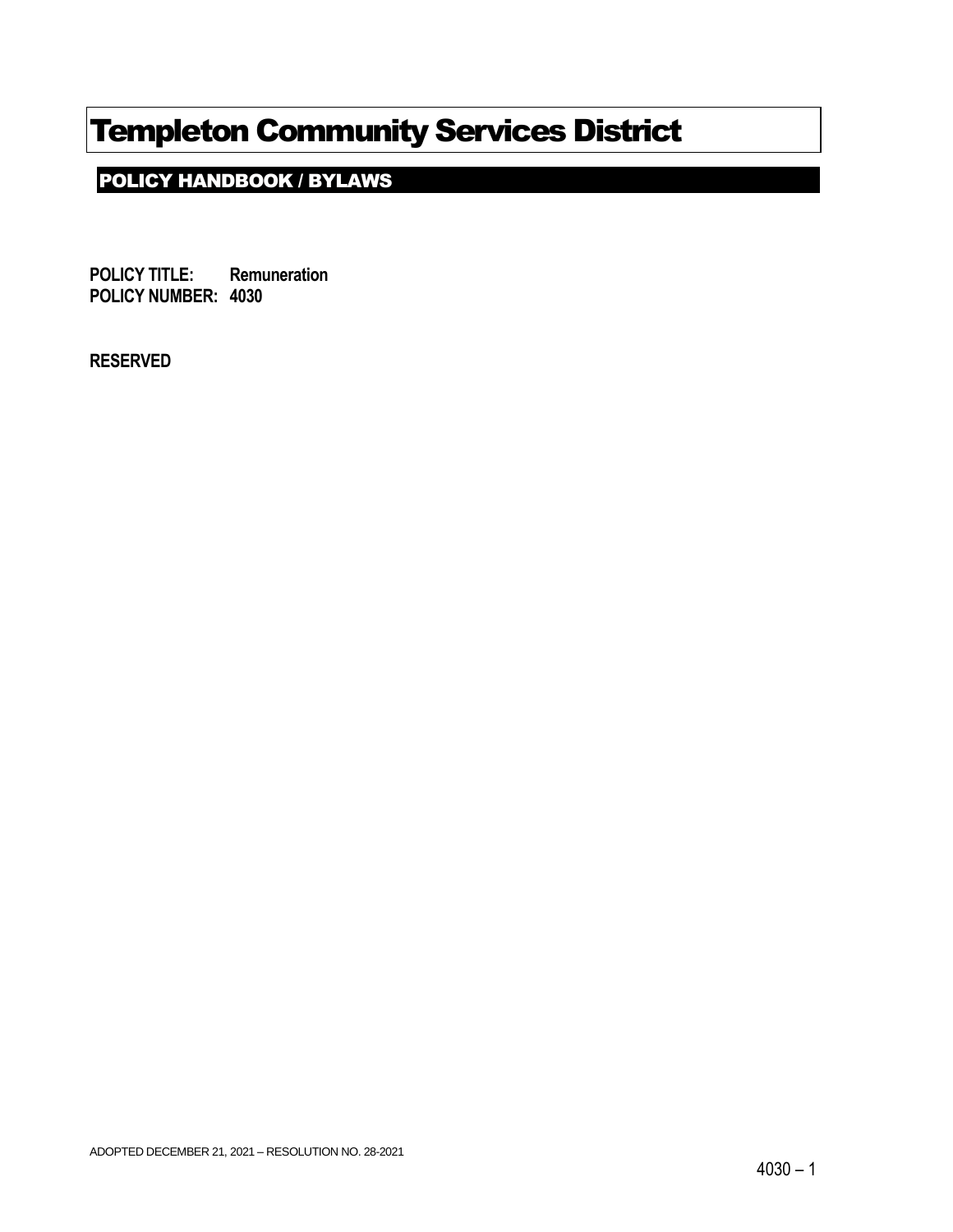# Templeton Community Services District

## POLICY HANDBOOK / BYLAWS

**POLICY TITLE: Remuneration**
**POLICY NUMBER: 4030**

**RESERVED**

ADOPTED DECEMBER 21, 2021 – RESOLUTION NO. 28-2021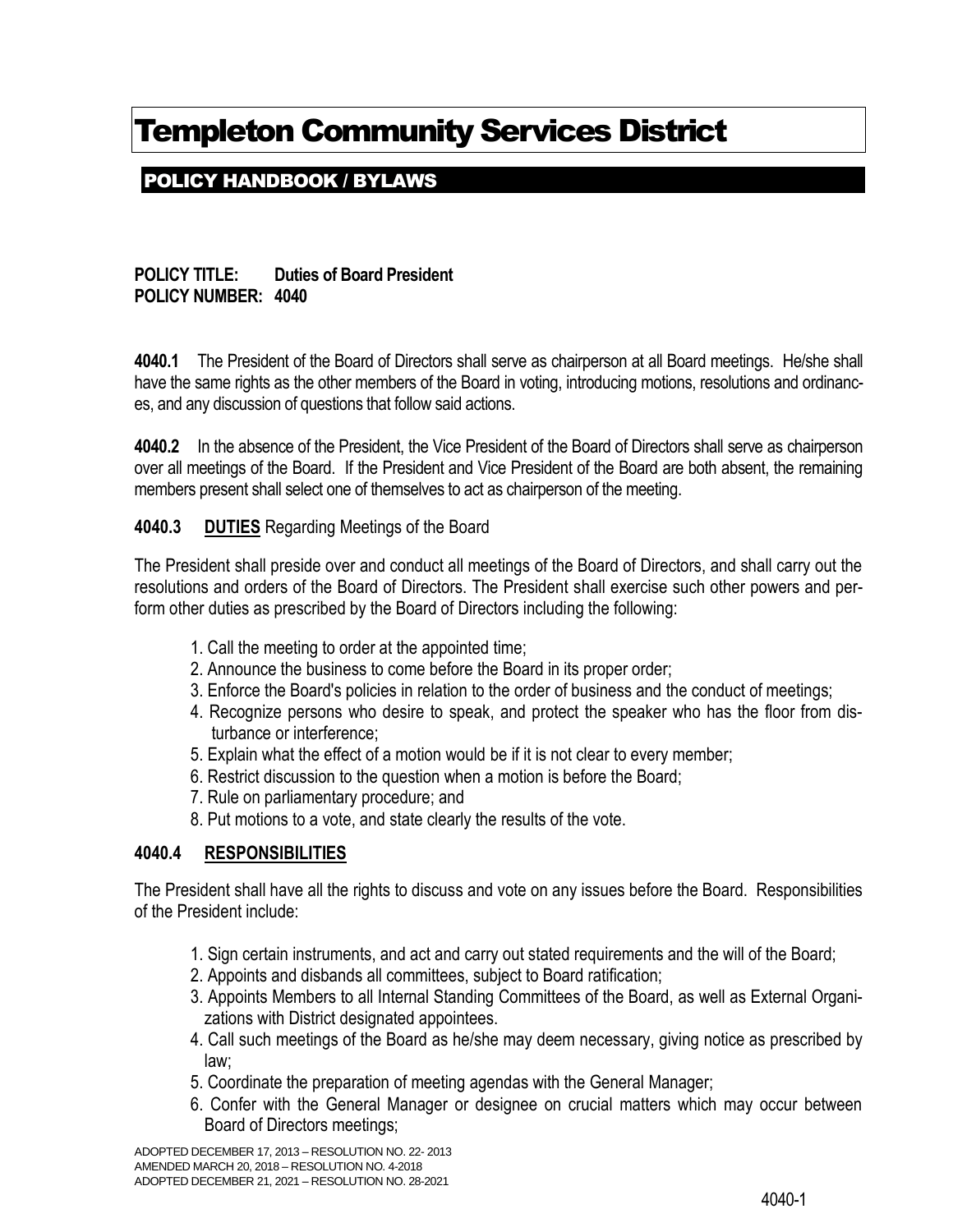# Templeton Community Services District

## POLICY HANDBOOK / BYLAWS

**POLICY TITLE: Duties of Board President**
**POLICY NUMBER: 4040**

**4040.1** The President of the Board of Directors shall serve as chairperson at all Board meetings. He/she shall have the same rights as the other members of the Board in voting, introducing motions, resolutions and ordinances, and any discussion of questions that follow said actions.

**4040.2** In the absence of the President, the Vice President of the Board of Directors shall serve as chairperson over all meetings of the Board. If the President and Vice President of the Board are both absent, the remaining members present shall select one of themselves to act as chairperson of the meeting.

**4040.3 <u>DUTIES</u>** Regarding Meetings of the Board

The President shall preside over and conduct all meetings of the Board of Directors, and shall carry out the resolutions and orders of the Board of Directors. The President shall exercise such other powers and perform other duties as prescribed by the Board of Directors including the following:

1. Call the meeting to order at the appointed time;
2. Announce the business to come before the Board in its proper order;
3. Enforce the Board's policies in relation to the order of business and the conduct of meetings;
4. Recognize persons who desire to speak, and protect the speaker who has the floor from disturbance or interference;
5. Explain what the effect of a motion would be if it is not clear to every member;
6. Restrict discussion to the question when a motion is before the Board;
7. Rule on parliamentary procedure; and
8. Put motions to a vote, and state clearly the results of the vote.

**4040.4 <u>RESPONSIBILITIES</u>**

The President shall have all the rights to discuss and vote on any issues before the Board. Responsibilities of the President include:

1. Sign certain instruments, and act and carry out stated requirements and the will of the Board;
2. Appoints and disbands all committees, subject to Board ratification;
3. Appoints Members to all Internal Standing Committees of the Board, as well as External Organizations with District designated appointees.
4. Call such meetings of the Board as he/she may deem necessary, giving notice as prescribed by law;
5. Coordinate the preparation of meeting agendas with the General Manager;
6. Confer with the General Manager or designee on crucial matters which may occur between Board of Directors meetings;

ADOPTED DECEMBER 17, 2013 – RESOLUTION NO. 22- 2013
AMENDED MARCH 20, 2018 – RESOLUTION NO. 4-2018
ADOPTED DECEMBER 21, 2021 – RESOLUTION NO. 28-2021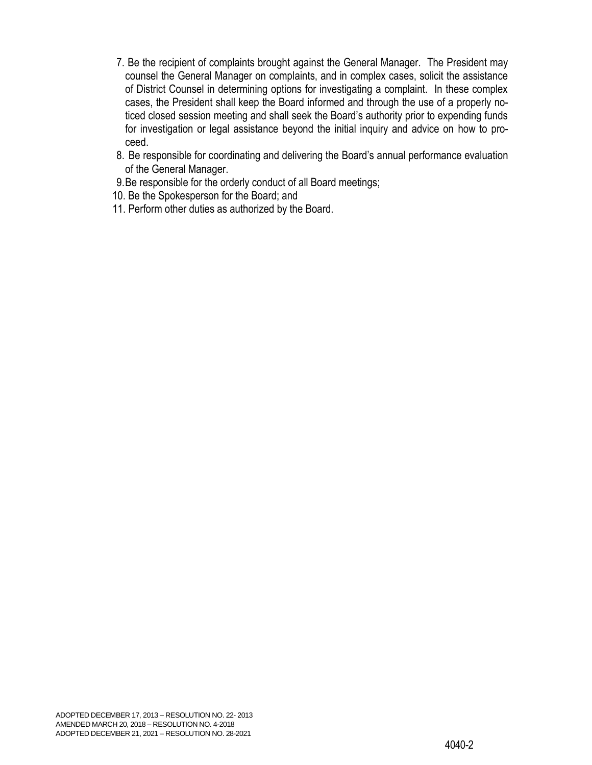7. Be the recipient of complaints brought against the General Manager. The President may counsel the General Manager on complaints, and in complex cases, solicit the assistance of District Counsel in determining options for investigating a complaint. In these complex cases, the President shall keep the Board informed and through the use of a properly noticed closed session meeting and shall seek the Board's authority prior to expending funds for investigation or legal assistance beyond the initial inquiry and advice on how to proceed.
8. Be responsible for coordinating and delivering the Board's annual performance evaluation of the General Manager.
9. Be responsible for the orderly conduct of all Board meetings;
10. Be the Spokesperson for the Board; and
11. Perform other duties as authorized by the Board.

ADOPTED DECEMBER 17, 2013 – RESOLUTION NO. 22- 2013
AMENDED MARCH 20, 2018 – RESOLUTION NO. 4-2018
ADOPTED DECEMBER 21, 2021 – RESOLUTION NO. 28-2021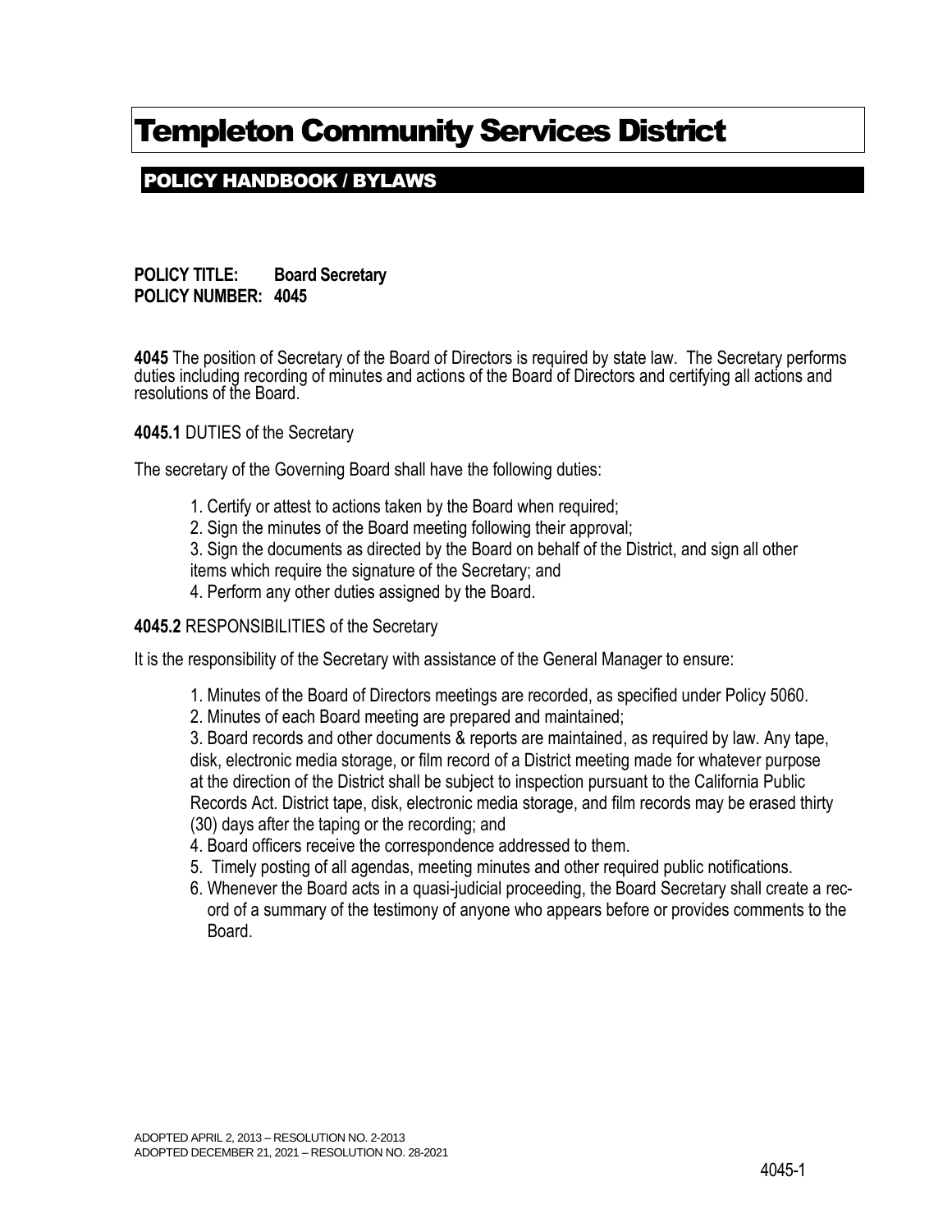# Templeton Community Services District

## POLICY HANDBOOK / BYLAWS

**POLICY TITLE: Board Secretary**
**POLICY NUMBER: 4045**

**4045** The position of Secretary of the Board of Directors is required by state law. The Secretary performs duties including recording of minutes and actions of the Board of Directors and certifying all actions and resolutions of the Board.

**4045.1** DUTIES of the Secretary

The secretary of the Governing Board shall have the following duties:

1. Certify or attest to actions taken by the Board when required;
2. Sign the minutes of the Board meeting following their approval;
3. Sign the documents as directed by the Board on behalf of the District, and sign all other items which require the signature of the Secretary; and
4. Perform any other duties assigned by the Board.

**4045.2** RESPONSIBILITIES of the Secretary

It is the responsibility of the Secretary with assistance of the General Manager to ensure:

1. Minutes of the Board of Directors meetings are recorded, as specified under Policy 5060.
2. Minutes of each Board meeting are prepared and maintained;
3. Board records and other documents & reports are maintained, as required by law. Any tape, disk, electronic media storage, or film record of a District meeting made for whatever purpose at the direction of the District shall be subject to inspection pursuant to the California Public Records Act. District tape, disk, electronic media storage, and film records may be erased thirty (30) days after the taping or the recording; and
4. Board officers receive the correspondence addressed to them.
5. Timely posting of all agendas, meeting minutes and other required public notifications.
6. Whenever the Board acts in a quasi-judicial proceeding, the Board Secretary shall create a record of a summary of the testimony of anyone who appears before or provides comments to the Board.

ADOPTED APRIL 2, 2013 – RESOLUTION NO. 2-2013
ADOPTED DECEMBER 21, 2021 – RESOLUTION NO. 28-2021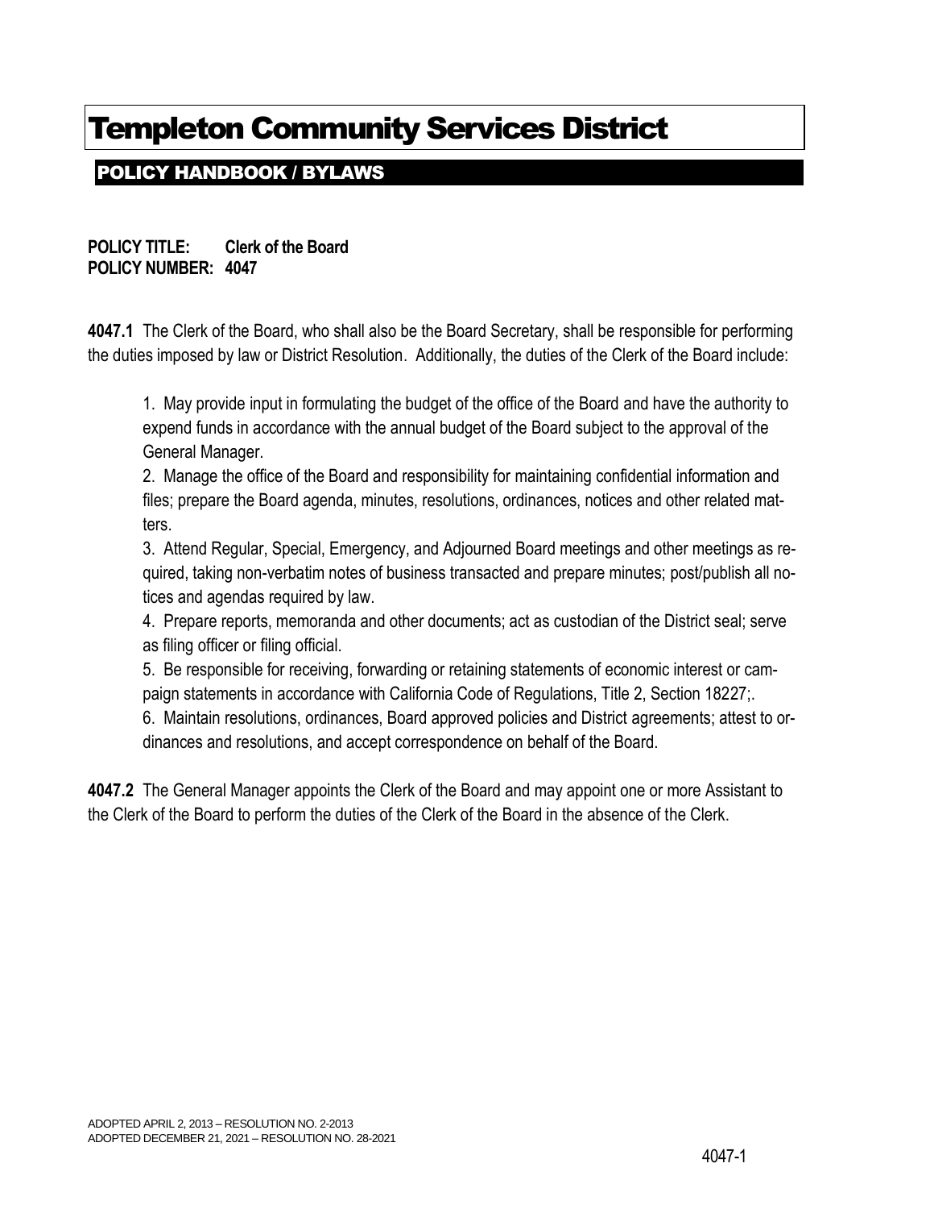# Templeton Community Services District

## POLICY HANDBOOK / BYLAWS

**POLICY TITLE: Clerk of the Board**
**POLICY NUMBER: 4047**

**4047.1** The Clerk of the Board, who shall also be the Board Secretary, shall be responsible for performing the duties imposed by law or District Resolution. Additionally, the duties of the Clerk of the Board include:

1. May provide input in formulating the budget of the office of the Board and have the authority to expend funds in accordance with the annual budget of the Board subject to the approval of the General Manager.
2. Manage the office of the Board and responsibility for maintaining confidential information and files; prepare the Board agenda, minutes, resolutions, ordinances, notices and other related matters.
3. Attend Regular, Special, Emergency, and Adjourned Board meetings and other meetings as required, taking non-verbatim notes of business transacted and prepare minutes; post/publish all notices and agendas required by law.
4. Prepare reports, memoranda and other documents; act as custodian of the District seal; serve as filing officer or filing official.
5. Be responsible for receiving, forwarding or retaining statements of economic interest or campaign statements in accordance with California Code of Regulations, Title 2, Section 18227;.
6. Maintain resolutions, ordinances, Board approved policies and District agreements; attest to ordinances and resolutions, and accept correspondence on behalf of the Board.

**4047.2** The General Manager appoints the Clerk of the Board and may appoint one or more Assistant to the Clerk of the Board to perform the duties of the Clerk of the Board in the absence of the Clerk.

ADOPTED APRIL 2, 2013 – RESOLUTION NO. 2-2013
ADOPTED DECEMBER 21, 2021 – RESOLUTION NO. 28-2021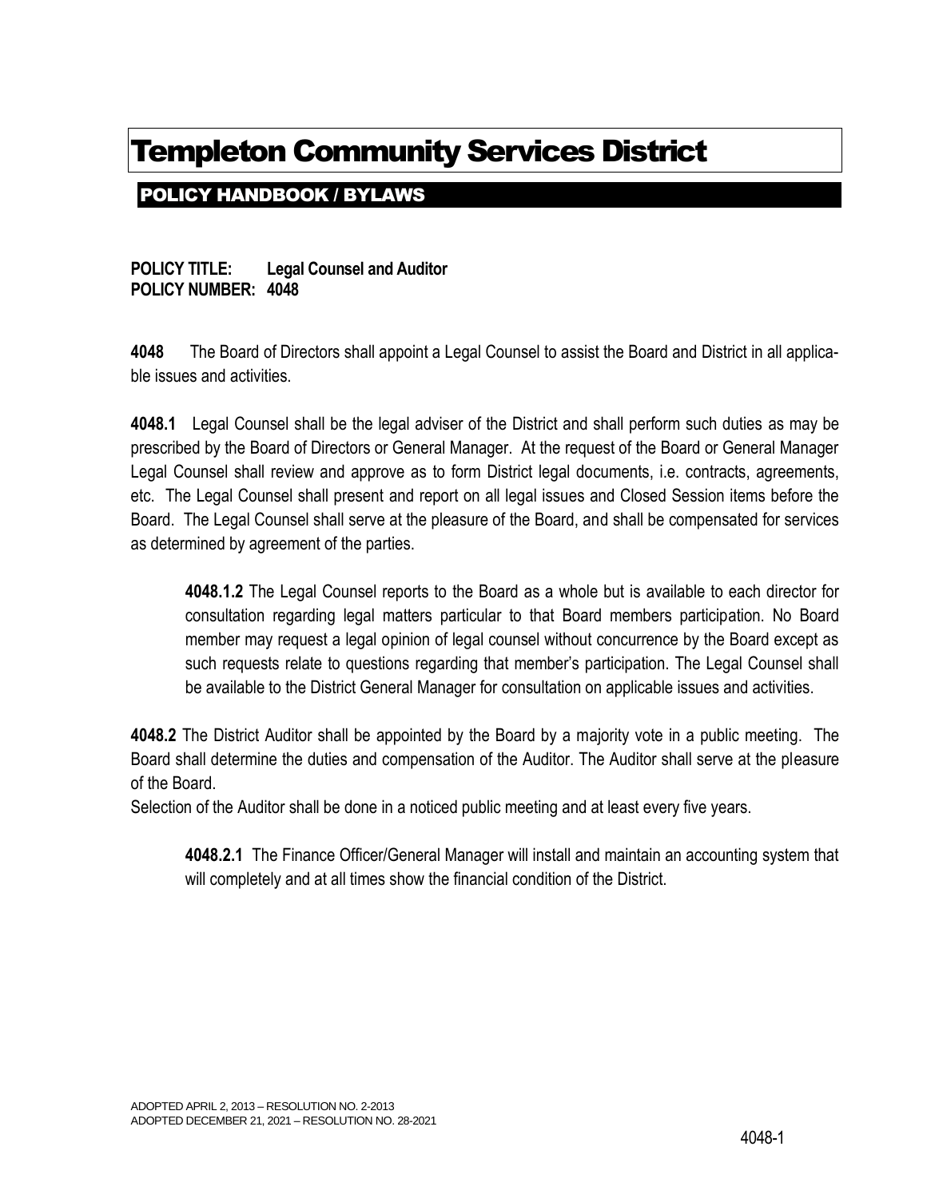# Templeton Community Services District

## POLICY HANDBOOK / BYLAWS

**POLICY TITLE: Legal Counsel and Auditor**
**POLICY NUMBER: 4048**

**4048** The Board of Directors shall appoint a Legal Counsel to assist the Board and District in all applicable issues and activities.

**4048.1** Legal Counsel shall be the legal adviser of the District and shall perform such duties as may be prescribed by the Board of Directors or General Manager. At the request of the Board or General Manager Legal Counsel shall review and approve as to form District legal documents, i.e. contracts, agreements, etc. The Legal Counsel shall present and report on all legal issues and Closed Session items before the Board. The Legal Counsel shall serve at the pleasure of the Board, and shall be compensated for services as determined by agreement of the parties.

> **4048.1.2** The Legal Counsel reports to the Board as a whole but is available to each director for consultation regarding legal matters particular to that Board members participation. No Board member may request a legal opinion of legal counsel without concurrence by the Board except as such requests relate to questions regarding that member's participation. The Legal Counsel shall be available to the District General Manager for consultation on applicable issues and activities.

**4048.2** The District Auditor shall be appointed by the Board by a majority vote in a public meeting. The Board shall determine the duties and compensation of the Auditor. The Auditor shall serve at the pleasure of the Board.
Selection of the Auditor shall be done in a noticed public meeting and at least every five years.

> **4048.2.1** The Finance Officer/General Manager will install and maintain an accounting system that will completely and at all times show the financial condition of the District.

ADOPTED APRIL 2, 2013 – RESOLUTION NO. 2-2013
ADOPTED DECEMBER 21, 2021 – RESOLUTION NO. 28-2021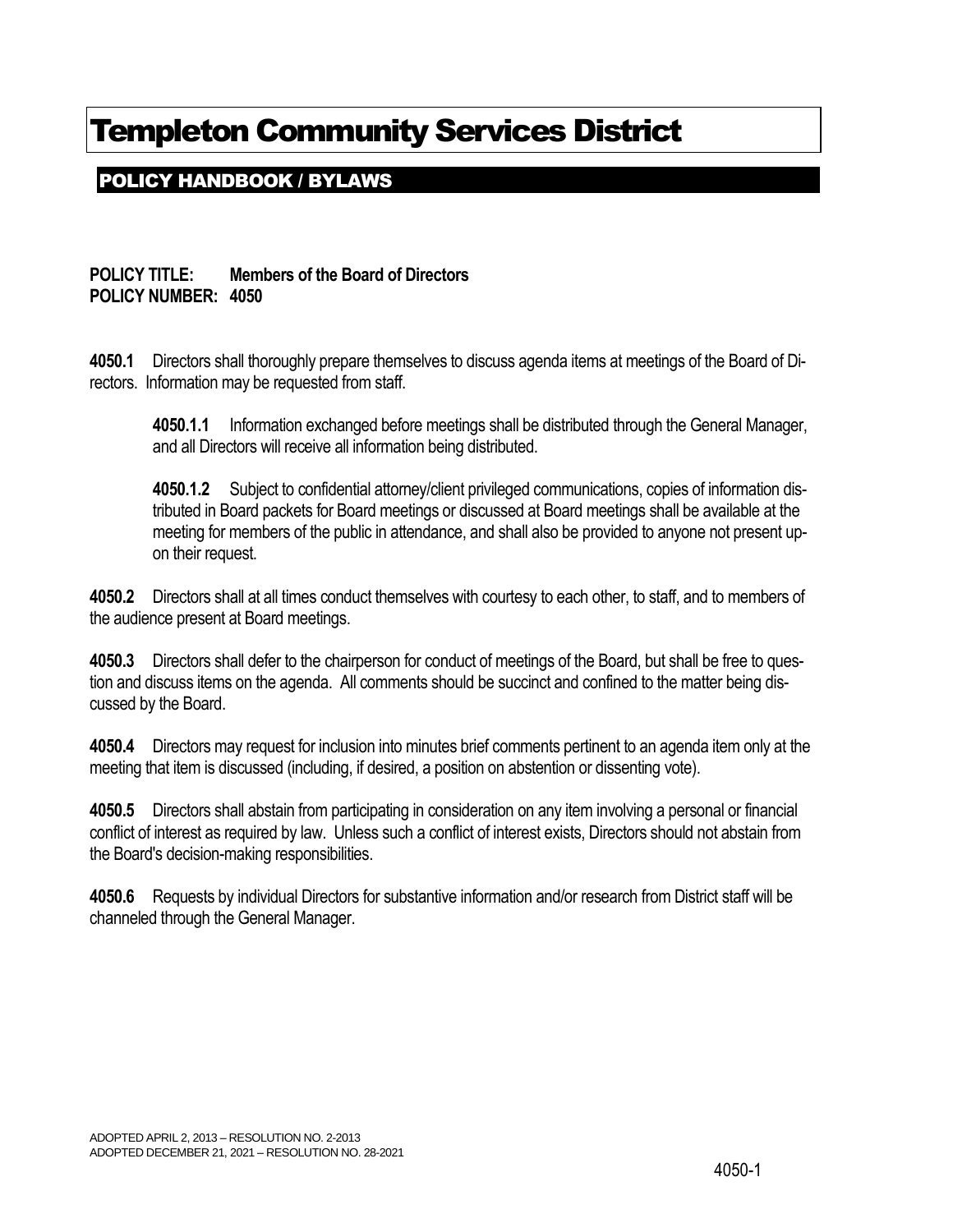# Templeton Community Services District

## POLICY HANDBOOK / BYLAWS

**POLICY TITLE: Members of the Board of Directors**
**POLICY NUMBER: 4050**

**4050.1** Directors shall thoroughly prepare themselves to discuss agenda items at meetings of the Board of Directors. Information may be requested from staff.

> **4050.1.1** Information exchanged before meetings shall be distributed through the General Manager, and all Directors will receive all information being distributed.
>
> **4050.1.2** Subject to confidential attorney/client privileged communications, copies of information distributed in Board packets for Board meetings or discussed at Board meetings shall be available at the meeting for members of the public in attendance, and shall also be provided to anyone not present upon their request.

**4050.2** Directors shall at all times conduct themselves with courtesy to each other, to staff, and to members of the audience present at Board meetings.

**4050.3** Directors shall defer to the chairperson for conduct of meetings of the Board, but shall be free to question and discuss items on the agenda. All comments should be succinct and confined to the matter being discussed by the Board.

**4050.4** Directors may request for inclusion into minutes brief comments pertinent to an agenda item only at the meeting that item is discussed (including, if desired, a position on abstention or dissenting vote).

**4050.5** Directors shall abstain from participating in consideration on any item involving a personal or financial conflict of interest as required by law. Unless such a conflict of interest exists, Directors should not abstain from the Board's decision-making responsibilities.

**4050.6** Requests by individual Directors for substantive information and/or research from District staff will be channeled through the General Manager.

ADOPTED APRIL 2, 2013 – RESOLUTION NO. 2-2013
ADOPTED DECEMBER 21, 2021 – RESOLUTION NO. 28-2021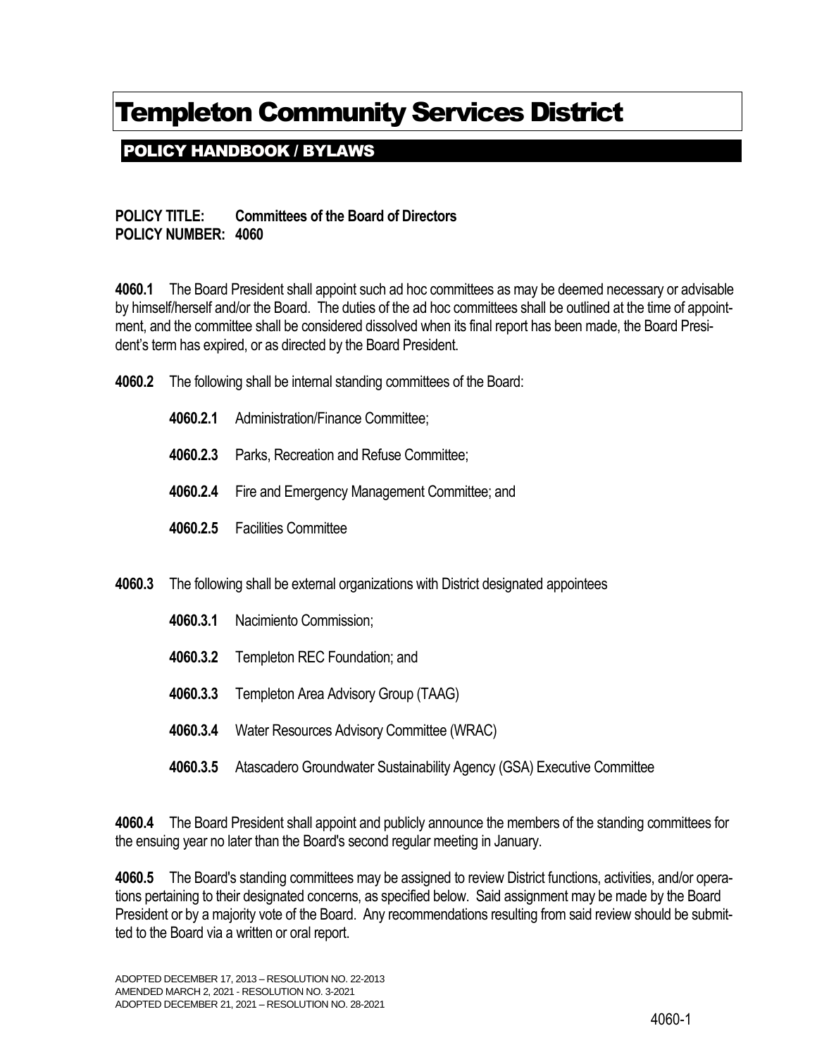# Templeton Community Services District

## POLICY HANDBOOK / BYLAWS

**POLICY TITLE: Committees of the Board of Directors**
**POLICY NUMBER: 4060**

**4060.1** The Board President shall appoint such ad hoc committees as may be deemed necessary or advisable by himself/herself and/or the Board. The duties of the ad hoc committees shall be outlined at the time of appointment, and the committee shall be considered dissolved when its final report has been made, the Board President's term has expired, or as directed by the Board President.

**4060.2** The following shall be internal standing committees of the Board:

- **4060.2.1** Administration/Finance Committee;
- **4060.2.3** Parks, Recreation and Refuse Committee;
- **4060.2.4** Fire and Emergency Management Committee; and
- **4060.2.5** Facilities Committee

**4060.3** The following shall be external organizations with District designated appointees

- **4060.3.1** Nacimiento Commission;
- **4060.3.2** Templeton REC Foundation; and
- **4060.3.3** Templeton Area Advisory Group (TAAG)
- **4060.3.4** Water Resources Advisory Committee (WRAC)
- **4060.3.5** Atascadero Groundwater Sustainability Agency (GSA) Executive Committee

**4060.4** The Board President shall appoint and publicly announce the members of the standing committees for the ensuing year no later than the Board's second regular meeting in January.

**4060.5** The Board's standing committees may be assigned to review District functions, activities, and/or operations pertaining to their designated concerns, as specified below. Said assignment may be made by the Board President or by a majority vote of the Board. Any recommendations resulting from said review should be submitted to the Board via a written or oral report.

ADOPTED DECEMBER 17, 2013 – RESOLUTION NO. 22-2013
AMENDED MARCH 2, 2021 - RESOLUTION NO. 3-2021
ADOPTED DECEMBER 21, 2021 – RESOLUTION NO. 28-2021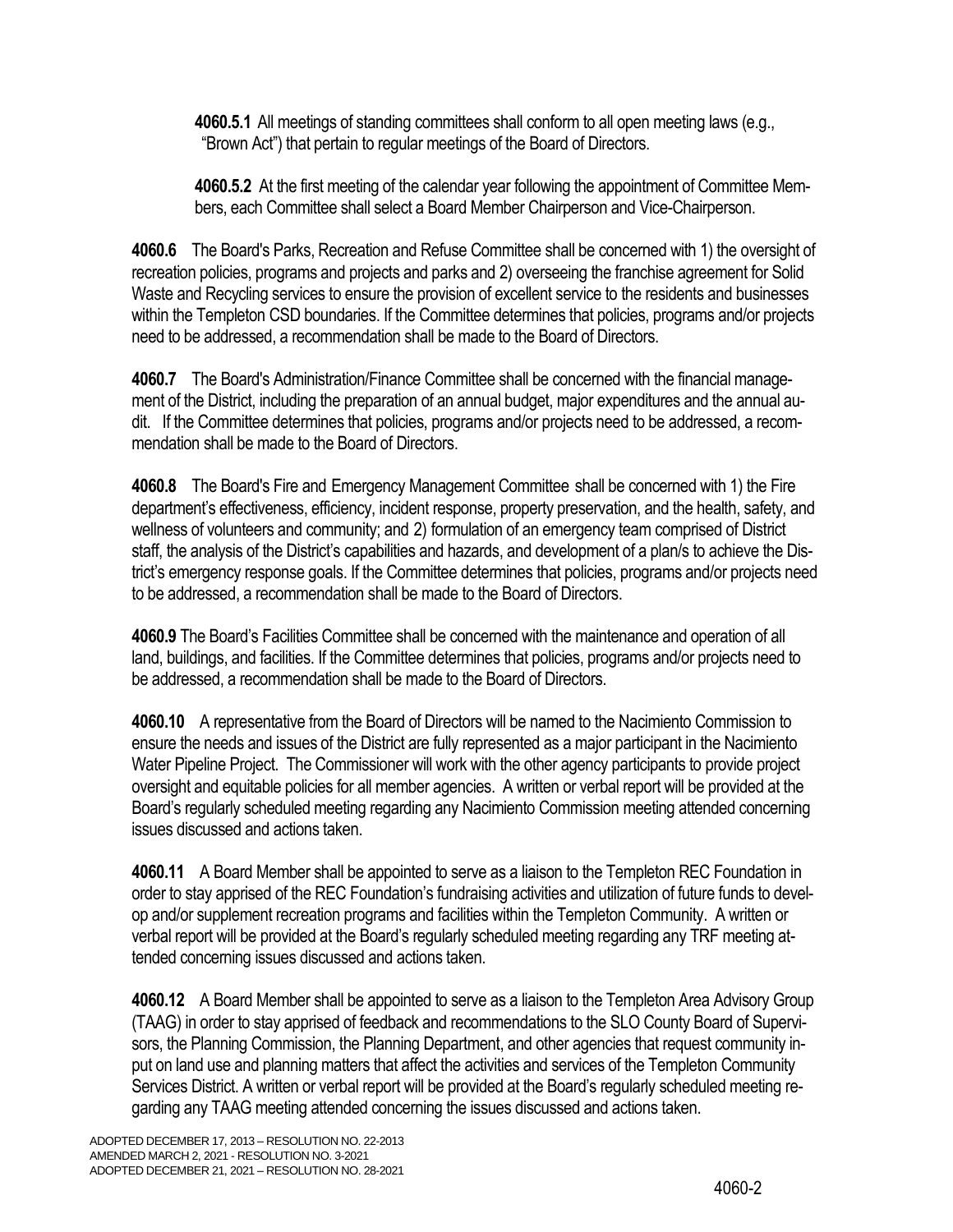**4060.5.1** All meetings of standing committees shall conform to all open meeting laws (e.g., "Brown Act") that pertain to regular meetings of the Board of Directors.

**4060.5.2** At the first meeting of the calendar year following the appointment of Committee Members, each Committee shall select a Board Member Chairperson and Vice-Chairperson.

**4060.6** The Board's Parks, Recreation and Refuse Committee shall be concerned with 1) the oversight of recreation policies, programs and projects and parks and 2) overseeing the franchise agreement for Solid Waste and Recycling services to ensure the provision of excellent service to the residents and businesses within the Templeton CSD boundaries. If the Committee determines that policies, programs and/or projects need to be addressed, a recommendation shall be made to the Board of Directors.

**4060.7** The Board's Administration/Finance Committee shall be concerned with the financial management of the District, including the preparation of an annual budget, major expenditures and the annual audit. If the Committee determines that policies, programs and/or projects need to be addressed, a recommendation shall be made to the Board of Directors.

**4060.8** The Board's Fire and Emergency Management Committee shall be concerned with 1) the Fire department's effectiveness, efficiency, incident response, property preservation, and the health, safety, and wellness of volunteers and community; and 2) formulation of an emergency team comprised of District staff, the analysis of the District's capabilities and hazards, and development of a plan/s to achieve the District's emergency response goals. If the Committee determines that policies, programs and/or projects need to be addressed, a recommendation shall be made to the Board of Directors.

**4060.9** The Board's Facilities Committee shall be concerned with the maintenance and operation of all land, buildings, and facilities. If the Committee determines that policies, programs and/or projects need to be addressed, a recommendation shall be made to the Board of Directors.

**4060.10** A representative from the Board of Directors will be named to the Nacimiento Commission to ensure the needs and issues of the District are fully represented as a major participant in the Nacimiento Water Pipeline Project. The Commissioner will work with the other agency participants to provide project oversight and equitable policies for all member agencies. A written or verbal report will be provided at the Board's regularly scheduled meeting regarding any Nacimiento Commission meeting attended concerning issues discussed and actions taken.

**4060.11** A Board Member shall be appointed to serve as a liaison to the Templeton REC Foundation in order to stay apprised of the REC Foundation's fundraising activities and utilization of future funds to develop and/or supplement recreation programs and facilities within the Templeton Community. A written or verbal report will be provided at the Board's regularly scheduled meeting regarding any TRF meeting attended concerning issues discussed and actions taken.

**4060.12** A Board Member shall be appointed to serve as a liaison to the Templeton Area Advisory Group (TAAG) in order to stay apprised of feedback and recommendations to the SLO County Board of Supervisors, the Planning Commission, the Planning Department, and other agencies that request community input on land use and planning matters that affect the activities and services of the Templeton Community Services District. A written or verbal report will be provided at the Board's regularly scheduled meeting regarding any TAAG meeting attended concerning the issues discussed and actions taken.

ADOPTED DECEMBER 17, 2013 – RESOLUTION NO. 22-2013
AMENDED MARCH 2, 2021 - RESOLUTION NO. 3-2021
ADOPTED DECEMBER 21, 2021 – RESOLUTION NO. 28-2021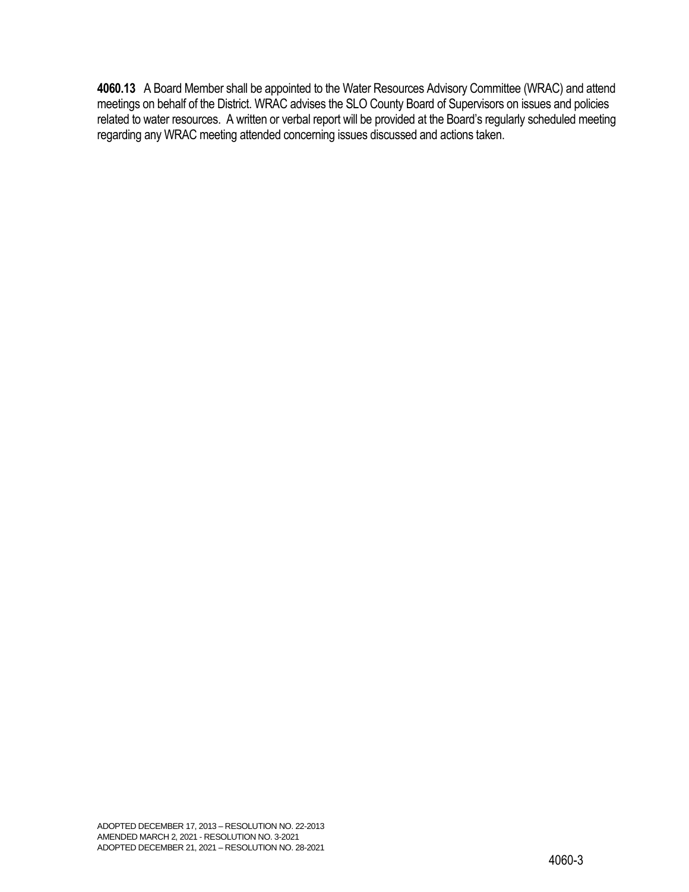**4060.13** A Board Member shall be appointed to the Water Resources Advisory Committee (WRAC) and attend meetings on behalf of the District. WRAC advises the SLO County Board of Supervisors on issues and policies related to water resources. A written or verbal report will be provided at the Board's regularly scheduled meeting regarding any WRAC meeting attended concerning issues discussed and actions taken.

ADOPTED DECEMBER 17, 2013 – RESOLUTION NO. 22-2013
AMENDED MARCH 2, 2021 - RESOLUTION NO. 3-2021
ADOPTED DECEMBER 21, 2021 – RESOLUTION NO. 28-2021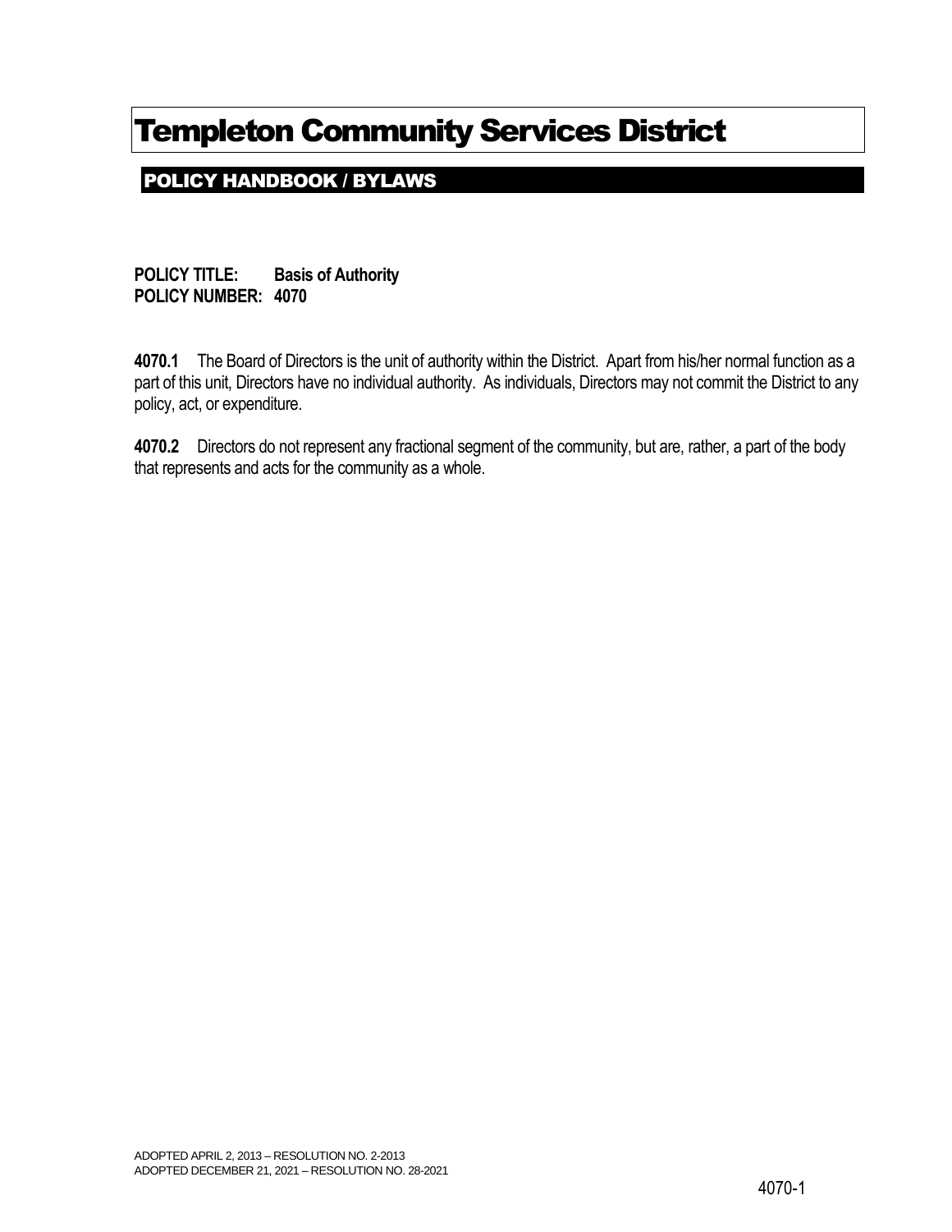# Templeton Community Services District

## POLICY HANDBOOK / BYLAWS

**POLICY TITLE: Basis of Authority**
**POLICY NUMBER: 4070**

**4070.1** The Board of Directors is the unit of authority within the District. Apart from his/her normal function as a part of this unit, Directors have no individual authority. As individuals, Directors may not commit the District to any policy, act, or expenditure.

**4070.2** Directors do not represent any fractional segment of the community, but are, rather, a part of the body that represents and acts for the community as a whole.

ADOPTED APRIL 2, 2013 – RESOLUTION NO. 2-2013
ADOPTED DECEMBER 21, 2021 – RESOLUTION NO. 28-2021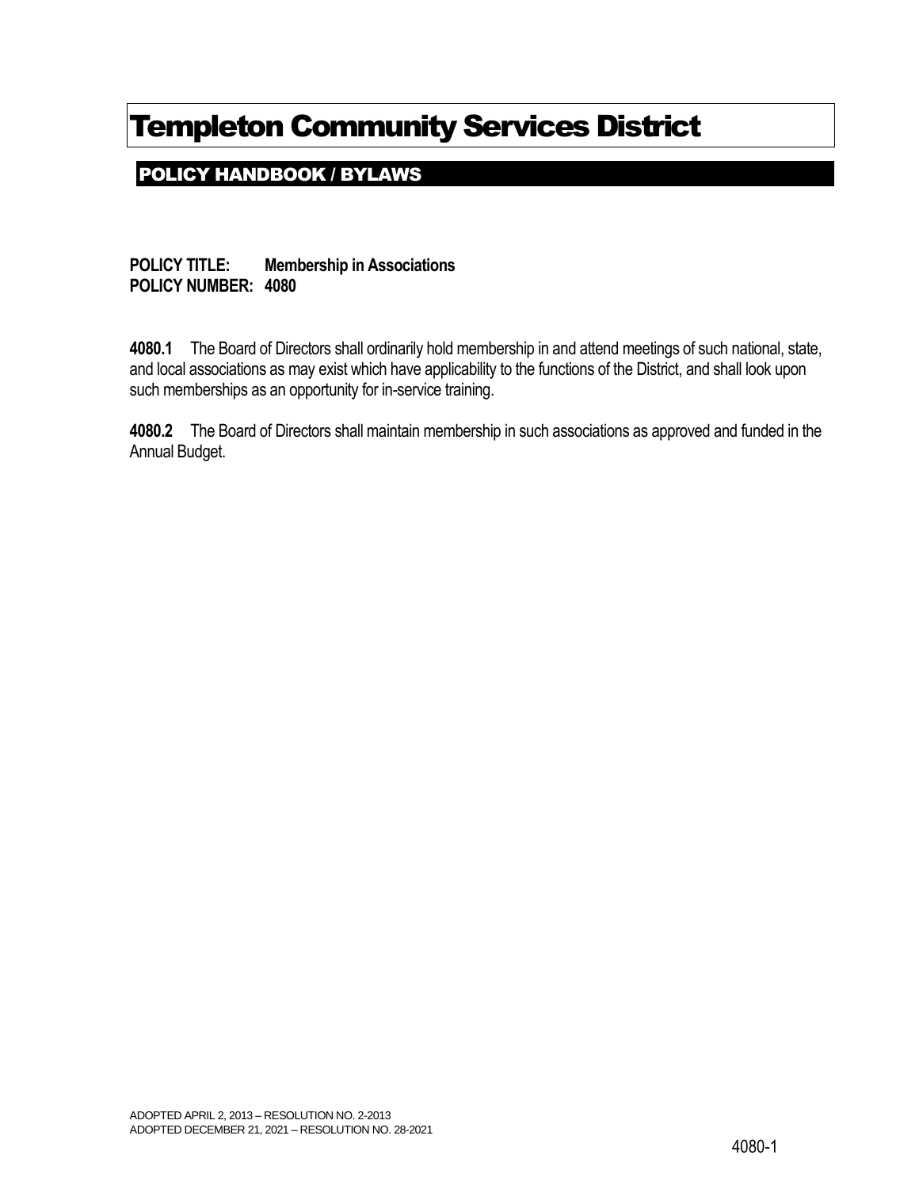# Templeton Community Services District

## POLICY HANDBOOK / BYLAWS

**POLICY TITLE: Membership in Associations**
**POLICY NUMBER: 4080**

**4080.1** The Board of Directors shall ordinarily hold membership in and attend meetings of such national, state, and local associations as may exist which have applicability to the functions of the District, and shall look upon such memberships as an opportunity for in-service training.

**4080.2** The Board of Directors shall maintain membership in such associations as approved and funded in the Annual Budget.

ADOPTED APRIL 2, 2013 – RESOLUTION NO. 2-2013
ADOPTED DECEMBER 21, 2021 – RESOLUTION NO. 28-2021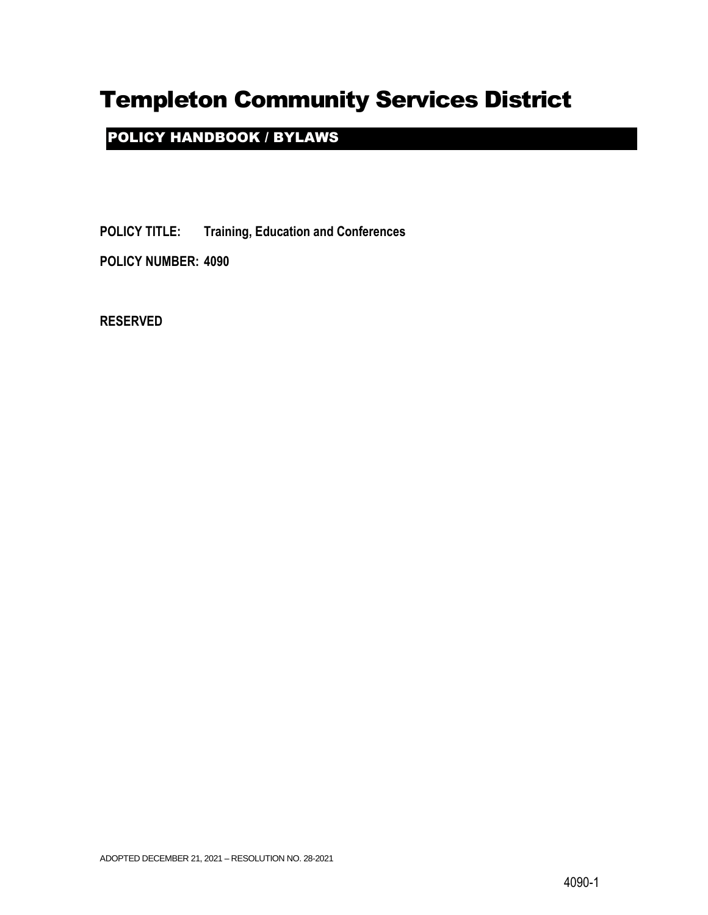# Templeton Community Services District

## POLICY HANDBOOK / BYLAWS

**POLICY TITLE: Training, Education and Conferences**

**POLICY NUMBER: 4090**

**RESERVED**

ADOPTED DECEMBER 21, 2021 – RESOLUTION NO. 28-2021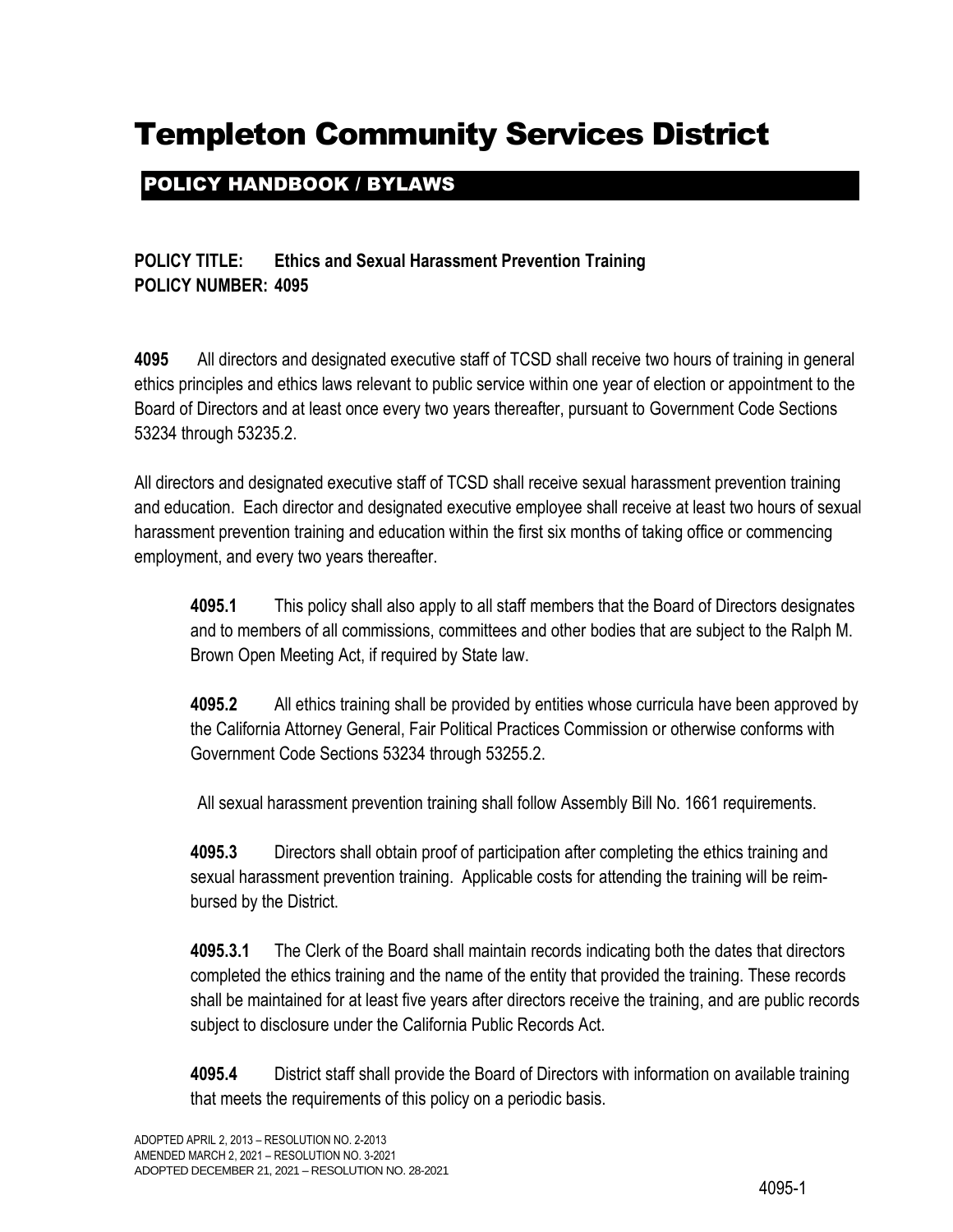# Templeton Community Services District

## POLICY HANDBOOK / BYLAWS

**POLICY TITLE: Ethics and Sexual Harassment Prevention Training**
**POLICY NUMBER: 4095**

**4095** All directors and designated executive staff of TCSD shall receive two hours of training in general ethics principles and ethics laws relevant to public service within one year of election or appointment to the Board of Directors and at least once every two years thereafter, pursuant to Government Code Sections 53234 through 53235.2.

All directors and designated executive staff of TCSD shall receive sexual harassment prevention training and education. Each director and designated executive employee shall receive at least two hours of sexual harassment prevention training and education within the first six months of taking office or commencing employment, and every two years thereafter.

**4095.1** This policy shall also apply to all staff members that the Board of Directors designates and to members of all commissions, committees and other bodies that are subject to the Ralph M. Brown Open Meeting Act, if required by State law.

**4095.2** All ethics training shall be provided by entities whose curricula have been approved by the California Attorney General, Fair Political Practices Commission or otherwise conforms with Government Code Sections 53234 through 53255.2.

All sexual harassment prevention training shall follow Assembly Bill No. 1661 requirements.

**4095.3** Directors shall obtain proof of participation after completing the ethics training and sexual harassment prevention training. Applicable costs for attending the training will be reimbursed by the District.

**4095.3.1** The Clerk of the Board shall maintain records indicating both the dates that directors completed the ethics training and the name of the entity that provided the training. These records shall be maintained for at least five years after directors receive the training, and are public records subject to disclosure under the California Public Records Act.

**4095.4** District staff shall provide the Board of Directors with information on available training that meets the requirements of this policy on a periodic basis.

ADOPTED APRIL 2, 2013 – RESOLUTION NO. 2-2013
AMENDED MARCH 2, 2021 – RESOLUTION NO. 3-2021
ADOPTED DECEMBER 21, 2021 – RESOLUTION NO. 28-2021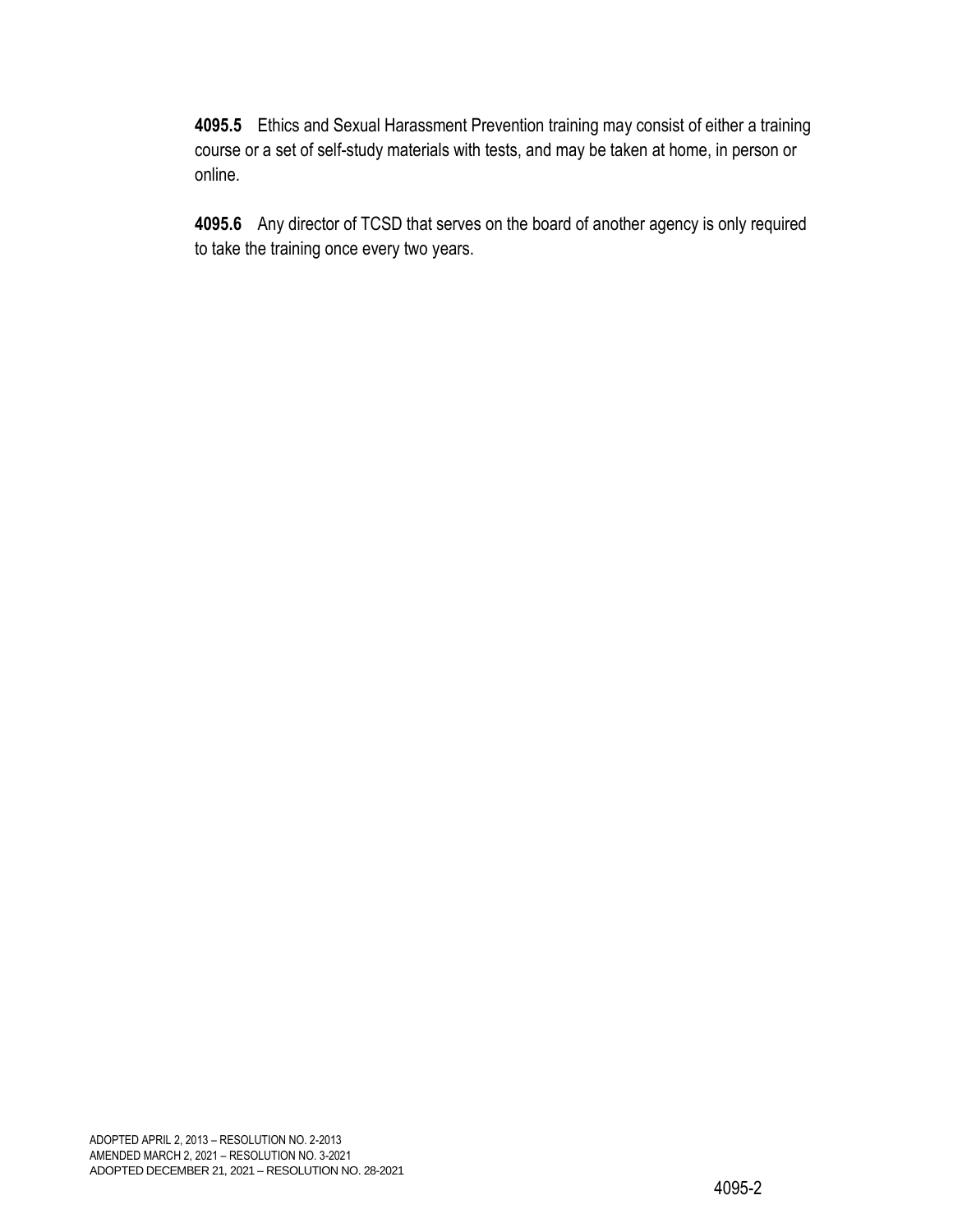**4095.5** Ethics and Sexual Harassment Prevention training may consist of either a training course or a set of self-study materials with tests, and may be taken at home, in person or online.

**4095.6** Any director of TCSD that serves on the board of another agency is only required to take the training once every two years.

ADOPTED APRIL 2, 2013 – RESOLUTION NO. 2-2013
AMENDED MARCH 2, 2021 – RESOLUTION NO. 3-2021
ADOPTED DECEMBER 21, 2021 – RESOLUTION NO. 28-2021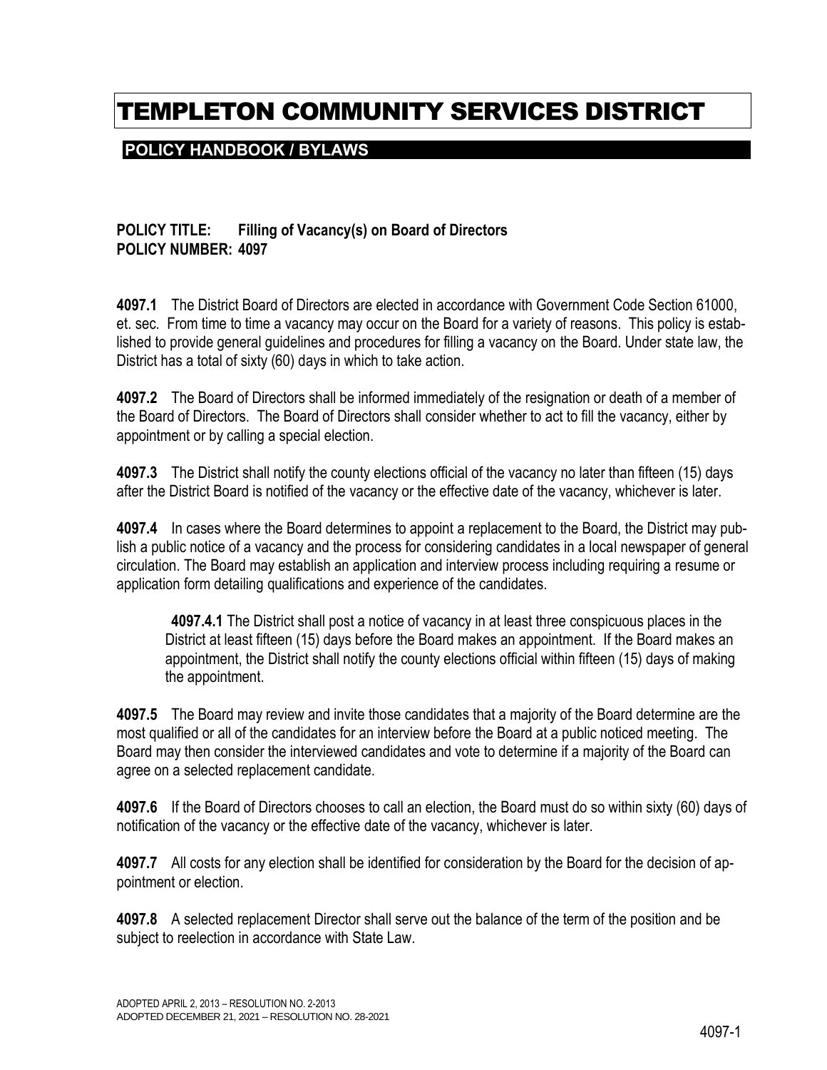# TEMPLETON COMMUNITY SERVICES DISTRICT

## POLICY HANDBOOK / BYLAWS

**POLICY TITLE: Filling of Vacancy(s) on Board of Directors**
**POLICY NUMBER: 4097**

**4097.1** The District Board of Directors are elected in accordance with Government Code Section 61000, et. sec. From time to time a vacancy may occur on the Board for a variety of reasons. This policy is established to provide general guidelines and procedures for filling a vacancy on the Board. Under state law, the District has a total of sixty (60) days in which to take action.

**4097.2** The Board of Directors shall be informed immediately of the resignation or death of a member of the Board of Directors. The Board of Directors shall consider whether to act to fill the vacancy, either by appointment or by calling a special election.

**4097.3** The District shall notify the county elections official of the vacancy no later than fifteen (15) days after the District Board is notified of the vacancy or the effective date of the vacancy, whichever is later.

**4097.4** In cases where the Board determines to appoint a replacement to the Board, the District may publish a public notice of a vacancy and the process for considering candidates in a local newspaper of general circulation. The Board may establish an application and interview process including requiring a resume or application form detailing qualifications and experience of the candidates.

> **4097.4.1** The District shall post a notice of vacancy in at least three conspicuous places in the District at least fifteen (15) days before the Board makes an appointment. If the Board makes an appointment, the District shall notify the county elections official within fifteen (15) days of making the appointment.

**4097.5** The Board may review and invite those candidates that a majority of the Board determine are the most qualified or all of the candidates for an interview before the Board at a public noticed meeting. The Board may then consider the interviewed candidates and vote to determine if a majority of the Board can agree on a selected replacement candidate.

**4097.6** If the Board of Directors chooses to call an election, the Board must do so within sixty (60) days of notification of the vacancy or the effective date of the vacancy, whichever is later.

**4097.7** All costs for any election shall be identified for consideration by the Board for the decision of appointment or election.

**4097.8** A selected replacement Director shall serve out the balance of the term of the position and be subject to reelection in accordance with State Law.

ADOPTED APRIL 2, 2013 – RESOLUTION NO. 2-2013
ADOPTED DECEMBER 21, 2021 – RESOLUTION NO. 28-2021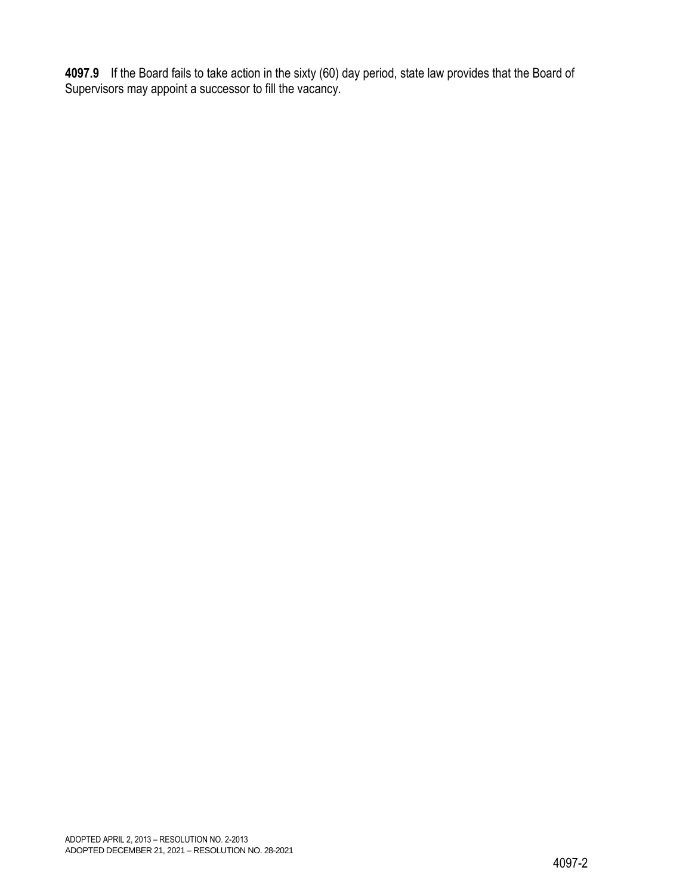**4097.9** If the Board fails to take action in the sixty (60) day period, state law provides that the Board of Supervisors may appoint a successor to fill the vacancy.

ADOPTED APRIL 2, 2013 – RESOLUTION NO. 2-2013
ADOPTED DECEMBER 21, 2021 – RESOLUTION NO. 28-2021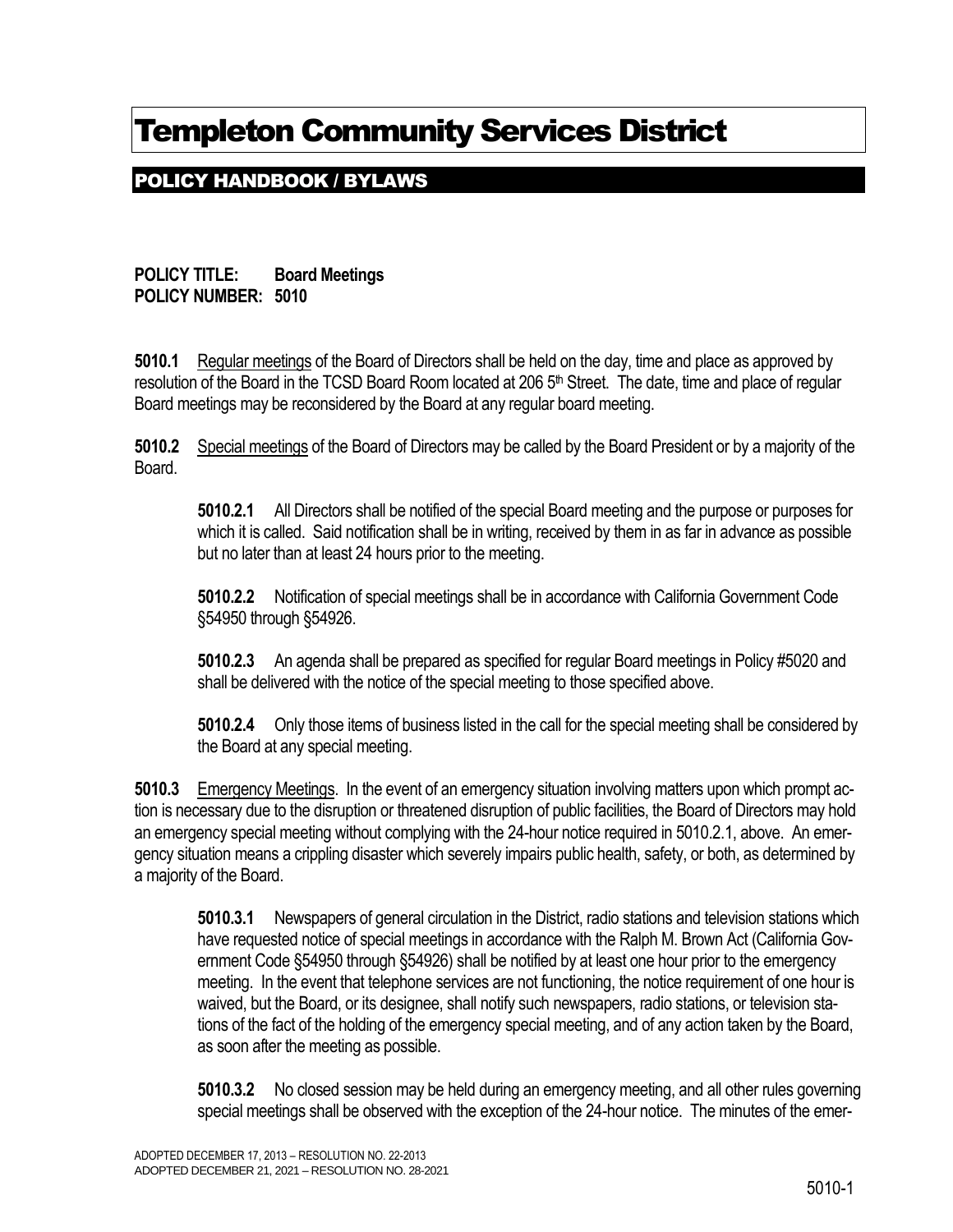# Templeton Community Services District

## POLICY HANDBOOK / BYLAWS

**POLICY TITLE: Board Meetings**
**POLICY NUMBER: 5010**

**5010.1** Regular meetings of the Board of Directors shall be held on the day, time and place as approved by resolution of the Board in the TCSD Board Room located at 206 5th Street. The date, time and place of regular Board meetings may be reconsidered by the Board at any regular board meeting.

**5010.2** Special meetings of the Board of Directors may be called by the Board President or by a majority of the Board.

> **5010.2.1** All Directors shall be notified of the special Board meeting and the purpose or purposes for which it is called. Said notification shall be in writing, received by them in as far in advance as possible but no later than at least 24 hours prior to the meeting.
>
> **5010.2.2** Notification of special meetings shall be in accordance with California Government Code §54950 through §54926.
>
> **5010.2.3** An agenda shall be prepared as specified for regular Board meetings in Policy #5020 and shall be delivered with the notice of the special meeting to those specified above.
>
> **5010.2.4** Only those items of business listed in the call for the special meeting shall be considered by the Board at any special meeting.

**5010.3** Emergency Meetings. In the event of an emergency situation involving matters upon which prompt action is necessary due to the disruption or threatened disruption of public facilities, the Board of Directors may hold an emergency special meeting without complying with the 24-hour notice required in 5010.2.1, above. An emergency situation means a crippling disaster which severely impairs public health, safety, or both, as determined by a majority of the Board.

> **5010.3.1** Newspapers of general circulation in the District, radio stations and television stations which have requested notice of special meetings in accordance with the Ralph M. Brown Act (California Government Code §54950 through §54926) shall be notified by at least one hour prior to the emergency meeting. In the event that telephone services are not functioning, the notice requirement of one hour is waived, but the Board, or its designee, shall notify such newspapers, radio stations, or television stations of the fact of the holding of the emergency special meeting, and of any action taken by the Board, as soon after the meeting as possible.
>
> **5010.3.2** No closed session may be held during an emergency meeting, and all other rules governing special meetings shall be observed with the exception of the 24-hour notice. The minutes of the emer-

ADOPTED DECEMBER 17, 2013 – RESOLUTION NO. 22-2013
ADOPTED DECEMBER 21, 2021 – RESOLUTION NO. 28-2021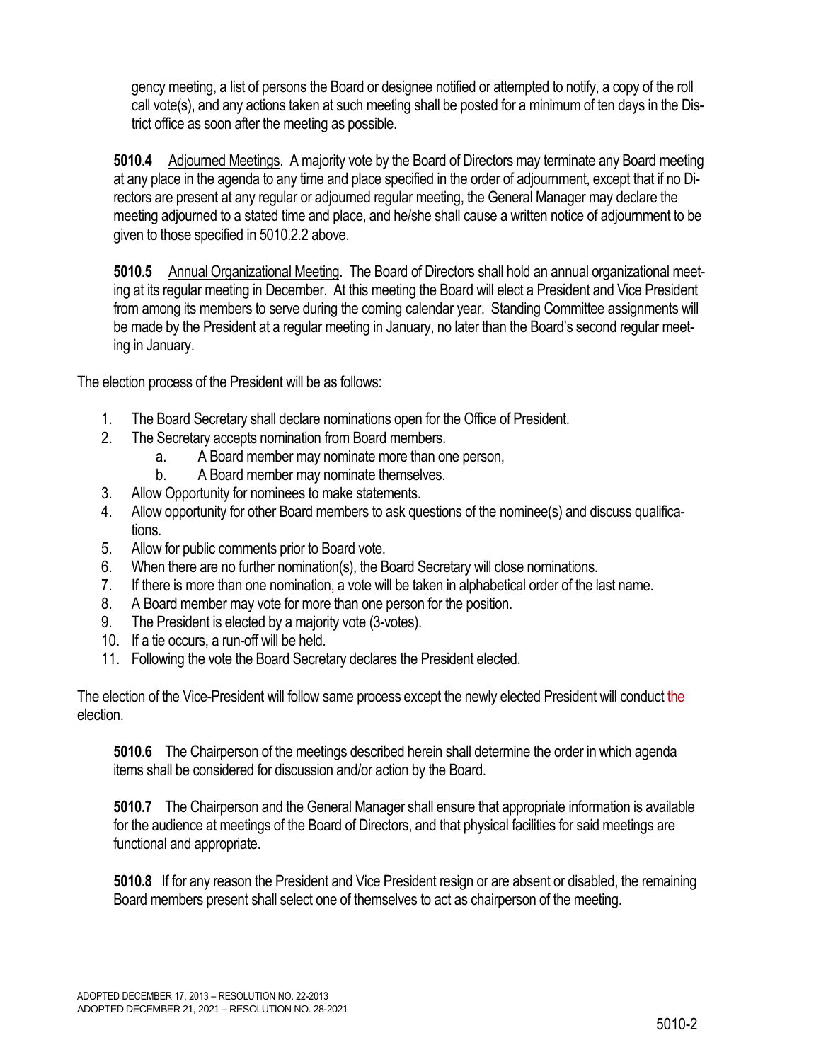gency meeting, a list of persons the Board or designee notified or attempted to notify, a copy of the roll call vote(s), and any actions taken at such meeting shall be posted for a minimum of ten days in the District office as soon after the meeting as possible.

**5010.4** Adjourned Meetings. A majority vote by the Board of Directors may terminate any Board meeting at any place in the agenda to any time and place specified in the order of adjournment, except that if no Directors are present at any regular or adjourned regular meeting, the General Manager may declare the meeting adjourned to a stated time and place, and he/she shall cause a written notice of adjournment to be given to those specified in 5010.2.2 above.

**5010.5** Annual Organizational Meeting. The Board of Directors shall hold an annual organizational meeting at its regular meeting in December. At this meeting the Board will elect a President and Vice President from among its members to serve during the coming calendar year. Standing Committee assignments will be made by the President at a regular meeting in January, no later than the Board's second regular meeting in January.

The election process of the President will be as follows:

1. The Board Secretary shall declare nominations open for the Office of President.
2. The Secretary accepts nomination from Board members.
   a. A Board member may nominate more than one person,
   b. A Board member may nominate themselves.
3. Allow Opportunity for nominees to make statements.
4. Allow opportunity for other Board members to ask questions of the nominee(s) and discuss qualifications.
5. Allow for public comments prior to Board vote.
6. When there are no further nomination(s), the Board Secretary will close nominations.
7. If there is more than one nomination, a vote will be taken in alphabetical order of the last name.
8. A Board member may vote for more than one person for the position.
9. The President is elected by a majority vote (3-votes).
10. If a tie occurs, a run-off will be held.
11. Following the vote the Board Secretary declares the President elected.

The election of the Vice-President will follow same process except the newly elected President will conduct the election.

**5010.6** The Chairperson of the meetings described herein shall determine the order in which agenda items shall be considered for discussion and/or action by the Board.

**5010.7** The Chairperson and the General Manager shall ensure that appropriate information is available for the audience at meetings of the Board of Directors, and that physical facilities for said meetings are functional and appropriate.

**5010.8** If for any reason the President and Vice President resign or are absent or disabled, the remaining Board members present shall select one of themselves to act as chairperson of the meeting.

ADOPTED DECEMBER 17, 2013 – RESOLUTION NO. 22-2013
ADOPTED DECEMBER 21, 2021 – RESOLUTION NO. 28-2021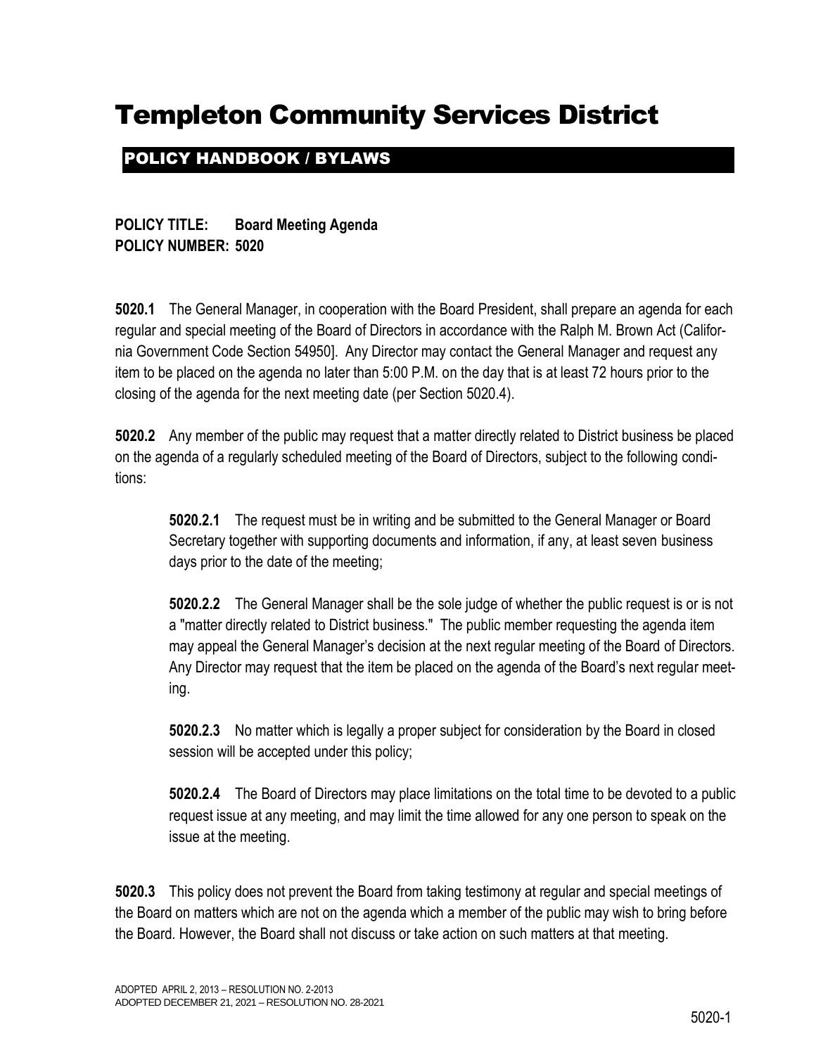# Templeton Community Services District

## POLICY HANDBOOK / BYLAWS

**POLICY TITLE: Board Meeting Agenda**
**POLICY NUMBER: 5020**

**5020.1** The General Manager, in cooperation with the Board President, shall prepare an agenda for each regular and special meeting of the Board of Directors in accordance with the Ralph M. Brown Act (California Government Code Section 54950]. Any Director may contact the General Manager and request any item to be placed on the agenda no later than 5:00 P.M. on the day that is at least 72 hours prior to the closing of the agenda for the next meeting date (per Section 5020.4).

**5020.2** Any member of the public may request that a matter directly related to District business be placed on the agenda of a regularly scheduled meeting of the Board of Directors, subject to the following conditions:

> **5020.2.1** The request must be in writing and be submitted to the General Manager or Board Secretary together with supporting documents and information, if any, at least seven business days prior to the date of the meeting;
>
> **5020.2.2** The General Manager shall be the sole judge of whether the public request is or is not a "matter directly related to District business." The public member requesting the agenda item may appeal the General Manager's decision at the next regular meeting of the Board of Directors. Any Director may request that the item be placed on the agenda of the Board's next regular meeting.
>
> **5020.2.3** No matter which is legally a proper subject for consideration by the Board in closed session will be accepted under this policy;
>
> **5020.2.4** The Board of Directors may place limitations on the total time to be devoted to a public request issue at any meeting, and may limit the time allowed for any one person to speak on the issue at the meeting.

**5020.3** This policy does not prevent the Board from taking testimony at regular and special meetings of the Board on matters which are not on the agenda which a member of the public may wish to bring before the Board. However, the Board shall not discuss or take action on such matters at that meeting.

ADOPTED APRIL 2, 2013 – RESOLUTION NO. 2-2013
ADOPTED DECEMBER 21, 2021 – RESOLUTION NO. 28-2021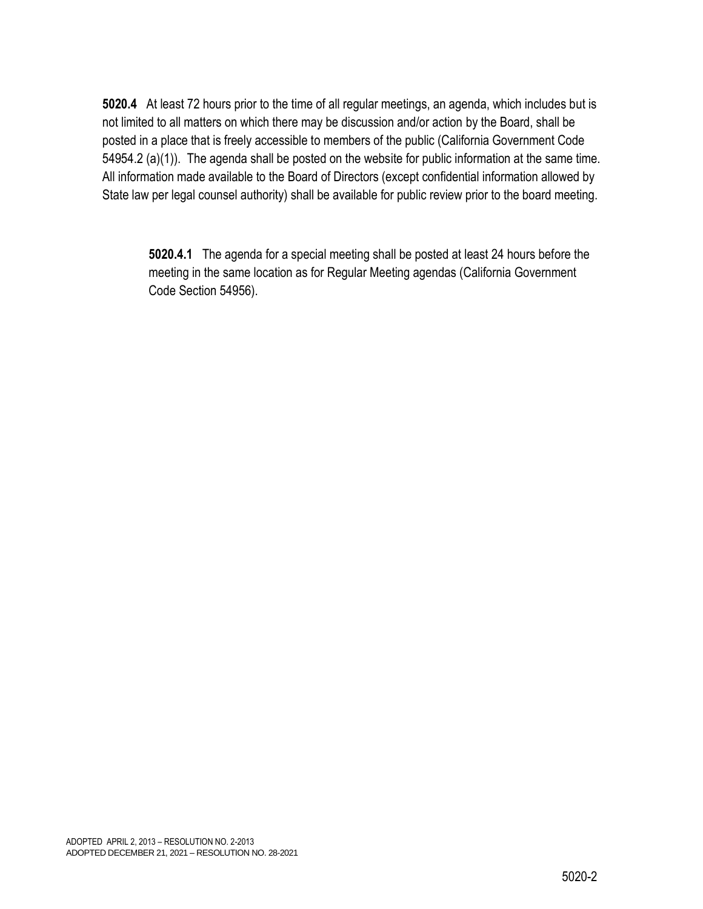**5020.4** At least 72 hours prior to the time of all regular meetings, an agenda, which includes but is not limited to all matters on which there may be discussion and/or action by the Board, shall be posted in a place that is freely accessible to members of the public (California Government Code 54954.2 (a)(1)). The agenda shall be posted on the website for public information at the same time. All information made available to the Board of Directors (except confidential information allowed by State law per legal counsel authority) shall be available for public review prior to the board meeting.

> **5020.4.1** The agenda for a special meeting shall be posted at least 24 hours before the meeting in the same location as for Regular Meeting agendas (California Government Code Section 54956).

ADOPTED APRIL 2, 2013 – RESOLUTION NO. 2-2013
ADOPTED DECEMBER 21, 2021 – RESOLUTION NO. 28-2021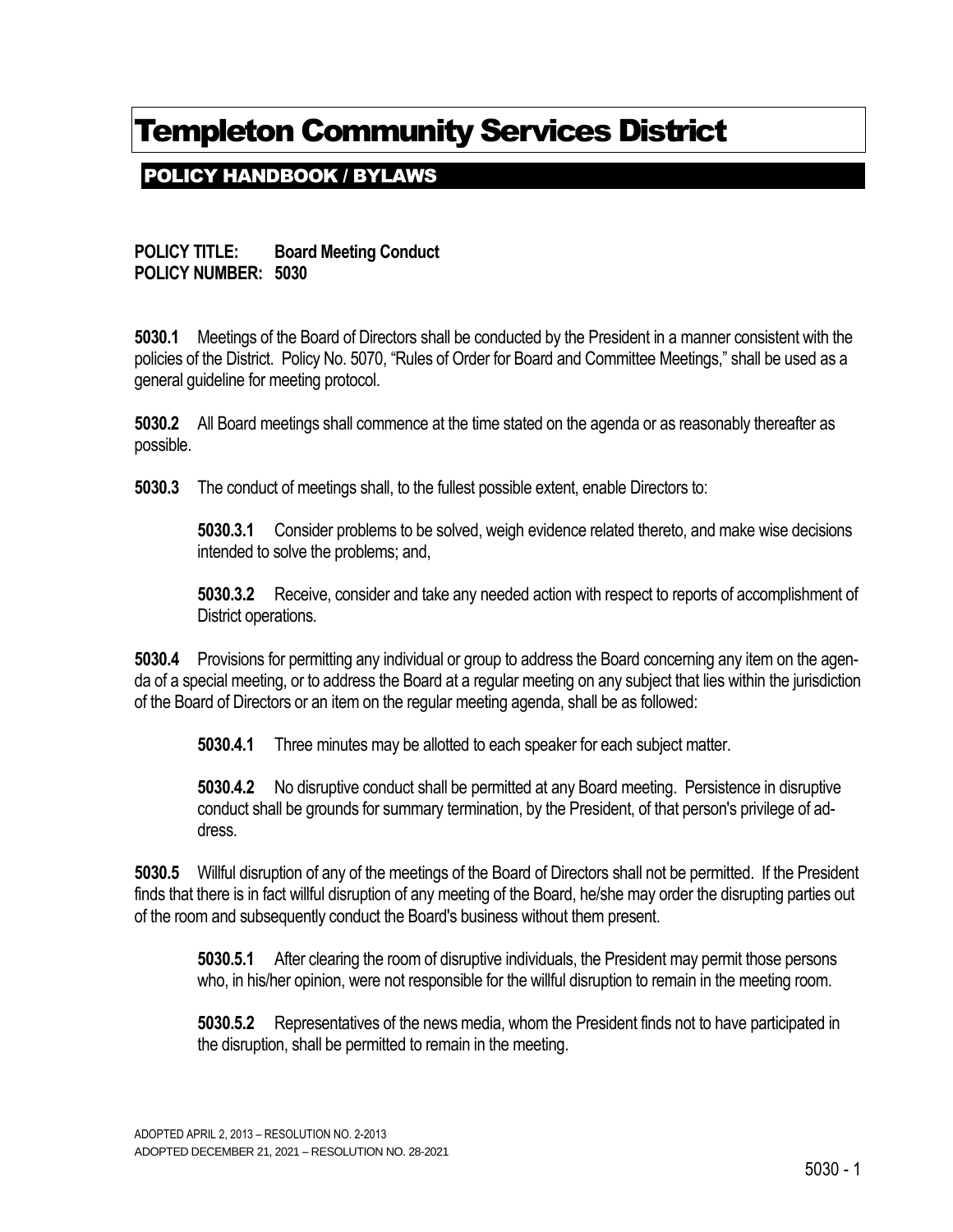# Templeton Community Services District

## POLICY HANDBOOK / BYLAWS

**POLICY TITLE: Board Meeting Conduct**
**POLICY NUMBER: 5030**

**5030.1** Meetings of the Board of Directors shall be conducted by the President in a manner consistent with the policies of the District. Policy No. 5070, "Rules of Order for Board and Committee Meetings," shall be used as a general guideline for meeting protocol.

**5030.2** All Board meetings shall commence at the time stated on the agenda or as reasonably thereafter as possible.

**5030.3** The conduct of meetings shall, to the fullest possible extent, enable Directors to:

> **5030.3.1** Consider problems to be solved, weigh evidence related thereto, and make wise decisions intended to solve the problems; and,
>
> **5030.3.2** Receive, consider and take any needed action with respect to reports of accomplishment of District operations.

**5030.4** Provisions for permitting any individual or group to address the Board concerning any item on the agenda of a special meeting, or to address the Board at a regular meeting on any subject that lies within the jurisdiction of the Board of Directors or an item on the regular meeting agenda, shall be as followed:

> **5030.4.1** Three minutes may be allotted to each speaker for each subject matter.
>
> **5030.4.2** No disruptive conduct shall be permitted at any Board meeting. Persistence in disruptive conduct shall be grounds for summary termination, by the President, of that person's privilege of address.

**5030.5** Willful disruption of any of the meetings of the Board of Directors shall not be permitted. If the President finds that there is in fact willful disruption of any meeting of the Board, he/she may order the disrupting parties out of the room and subsequently conduct the Board's business without them present.

> **5030.5.1** After clearing the room of disruptive individuals, the President may permit those persons who, in his/her opinion, were not responsible for the willful disruption to remain in the meeting room.
>
> **5030.5.2** Representatives of the news media, whom the President finds not to have participated in the disruption, shall be permitted to remain in the meeting.

ADOPTED APRIL 2, 2013 – RESOLUTION NO. 2-2013
ADOPTED DECEMBER 21, 2021 – RESOLUTION NO. 28-2021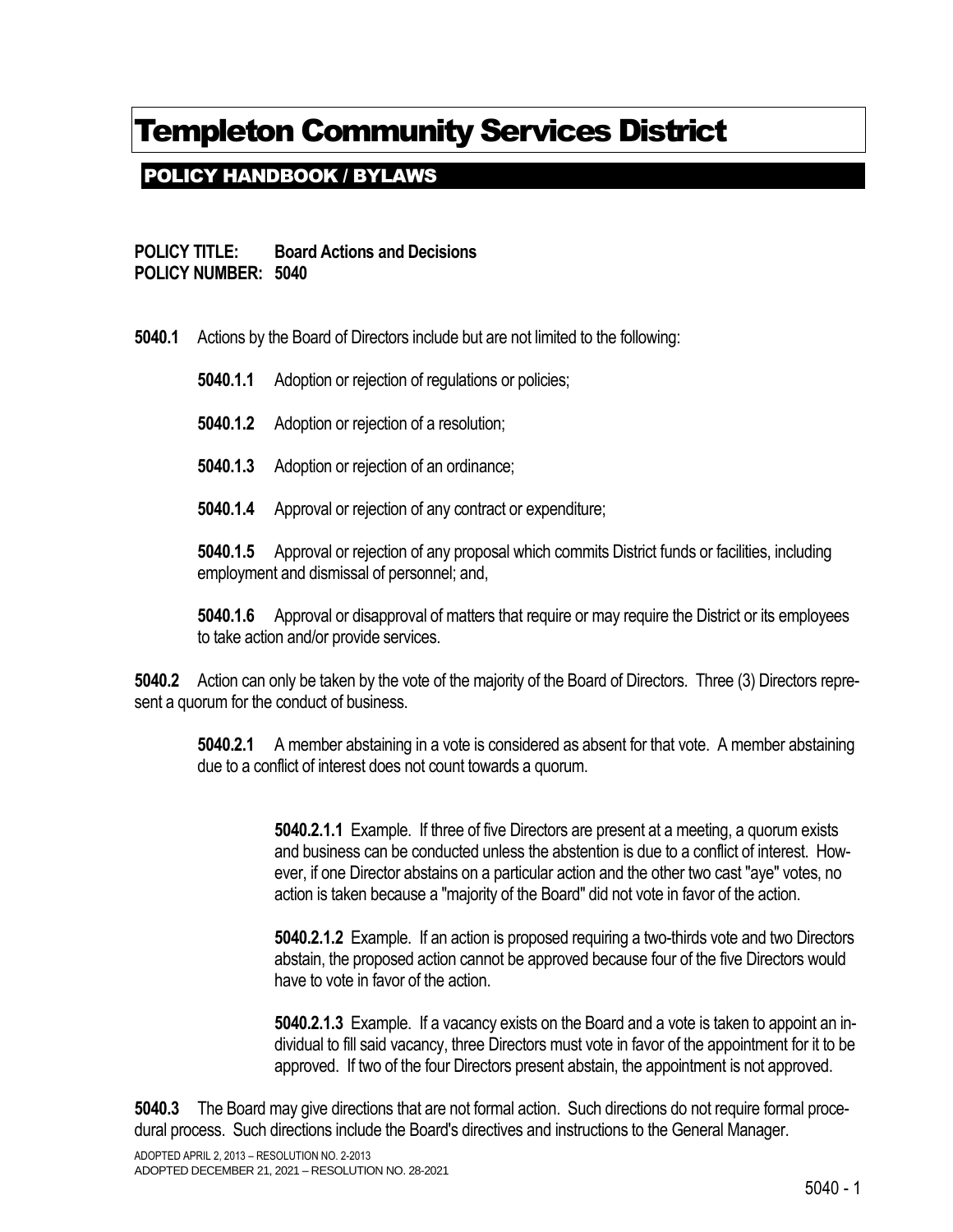# Templeton Community Services District

## POLICY HANDBOOK / BYLAWS

**POLICY TITLE: Board Actions and Decisions**
**POLICY NUMBER: 5040**

**5040.1** Actions by the Board of Directors include but are not limited to the following:

**5040.1.1** Adoption or rejection of regulations or policies;

**5040.1.2** Adoption or rejection of a resolution;

**5040.1.3** Adoption or rejection of an ordinance;

**5040.1.4** Approval or rejection of any contract or expenditure;

**5040.1.5** Approval or rejection of any proposal which commits District funds or facilities, including employment and dismissal of personnel; and,

**5040.1.6** Approval or disapproval of matters that require or may require the District or its employees to take action and/or provide services.

**5040.2** Action can only be taken by the vote of the majority of the Board of Directors. Three (3) Directors represent a quorum for the conduct of business.

**5040.2.1** A member abstaining in a vote is considered as absent for that vote. A member abstaining due to a conflict of interest does not count towards a quorum.

**5040.2.1.1** Example. If three of five Directors are present at a meeting, a quorum exists and business can be conducted unless the abstention is due to a conflict of interest. However, if one Director abstains on a particular action and the other two cast "aye" votes, no action is taken because a "majority of the Board" did not vote in favor of the action.

**5040.2.1.2** Example. If an action is proposed requiring a two-thirds vote and two Directors abstain, the proposed action cannot be approved because four of the five Directors would have to vote in favor of the action.

**5040.2.1.3** Example. If a vacancy exists on the Board and a vote is taken to appoint an individual to fill said vacancy, three Directors must vote in favor of the appointment for it to be approved. If two of the four Directors present abstain, the appointment is not approved.

**5040.3** The Board may give directions that are not formal action. Such directions do not require formal procedural process. Such directions include the Board's directives and instructions to the General Manager.

ADOPTED APRIL 2, 2013 – RESOLUTION NO. 2-2013
ADOPTED DECEMBER 21, 2021 – RESOLUTION NO. 28-2021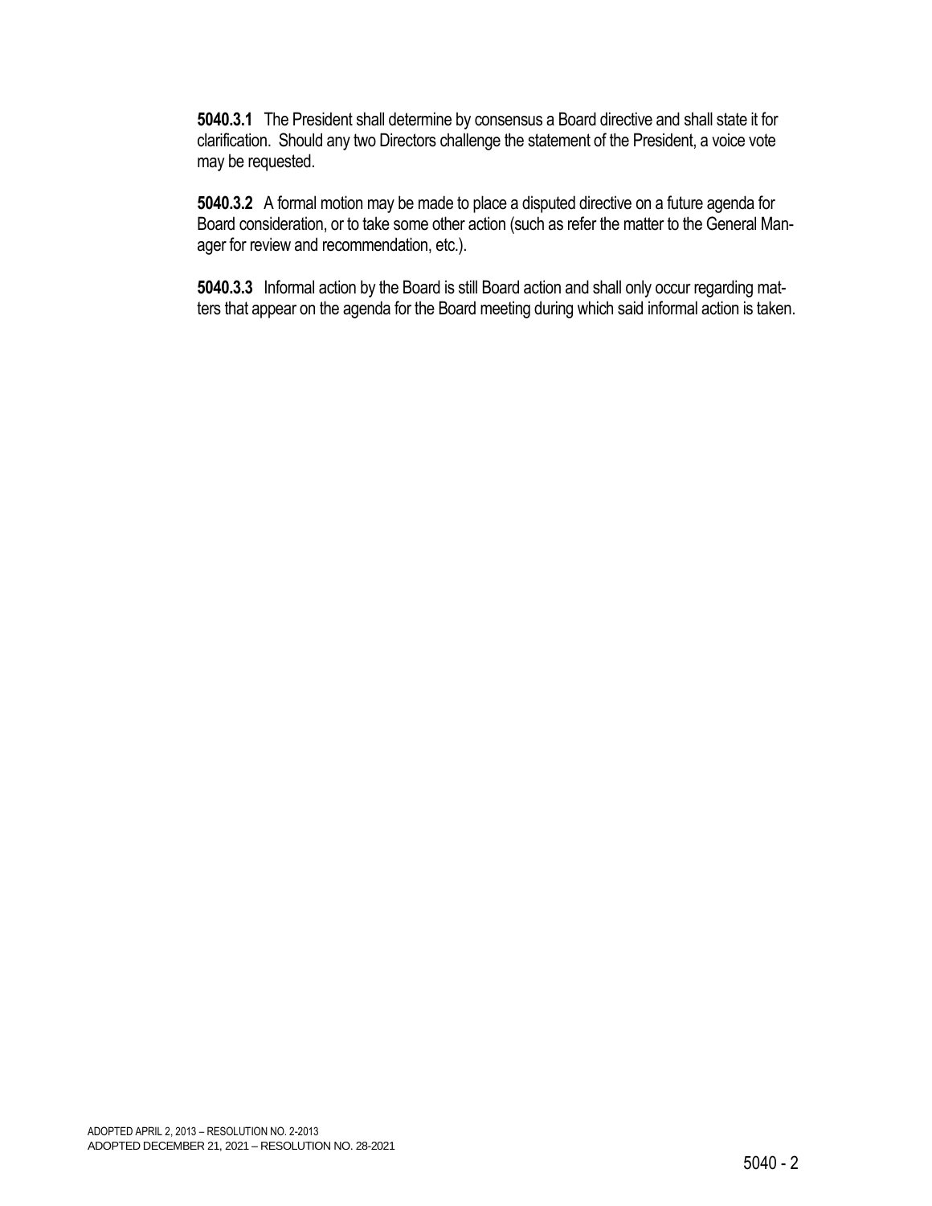**5040.3.1** The President shall determine by consensus a Board directive and shall state it for clarification. Should any two Directors challenge the statement of the President, a voice vote may be requested.

**5040.3.2** A formal motion may be made to place a disputed directive on a future agenda for Board consideration, or to take some other action (such as refer the matter to the General Manager for review and recommendation, etc.).

**5040.3.3** Informal action by the Board is still Board action and shall only occur regarding matters that appear on the agenda for the Board meeting during which said informal action is taken.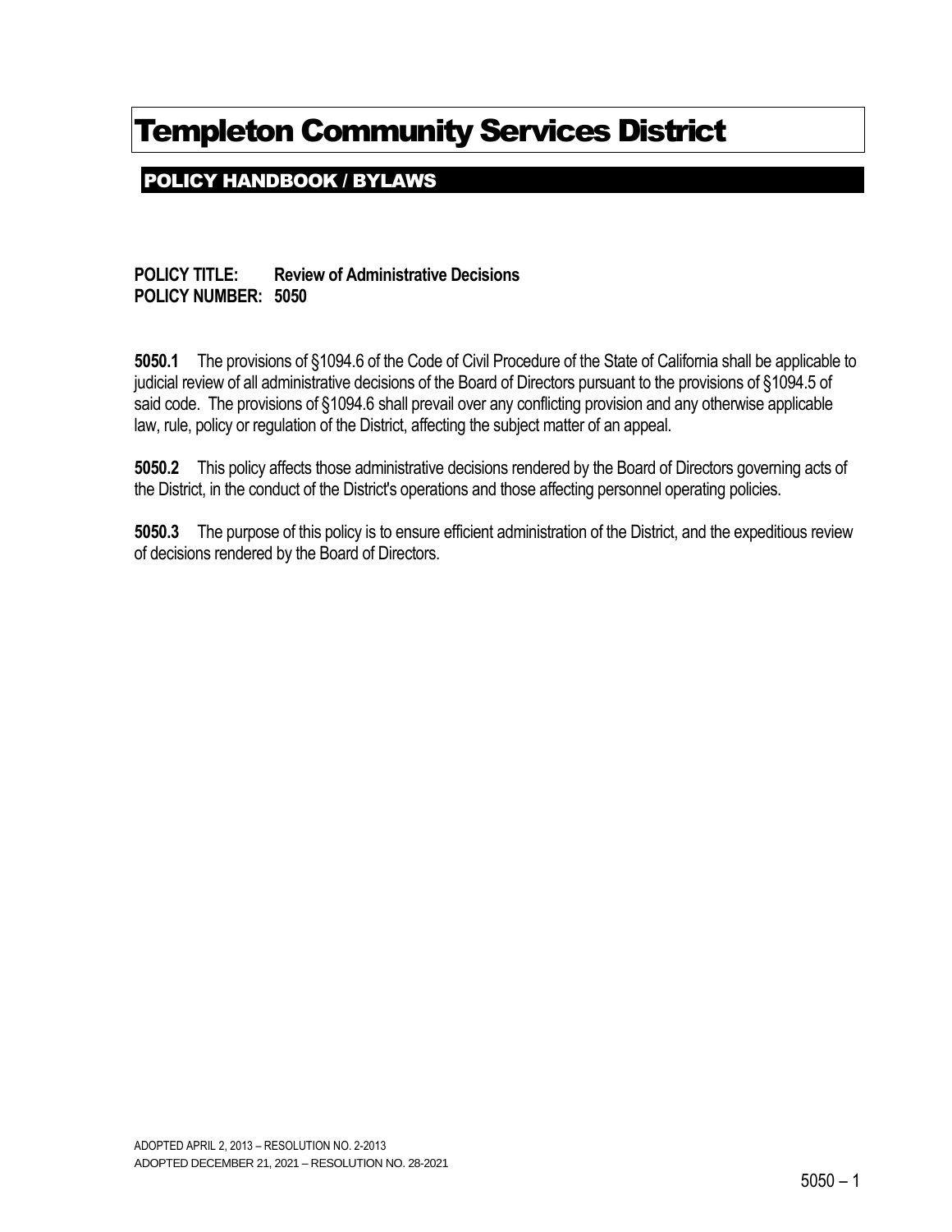# Templeton Community Services District

## POLICY HANDBOOK / BYLAWS

**POLICY TITLE: Review of Administrative Decisions**
**POLICY NUMBER: 5050**

**5050.1** The provisions of §1094.6 of the Code of Civil Procedure of the State of California shall be applicable to judicial review of all administrative decisions of the Board of Directors pursuant to the provisions of §1094.5 of said code. The provisions of §1094.6 shall prevail over any conflicting provision and any otherwise applicable law, rule, policy or regulation of the District, affecting the subject matter of an appeal.

**5050.2** This policy affects those administrative decisions rendered by the Board of Directors governing acts of the District, in the conduct of the District's operations and those affecting personnel operating policies.

**5050.3** The purpose of this policy is to ensure efficient administration of the District, and the expeditious review of decisions rendered by the Board of Directors.

ADOPTED APRIL 2, 2013 – RESOLUTION NO. 2-2013
ADOPTED DECEMBER 21, 2021 – RESOLUTION NO. 28-2021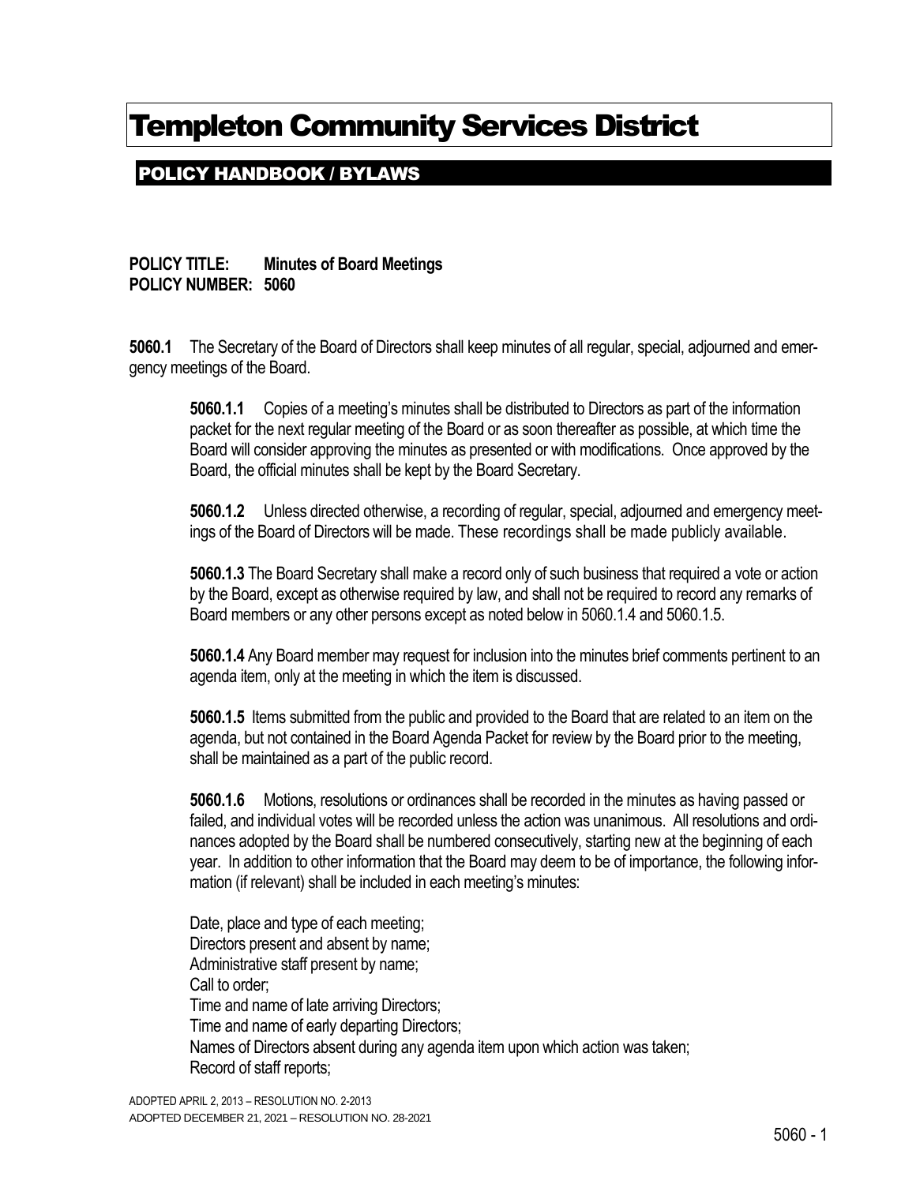# Templeton Community Services District

## POLICY HANDBOOK / BYLAWS

**POLICY TITLE: Minutes of Board Meetings**
**POLICY NUMBER: 5060**

**5060.1** The Secretary of the Board of Directors shall keep minutes of all regular, special, adjourned and emergency meetings of the Board.

**5060.1.1** Copies of a meeting's minutes shall be distributed to Directors as part of the information packet for the next regular meeting of the Board or as soon thereafter as possible, at which time the Board will consider approving the minutes as presented or with modifications. Once approved by the Board, the official minutes shall be kept by the Board Secretary.

**5060.1.2** Unless directed otherwise, a recording of regular, special, adjourned and emergency meetings of the Board of Directors will be made. These recordings shall be made publicly available.

**5060.1.3** The Board Secretary shall make a record only of such business that required a vote or action by the Board, except as otherwise required by law, and shall not be required to record any remarks of Board members or any other persons except as noted below in 5060.1.4 and 5060.1.5.

**5060.1.4** Any Board member may request for inclusion into the minutes brief comments pertinent to an agenda item, only at the meeting in which the item is discussed.

**5060.1.5** Items submitted from the public and provided to the Board that are related to an item on the agenda, but not contained in the Board Agenda Packet for review by the Board prior to the meeting, shall be maintained as a part of the public record.

**5060.1.6** Motions, resolutions or ordinances shall be recorded in the minutes as having passed or failed, and individual votes will be recorded unless the action was unanimous. All resolutions and ordinances adopted by the Board shall be numbered consecutively, starting new at the beginning of each year. In addition to other information that the Board may deem to be of importance, the following information (if relevant) shall be included in each meeting's minutes:

Date, place and type of each meeting;
Directors present and absent by name;
Administrative staff present by name;
Call to order;
Time and name of late arriving Directors;
Time and name of early departing Directors;
Names of Directors absent during any agenda item upon which action was taken;
Record of staff reports;

ADOPTED APRIL 2, 2013 – RESOLUTION NO. 2-2013
ADOPTED DECEMBER 21, 2021 – RESOLUTION NO. 28-2021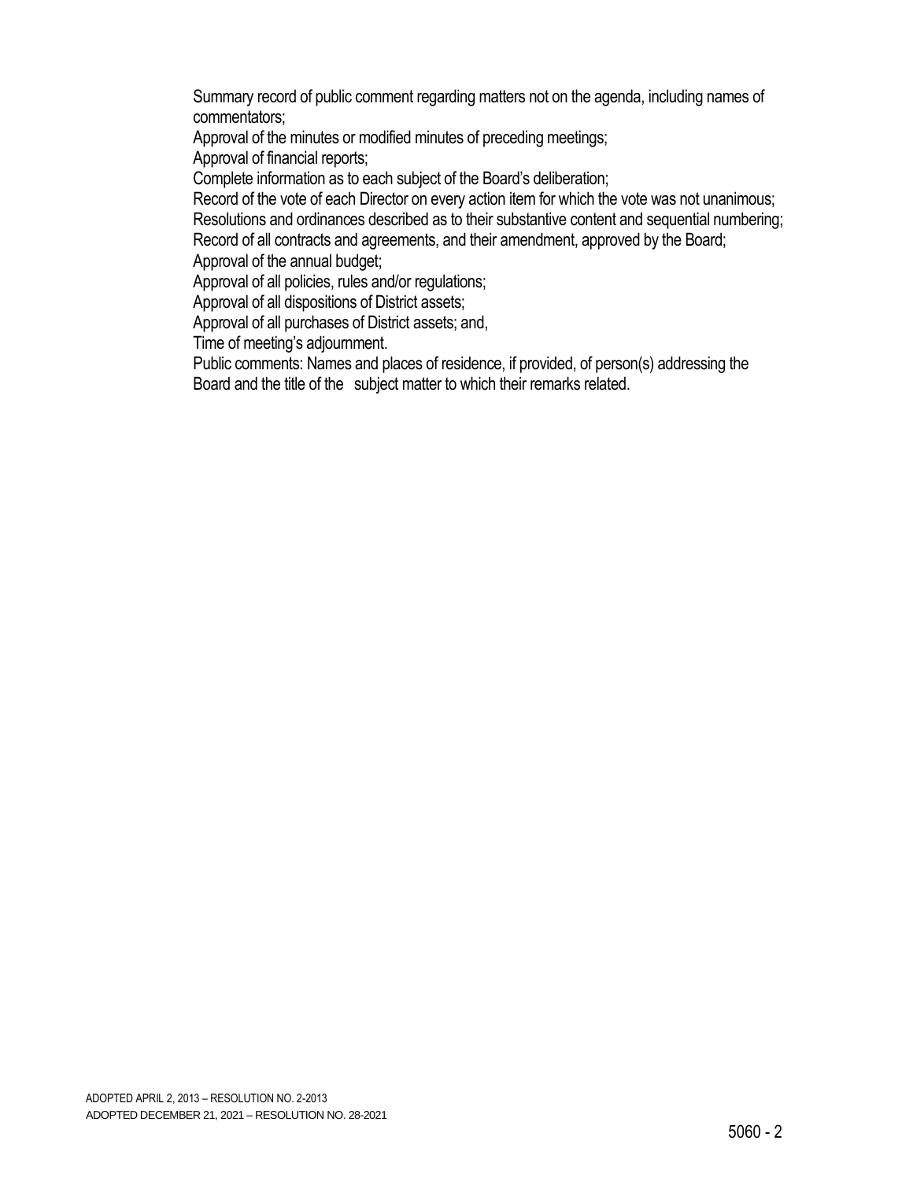Summary record of public comment regarding matters not on the agenda, including names of commentators;

Approval of the minutes or modified minutes of preceding meetings;

Approval of financial reports;

Complete information as to each subject of the Board's deliberation;

Record of the vote of each Director on every action item for which the vote was not unanimous;

Resolutions and ordinances described as to their substantive content and sequential numbering;

Record of all contracts and agreements, and their amendment, approved by the Board;

Approval of the annual budget;

Approval of all policies, rules and/or regulations;

Approval of all dispositions of District assets;

Approval of all purchases of District assets; and,

Time of meeting's adjournment.

Public comments: Names and places of residence, if provided, of person(s) addressing the Board and the title of the subject matter to which their remarks related.

ADOPTED APRIL 2, 2013 – RESOLUTION NO. 2-2013
ADOPTED DECEMBER 21, 2021 – RESOLUTION NO. 28-2021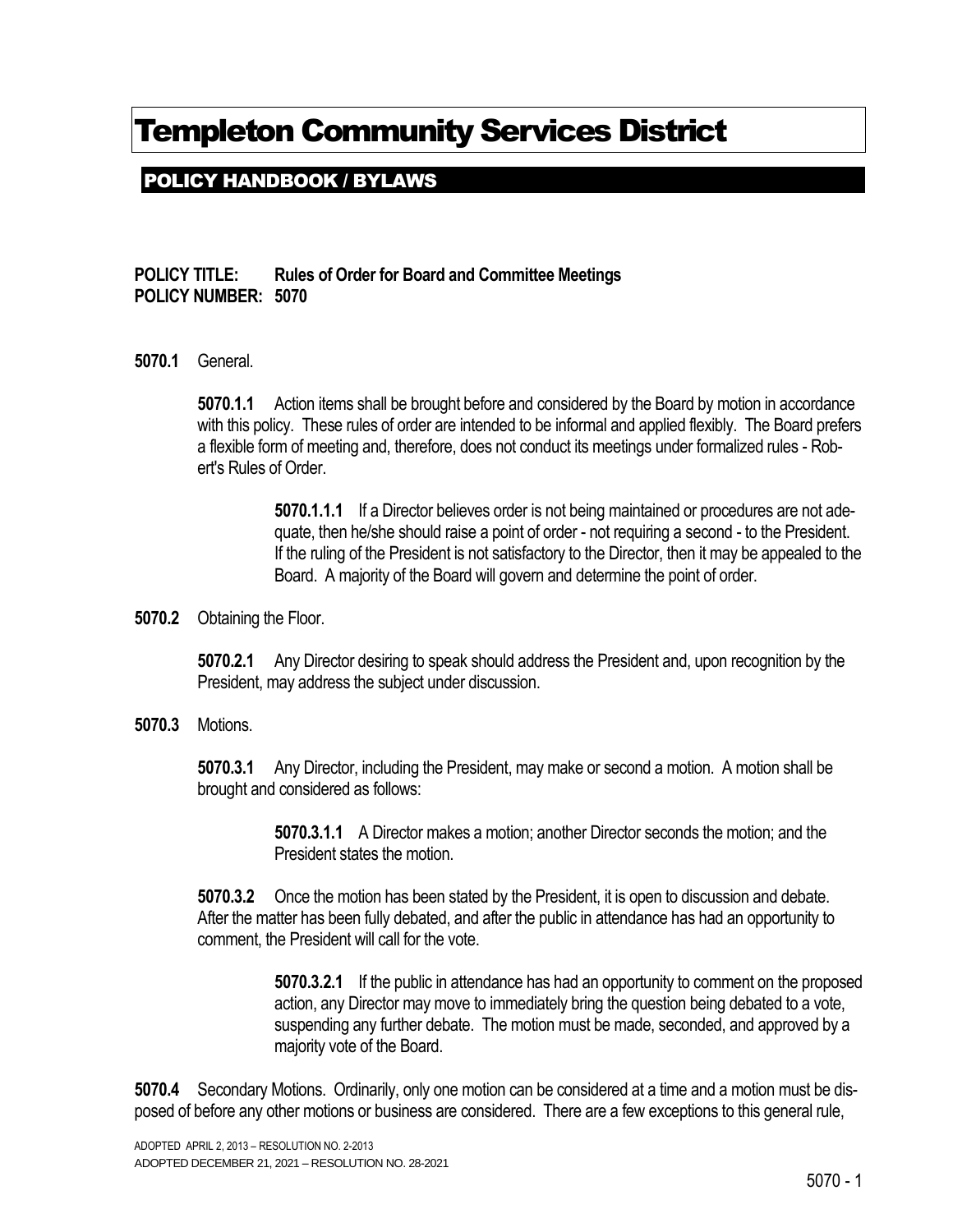# Templeton Community Services District

## POLICY HANDBOOK / BYLAWS

**POLICY TITLE: Rules of Order for Board and Committee Meetings**
**POLICY NUMBER: 5070**

**5070.1** General.

**5070.1.1** Action items shall be brought before and considered by the Board by motion in accordance with this policy. These rules of order are intended to be informal and applied flexibly. The Board prefers a flexible form of meeting and, therefore, does not conduct its meetings under formalized rules - Robert's Rules of Order.

**5070.1.1.1** If a Director believes order is not being maintained or procedures are not adequate, then he/she should raise a point of order - not requiring a second - to the President. If the ruling of the President is not satisfactory to the Director, then it may be appealed to the Board. A majority of the Board will govern and determine the point of order.

**5070.2** Obtaining the Floor.

**5070.2.1** Any Director desiring to speak should address the President and, upon recognition by the President, may address the subject under discussion.

**5070.3** Motions.

**5070.3.1** Any Director, including the President, may make or second a motion. A motion shall be brought and considered as follows:

**5070.3.1.1** A Director makes a motion; another Director seconds the motion; and the President states the motion.

**5070.3.2** Once the motion has been stated by the President, it is open to discussion and debate. After the matter has been fully debated, and after the public in attendance has had an opportunity to comment, the President will call for the vote.

**5070.3.2.1** If the public in attendance has had an opportunity to comment on the proposed action, any Director may move to immediately bring the question being debated to a vote, suspending any further debate. The motion must be made, seconded, and approved by a majority vote of the Board.

**5070.4** Secondary Motions. Ordinarily, only one motion can be considered at a time and a motion must be disposed of before any other motions or business are considered. There are a few exceptions to this general rule,

ADOPTED APRIL 2, 2013 – RESOLUTION NO. 2-2013
ADOPTED DECEMBER 21, 2021 – RESOLUTION NO. 28-2021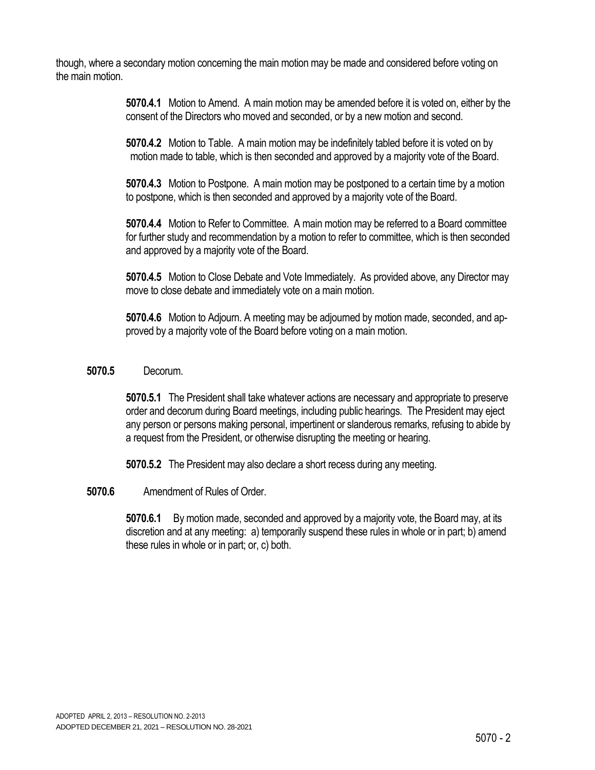though, where a secondary motion concerning the main motion may be made and considered before voting on the main motion.

**5070.4.1** Motion to Amend. A main motion may be amended before it is voted on, either by the consent of the Directors who moved and seconded, or by a new motion and second.

**5070.4.2** Motion to Table. A main motion may be indefinitely tabled before it is voted on by motion made to table, which is then seconded and approved by a majority vote of the Board.

**5070.4.3** Motion to Postpone. A main motion may be postponed to a certain time by a motion to postpone, which is then seconded and approved by a majority vote of the Board.

**5070.4.4** Motion to Refer to Committee. A main motion may be referred to a Board committee for further study and recommendation by a motion to refer to committee, which is then seconded and approved by a majority vote of the Board.

**5070.4.5** Motion to Close Debate and Vote Immediately. As provided above, any Director may move to close debate and immediately vote on a main motion.

**5070.4.6** Motion to Adjourn. A meeting may be adjourned by motion made, seconded, and approved by a majority vote of the Board before voting on a main motion.

**5070.5** Decorum.

**5070.5.1** The President shall take whatever actions are necessary and appropriate to preserve order and decorum during Board meetings, including public hearings. The President may eject any person or persons making personal, impertinent or slanderous remarks, refusing to abide by a request from the President, or otherwise disrupting the meeting or hearing.

**5070.5.2** The President may also declare a short recess during any meeting.

**5070.6** Amendment of Rules of Order.

**5070.6.1** By motion made, seconded and approved by a majority vote, the Board may, at its discretion and at any meeting: a) temporarily suspend these rules in whole or in part; b) amend these rules in whole or in part; or, c) both.

ADOPTED APRIL 2, 2013 – RESOLUTION NO. 2-2013
ADOPTED DECEMBER 21, 2021 – RESOLUTION NO. 28-2021